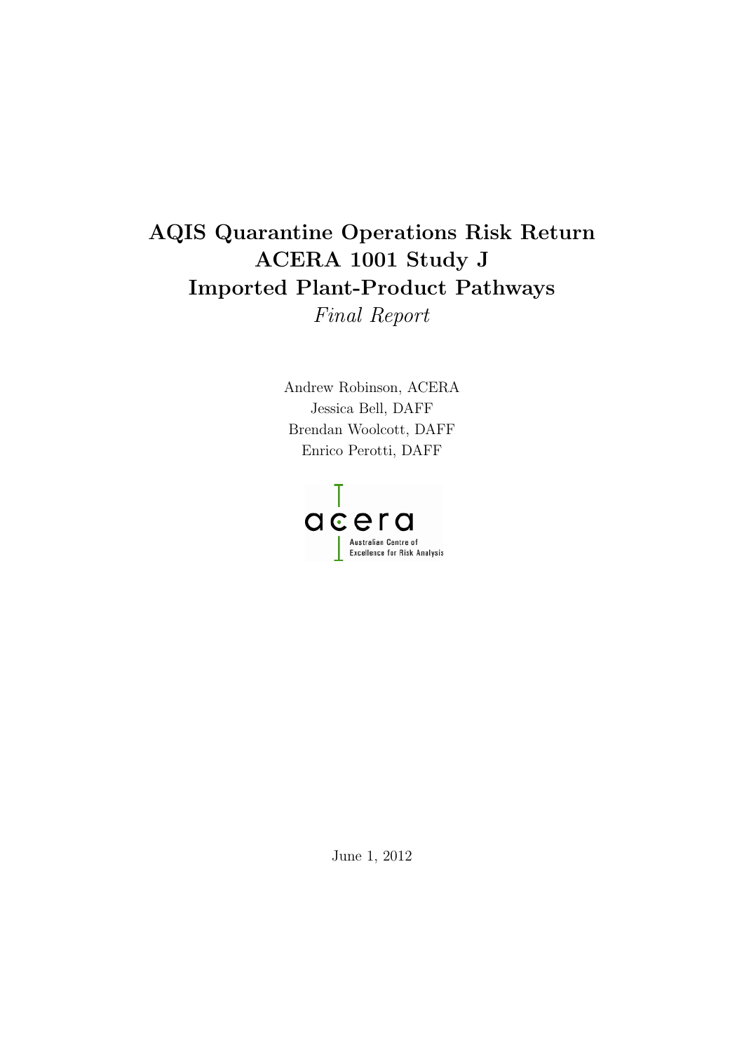# AQIS Quarantine Operations Risk Return
# ACERA 1001 Study J
# Imported Plant-Product Pathways

*Final Report*

Andrew Robinson, ACERA
Jessica Bell, DAFF
Brendan Woolcott, DAFF
Enrico Perotti, DAFF

acera
Australian Centre of Excellence for Risk Analysis

June 1, 2012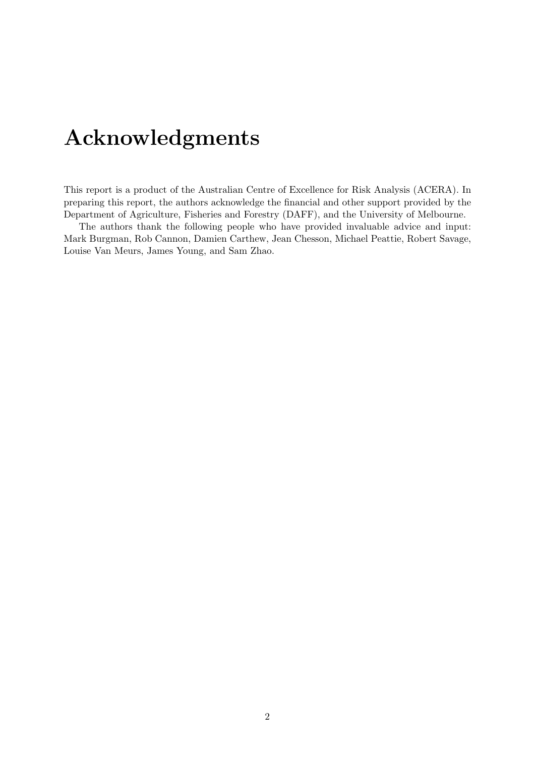# Acknowledgments

This report is a product of the Australian Centre of Excellence for Risk Analysis (ACERA). In preparing this report, the authors acknowledge the financial and other support provided by the Department of Agriculture, Fisheries and Forestry (DAFF), and the University of Melbourne.

The authors thank the following people who have provided invaluable advice and input: Mark Burgman, Rob Cannon, Damien Carthew, Jean Chesson, Michael Peattie, Robert Savage, Louise Van Meurs, James Young, and Sam Zhao.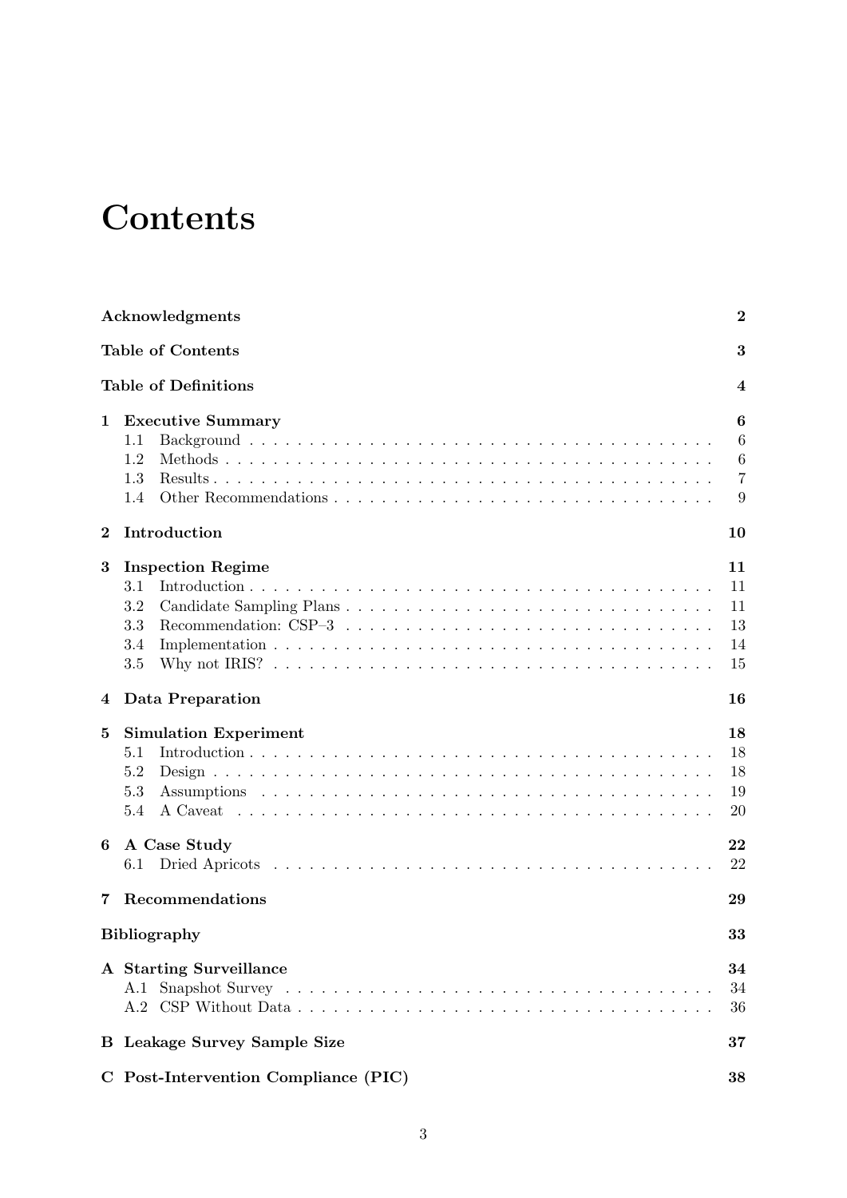# Contents

| | | |
|---|---|---|
| **Acknowledgments** | | **2** |
| **Table of Contents** | | **3** |
| **Table of Definitions** | | **4** |
| **1** | **Executive Summary** | **6** |
| 1.1 | Background | 6 |
| 1.2 | Methods | 6 |
| 1.3 | Results | 7 |
| 1.4 | Other Recommendations | 9 |
| **2** | **Introduction** | **10** |
| **3** | **Inspection Regime** | **11** |
| 3.1 | Introduction | 11 |
| 3.2 | Candidate Sampling Plans | 11 |
| 3.3 | Recommendation: CSP–3 | 13 |
| 3.4 | Implementation | 14 |
| 3.5 | Why not IRIS? | 15 |
| **4** | **Data Preparation** | **16** |
| **5** | **Simulation Experiment** | **18** |
| 5.1 | Introduction | 18 |
| 5.2 | Design | 18 |
| 5.3 | Assumptions | 19 |
| 5.4 | A Caveat | 20 |
| **6** | **A Case Study** | **22** |
| 6.1 | Dried Apricots | 22 |
| **7** | **Recommendations** | **29** |
| **Bibliography** | | **33** |
| **A** | **Starting Surveillance** | **34** |
| A.1 | Snapshot Survey | 34 |
| A.2 | CSP Without Data | 36 |
| **B** | **Leakage Survey Sample Size** | **37** |
| **C** | **Post-Intervention Compliance (PIC)** | **38** |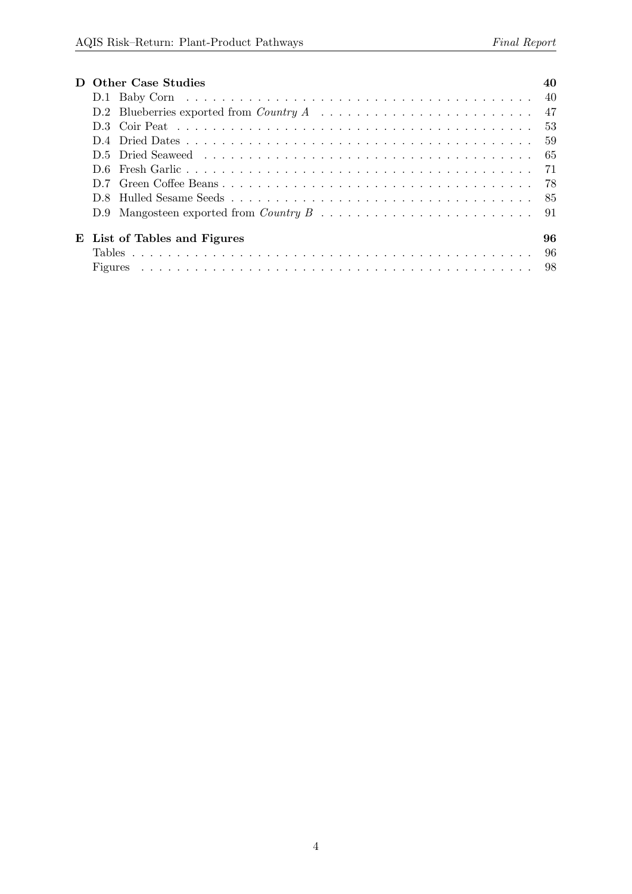**D Other Case Studies** — **40**

- D.1 Baby Corn — 40
- D.2 Blueberries exported from *Country A* — 47
- D.3 Coir Peat — 53
- D.4 Dried Dates — 59
- D.5 Dried Seaweed — 65
- D.6 Fresh Garlic — 71
- D.7 Green Coffee Beans — 78
- D.8 Hulled Sesame Seeds — 85
- D.9 Mangosteen exported from *Country B* — 91

**E List of Tables and Figures** — **96**

- Tables — 96
- Figures — 98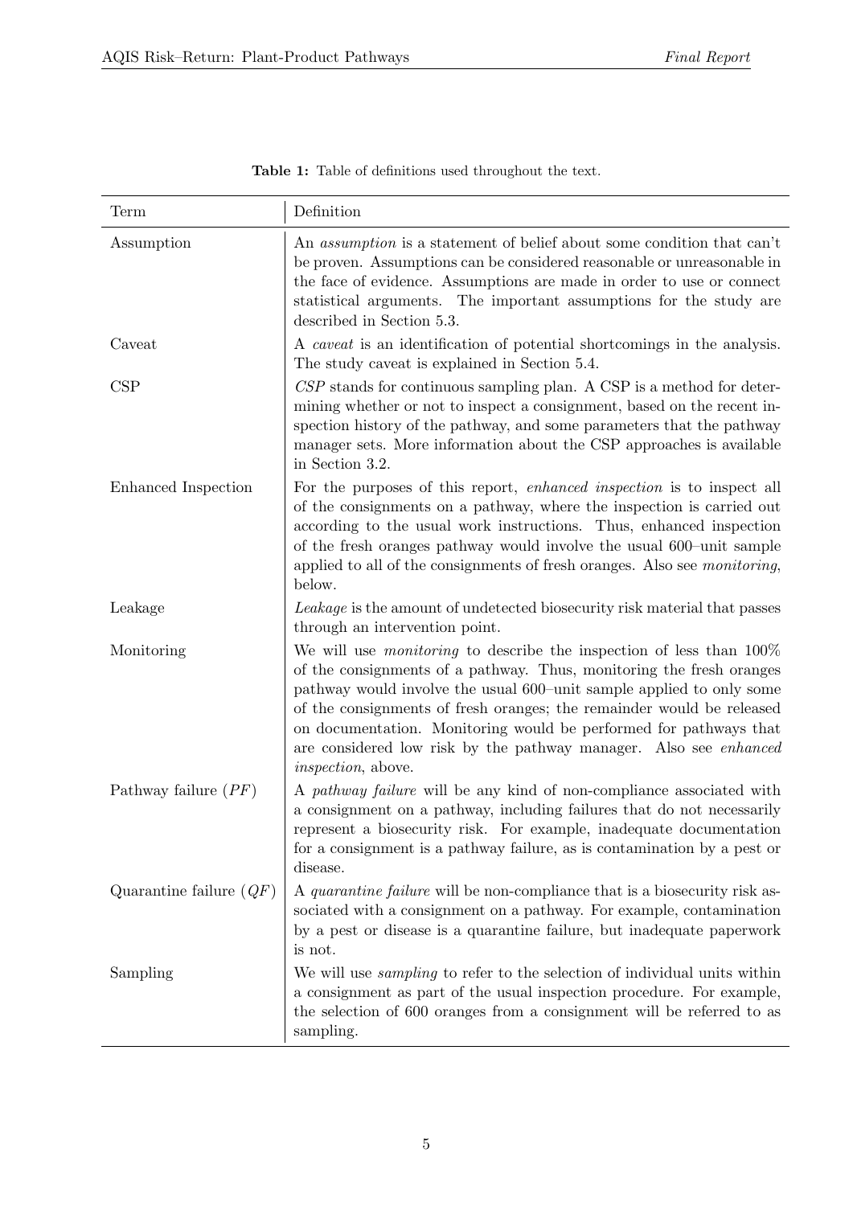**Table 1:** Table of definitions used throughout the text.

| Term | Definition |
|---|---|
| Assumption | An *assumption* is a statement of belief about some condition that can't be proven. Assumptions can be considered reasonable or unreasonable in the face of evidence. Assumptions are made in order to use or connect statistical arguments. The important assumptions for the study are described in Section 5.3. |
| Caveat | A *caveat* is an identification of potential shortcomings in the analysis. The study caveat is explained in Section 5.4. |
| CSP | *CSP* stands for continuous sampling plan. A CSP is a method for determining whether or not to inspect a consignment, based on the recent inspection history of the pathway, and some parameters that the pathway manager sets. More information about the CSP approaches is available in Section 3.2. |
| Enhanced Inspection | For the purposes of this report, *enhanced inspection* is to inspect all of the consignments on a pathway, where the inspection is carried out according to the usual work instructions. Thus, enhanced inspection of the fresh oranges pathway would involve the usual 600–unit sample applied to all of the consignments of fresh oranges. Also see *monitoring*, below. |
| Leakage | *Leakage* is the amount of undetected biosecurity risk material that passes through an intervention point. |
| Monitoring | We will use *monitoring* to describe the inspection of less than 100% of the consignments of a pathway. Thus, monitoring the fresh oranges pathway would involve the usual 600–unit sample applied to only some of the consignments of fresh oranges; the remainder would be released on documentation. Monitoring would be performed for pathways that are considered low risk by the pathway manager. Also see *enhanced inspection*, above. |
| Pathway failure ($PF$) | A *pathway failure* will be any kind of non-compliance associated with a consignment on a pathway, including failures that do not necessarily represent a biosecurity risk. For example, inadequate documentation for a consignment is a pathway failure, as is contamination by a pest or disease. |
| Quarantine failure ($QF$) | A *quarantine failure* will be non-compliance that is a biosecurity risk associated with a consignment on a pathway. For example, contamination by a pest or disease is a quarantine failure, but inadequate paperwork is not. |
| Sampling | We will use *sampling* to refer to the selection of individual units within a consignment as part of the usual inspection procedure. For example, the selection of 600 oranges from a consignment will be referred to as sampling. |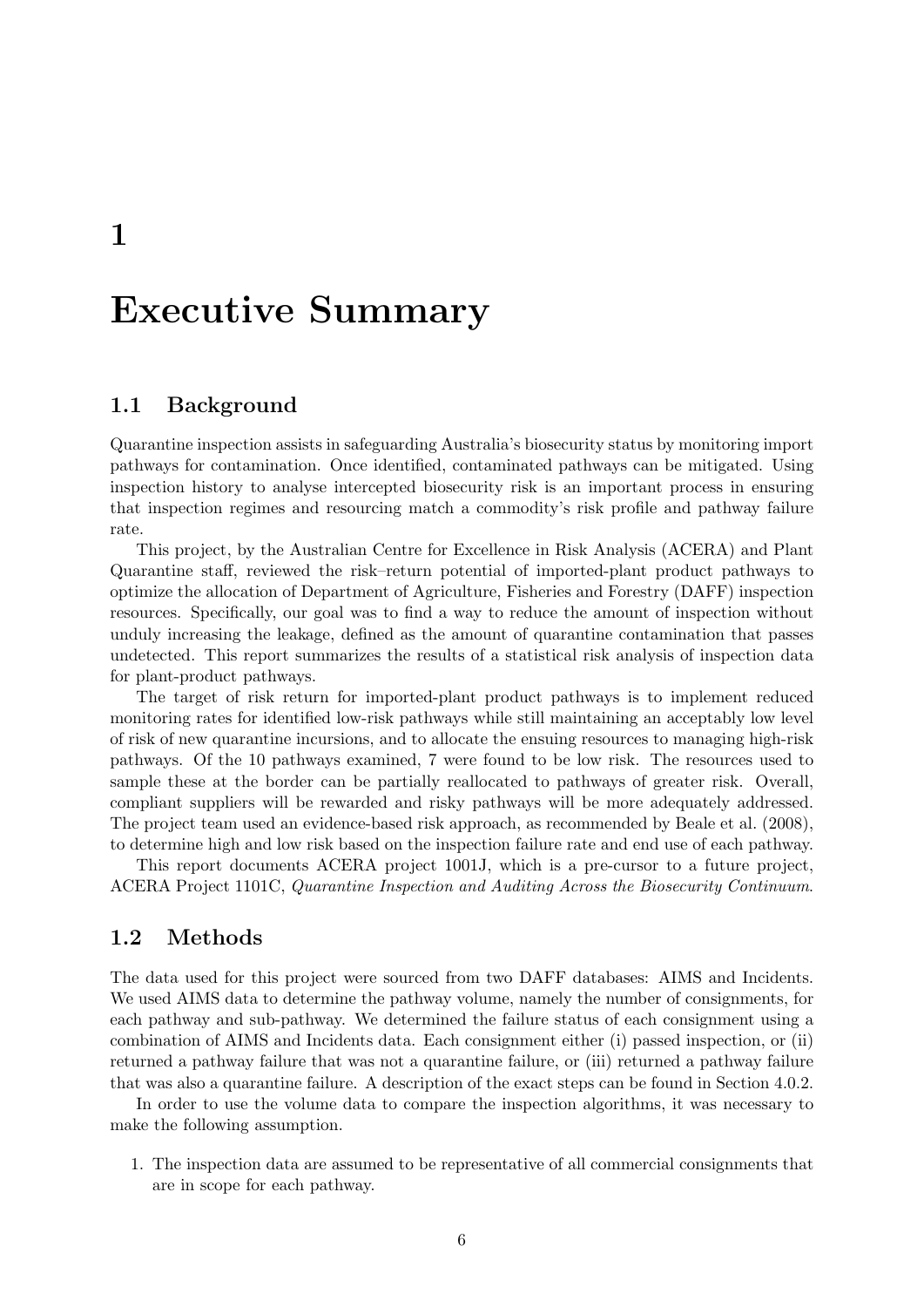# 1 Executive Summary

## 1.1 Background

Quarantine inspection assists in safeguarding Australia's biosecurity status by monitoring import pathways for contamination. Once identified, contaminated pathways can be mitigated. Using inspection history to analyse intercepted biosecurity risk is an important process in ensuring that inspection regimes and resourcing match a commodity's risk profile and pathway failure rate.

This project, by the Australian Centre for Excellence in Risk Analysis (ACERA) and Plant Quarantine staff, reviewed the risk–return potential of imported-plant product pathways to optimize the allocation of Department of Agriculture, Fisheries and Forestry (DAFF) inspection resources. Specifically, our goal was to find a way to reduce the amount of inspection without unduly increasing the leakage, defined as the amount of quarantine contamination that passes undetected. This report summarizes the results of a statistical risk analysis of inspection data for plant-product pathways.

The target of risk return for imported-plant product pathways is to implement reduced monitoring rates for identified low-risk pathways while still maintaining an acceptably low level of risk of new quarantine incursions, and to allocate the ensuing resources to managing high-risk pathways. Of the 10 pathways examined, 7 were found to be low risk. The resources used to sample these at the border can be partially reallocated to pathways of greater risk. Overall, compliant suppliers will be rewarded and risky pathways will be more adequately addressed. The project team used an evidence-based risk approach, as recommended by Beale et al. (2008), to determine high and low risk based on the inspection failure rate and end use of each pathway.

This report documents ACERA project 1001J, which is a pre-cursor to a future project, ACERA Project 1101C, *Quarantine Inspection and Auditing Across the Biosecurity Continuum*.

## 1.2 Methods

The data used for this project were sourced from two DAFF databases: AIMS and Incidents. We used AIMS data to determine the pathway volume, namely the number of consignments, for each pathway and sub-pathway. We determined the failure status of each consignment using a combination of AIMS and Incidents data. Each consignment either (i) passed inspection, or (ii) returned a pathway failure that was not a quarantine failure, or (iii) returned a pathway failure that was also a quarantine failure. A description of the exact steps can be found in Section 4.0.2.

In order to use the volume data to compare the inspection algorithms, it was necessary to make the following assumption.

1. The inspection data are assumed to be representative of all commercial consignments that are in scope for each pathway.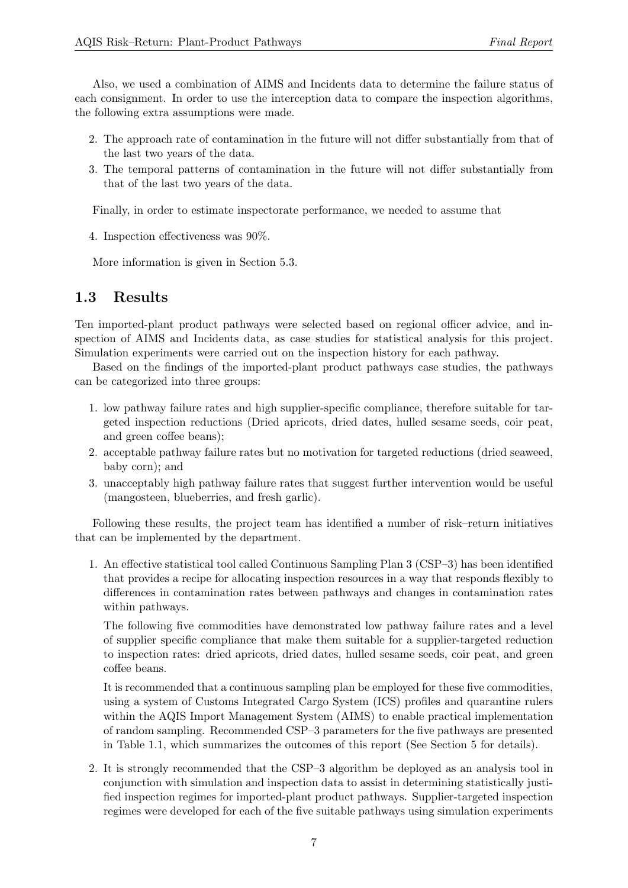Also, we used a combination of AIMS and Incidents data to determine the failure status of each consignment. In order to use the interception data to compare the inspection algorithms, the following extra assumptions were made.

2. The approach rate of contamination in the future will not differ substantially from that of the last two years of the data.
3. The temporal patterns of contamination in the future will not differ substantially from that of the last two years of the data.

Finally, in order to estimate inspectorate performance, we needed to assume that

4. Inspection effectiveness was 90%.

More information is given in Section 5.3.

## 1.3 Results

Ten imported-plant product pathways were selected based on regional officer advice, and inspection of AIMS and Incidents data, as case studies for statistical analysis for this project. Simulation experiments were carried out on the inspection history for each pathway.

Based on the findings of the imported-plant product pathways case studies, the pathways can be categorized into three groups:

1. low pathway failure rates and high supplier-specific compliance, therefore suitable for targeted inspection reductions (Dried apricots, dried dates, hulled sesame seeds, coir peat, and green coffee beans);
2. acceptable pathway failure rates but no motivation for targeted reductions (dried seaweed, baby corn); and
3. unacceptably high pathway failure rates that suggest further intervention would be useful (mangosteen, blueberries, and fresh garlic).

Following these results, the project team has identified a number of risk–return initiatives that can be implemented by the department.

1. An effective statistical tool called Continuous Sampling Plan 3 (CSP–3) has been identified that provides a recipe for allocating inspection resources in a way that responds flexibly to differences in contamination rates between pathways and changes in contamination rates within pathways.

   The following five commodities have demonstrated low pathway failure rates and a level of supplier specific compliance that make them suitable for a supplier-targeted reduction to inspection rates: dried apricots, dried dates, hulled sesame seeds, coir peat, and green coffee beans.

   It is recommended that a continuous sampling plan be employed for these five commodities, using a system of Customs Integrated Cargo System (ICS) profiles and quarantine rulers within the AQIS Import Management System (AIMS) to enable practical implementation of random sampling. Recommended CSP–3 parameters for the five pathways are presented in Table 1.1, which summarizes the outcomes of this report (See Section 5 for details).

2. It is strongly recommended that the CSP–3 algorithm be deployed as an analysis tool in conjunction with simulation and inspection data to assist in determining statistically justified inspection regimes for imported-plant product pathways. Supplier-targeted inspection regimes were developed for each of the five suitable pathways using simulation experiments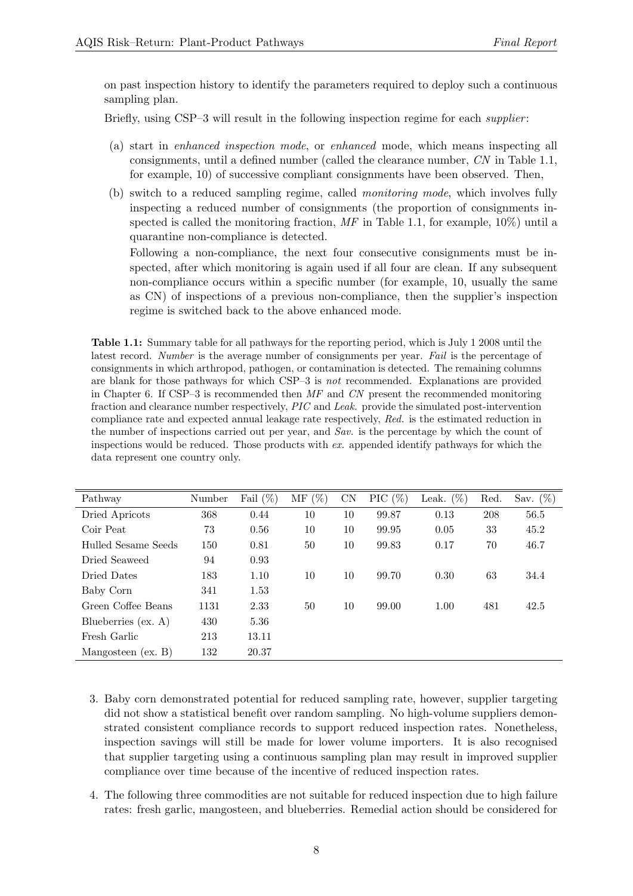on past inspection history to identify the parameters required to deploy such a continuous sampling plan.

Briefly, using CSP–3 will result in the following inspection regime for each *supplier*:

(a) start in *enhanced inspection mode*, or *enhanced* mode, which means inspecting all consignments, until a defined number (called the clearance number, *CN* in Table 1.1, for example, 10) of successive compliant consignments have been observed. Then,

(b) switch to a reduced sampling regime, called *monitoring mode*, which involves fully inspecting a reduced number of consignments (the proportion of consignments inspected is called the monitoring fraction, *MF* in Table 1.1, for example, 10%) until a quarantine non-compliance is detected.

Following a non-compliance, the next four consecutive consignments must be inspected, after which monitoring is again used if all four are clean. If any subsequent non-compliance occurs within a specific number (for example, 10, usually the same as CN) of inspections of a previous non-compliance, then the supplier's inspection regime is switched back to the above enhanced mode.

**Table 1.1:** Summary table for all pathways for the reporting period, which is July 1 2008 until the latest record. *Number* is the average number of consignments per year. *Fail* is the percentage of consignments in which arthropod, pathogen, or contamination is detected. The remaining columns are blank for those pathways for which CSP–3 is *not* recommended. Explanations are provided in Chapter 6. If CSP–3 is recommended then *MF* and *CN* present the recommended monitoring fraction and clearance number respectively, *PIC* and *Leak.* provide the simulated post-intervention compliance rate and expected annual leakage rate respectively, *Red.* is the estimated reduction in the number of inspections carried out per year, and *Sav.* is the percentage by which the count of inspections would be reduced. Those products with *ex.* appended identify pathways for which the data represent one country only.

| Pathway | Number | Fail (%) | MF (%) | CN | PIC (%) | Leak. (%) | Red. | Sav. (%) |
|---|---|---|---|---|---|---|---|---|
| Dried Apricots | 368 | 0.44 | 10 | 10 | 99.87 | 0.13 | 208 | 56.5 |
| Coir Peat | 73 | 0.56 | 10 | 10 | 99.95 | 0.05 | 33 | 45.2 |
| Hulled Sesame Seeds | 150 | 0.81 | 50 | 10 | 99.83 | 0.17 | 70 | 46.7 |
| Dried Seaweed | 94 | 0.93 | | | | | | |
| Dried Dates | 183 | 1.10 | 10 | 10 | 99.70 | 0.30 | 63 | 34.4 |
| Baby Corn | 341 | 1.53 | | | | | | |
| Green Coffee Beans | 1131 | 2.33 | 50 | 10 | 99.00 | 1.00 | 481 | 42.5 |
| Blueberries (ex. A) | 430 | 5.36 | | | | | | |
| Fresh Garlic | 213 | 13.11 | | | | | | |
| Mangosteen (ex. B) | 132 | 20.37 | | | | | | |

3. Baby corn demonstrated potential for reduced sampling rate, however, supplier targeting did not show a statistical benefit over random sampling. No high-volume suppliers demonstrated consistent compliance records to support reduced inspection rates. Nonetheless, inspection savings will still be made for lower volume importers. It is also recognised that supplier targeting using a continuous sampling plan may result in improved supplier compliance over time because of the incentive of reduced inspection rates.

4. The following three commodities are not suitable for reduced inspection due to high failure rates: fresh garlic, mangosteen, and blueberries. Remedial action should be considered for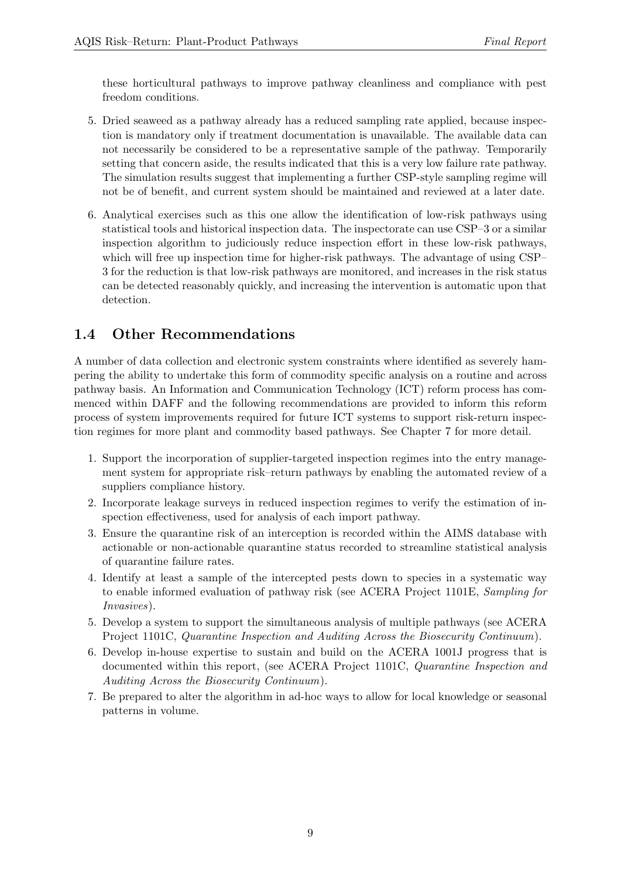these horticultural pathways to improve pathway cleanliness and compliance with pest freedom conditions.

5. Dried seaweed as a pathway already has a reduced sampling rate applied, because inspection is mandatory only if treatment documentation is unavailable. The available data can not necessarily be considered to be a representative sample of the pathway. Temporarily setting that concern aside, the results indicated that this is a very low failure rate pathway. The simulation results suggest that implementing a further CSP-style sampling regime will not be of benefit, and current system should be maintained and reviewed at a later date.

6. Analytical exercises such as this one allow the identification of low-risk pathways using statistical tools and historical inspection data. The inspectorate can use CSP–3 or a similar inspection algorithm to judiciously reduce inspection effort in these low-risk pathways, which will free up inspection time for higher-risk pathways. The advantage of using CSP–3 for the reduction is that low-risk pathways are monitored, and increases in the risk status can be detected reasonably quickly, and increasing the intervention is automatic upon that detection.

## 1.4 Other Recommendations

A number of data collection and electronic system constraints where identified as severely hampering the ability to undertake this form of commodity specific analysis on a routine and across pathway basis. An Information and Communication Technology (ICT) reform process has commenced within DAFF and the following recommendations are provided to inform this reform process of system improvements required for future ICT systems to support risk-return inspection regimes for more plant and commodity based pathways. See Chapter 7 for more detail.

1. Support the incorporation of supplier-targeted inspection regimes into the entry management system for appropriate risk–return pathways by enabling the automated review of a suppliers compliance history.
2. Incorporate leakage surveys in reduced inspection regimes to verify the estimation of inspection effectiveness, used for analysis of each import pathway.
3. Ensure the quarantine risk of an interception is recorded within the AIMS database with actionable or non-actionable quarantine status recorded to streamline statistical analysis of quarantine failure rates.
4. Identify at least a sample of the intercepted pests down to species in a systematic way to enable informed evaluation of pathway risk (see ACERA Project 1101E, *Sampling for Invasives*).
5. Develop a system to support the simultaneous analysis of multiple pathways (see ACERA Project 1101C, *Quarantine Inspection and Auditing Across the Biosecurity Continuum*).
6. Develop in-house expertise to sustain and build on the ACERA 1001J progress that is documented within this report, (see ACERA Project 1101C, *Quarantine Inspection and Auditing Across the Biosecurity Continuum*).
7. Be prepared to alter the algorithm in ad-hoc ways to allow for local knowledge or seasonal patterns in volume.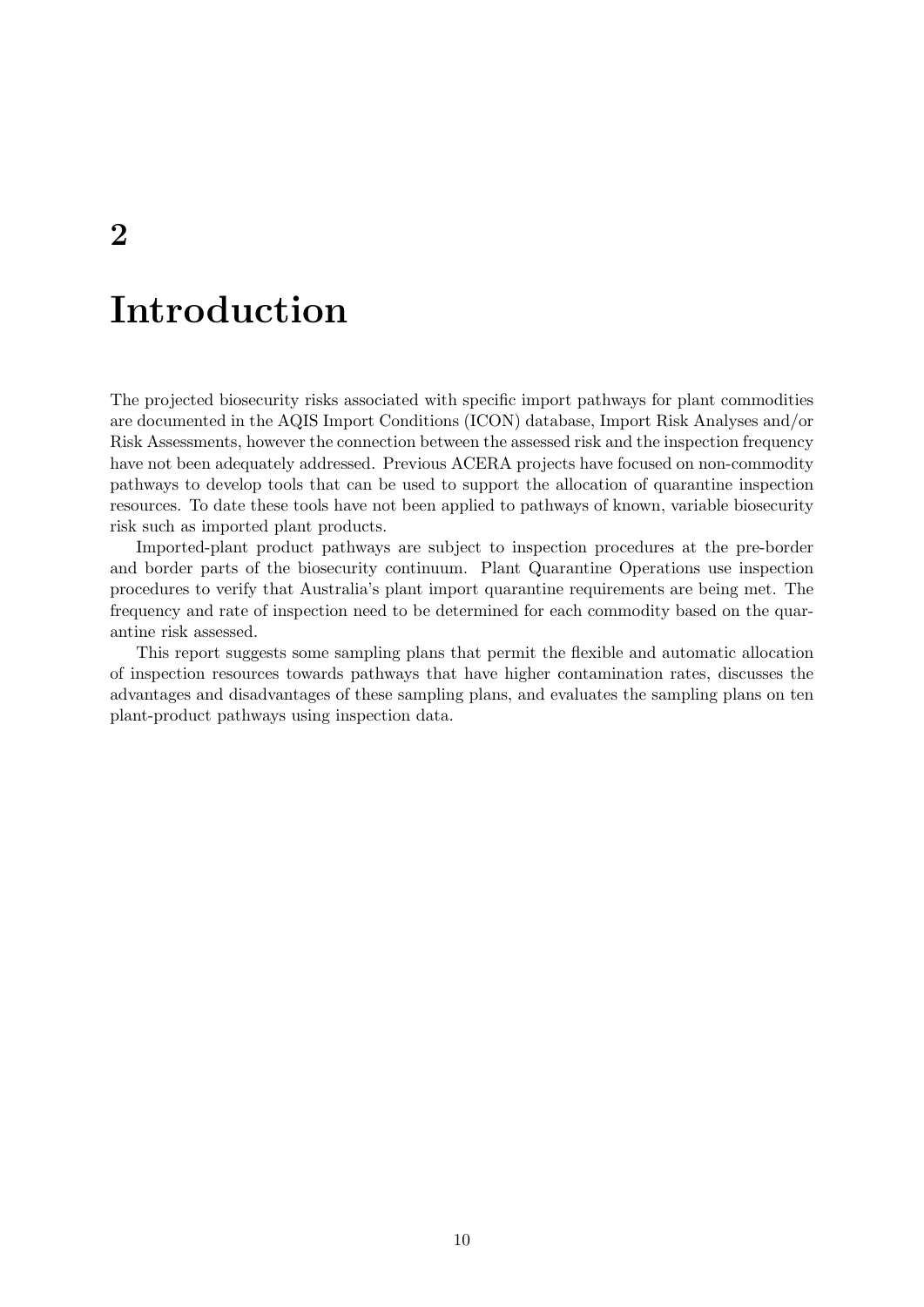# 2 Introduction

The projected biosecurity risks associated with specific import pathways for plant commodities are documented in the AQIS Import Conditions (ICON) database, Import Risk Analyses and/or Risk Assessments, however the connection between the assessed risk and the inspection frequency have not been adequately addressed. Previous ACERA projects have focused on non-commodity pathways to develop tools that can be used to support the allocation of quarantine inspection resources. To date these tools have not been applied to pathways of known, variable biosecurity risk such as imported plant products.

Imported-plant product pathways are subject to inspection procedures at the pre-border and border parts of the biosecurity continuum. Plant Quarantine Operations use inspection procedures to verify that Australia's plant import quarantine requirements are being met. The frequency and rate of inspection need to be determined for each commodity based on the quarantine risk assessed.

This report suggests some sampling plans that permit the flexible and automatic allocation of inspection resources towards pathways that have higher contamination rates, discusses the advantages and disadvantages of these sampling plans, and evaluates the sampling plans on ten plant-product pathways using inspection data.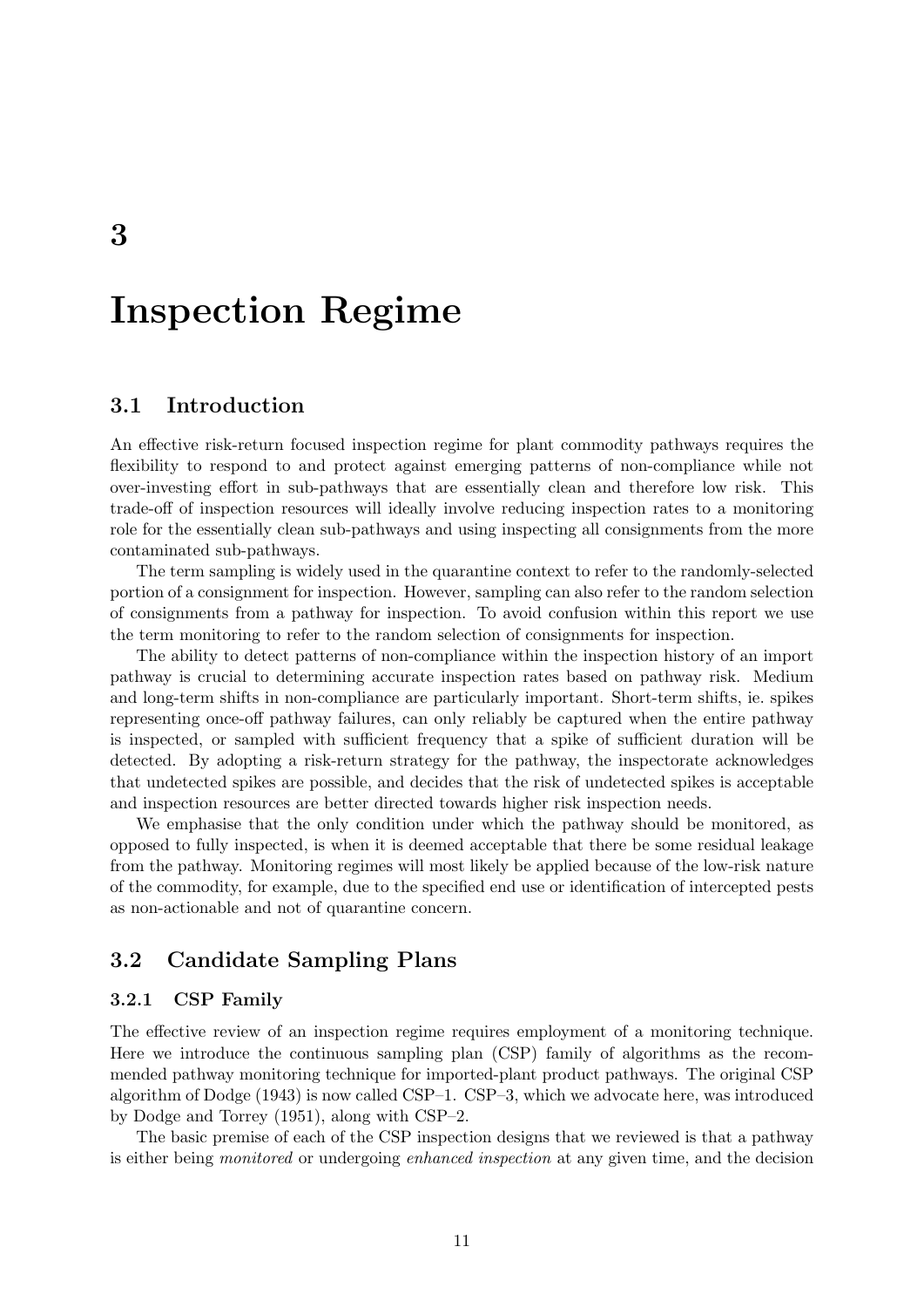# 3

# Inspection Regime

## 3.1 Introduction

An effective risk-return focused inspection regime for plant commodity pathways requires the flexibility to respond to and protect against emerging patterns of non-compliance while not over-investing effort in sub-pathways that are essentially clean and therefore low risk. This trade-off of inspection resources will ideally involve reducing inspection rates to a monitoring role for the essentially clean sub-pathways and using inspecting all consignments from the more contaminated sub-pathways.

The term sampling is widely used in the quarantine context to refer to the randomly-selected portion of a consignment for inspection. However, sampling can also refer to the random selection of consignments from a pathway for inspection. To avoid confusion within this report we use the term monitoring to refer to the random selection of consignments for inspection.

The ability to detect patterns of non-compliance within the inspection history of an import pathway is crucial to determining accurate inspection rates based on pathway risk. Medium and long-term shifts in non-compliance are particularly important. Short-term shifts, ie. spikes representing once-off pathway failures, can only reliably be captured when the entire pathway is inspected, or sampled with sufficient frequency that a spike of sufficient duration will be detected. By adopting a risk-return strategy for the pathway, the inspectorate acknowledges that undetected spikes are possible, and decides that the risk of undetected spikes is acceptable and inspection resources are better directed towards higher risk inspection needs.

We emphasise that the only condition under which the pathway should be monitored, as opposed to fully inspected, is when it is deemed acceptable that there be some residual leakage from the pathway. Monitoring regimes will most likely be applied because of the low-risk nature of the commodity, for example, due to the specified end use or identification of intercepted pests as non-actionable and not of quarantine concern.

## 3.2 Candidate Sampling Plans

### 3.2.1 CSP Family

The effective review of an inspection regime requires employment of a monitoring technique. Here we introduce the continuous sampling plan (CSP) family of algorithms as the recommended pathway monitoring technique for imported-plant product pathways. The original CSP algorithm of Dodge (1943) is now called CSP–1. CSP–3, which we advocate here, was introduced by Dodge and Torrey (1951), along with CSP–2.

The basic premise of each of the CSP inspection designs that we reviewed is that a pathway is either being *monitored* or undergoing *enhanced inspection* at any given time, and the decision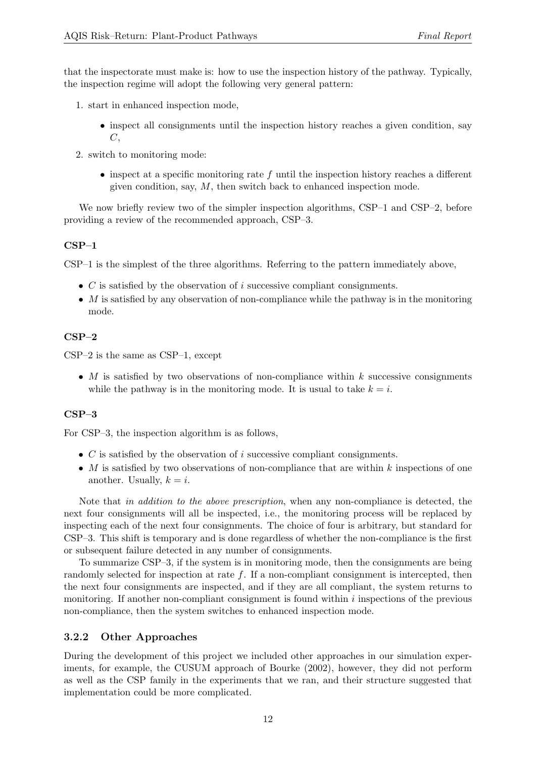that the inspectorate must make is: how to use the inspection history of the pathway. Typically, the inspection regime will adopt the following very general pattern:

1. start in enhanced inspection mode,
   - inspect all consignments until the inspection history reaches a given condition, say $C$,
2. switch to monitoring mode:
   - inspect at a specific monitoring rate $f$ until the inspection history reaches a different given condition, say, $M$, then switch back to enhanced inspection mode.

We now briefly review two of the simpler inspection algorithms, CSP–1 and CSP–2, before providing a review of the recommended approach, CSP–3.

#### CSP–1

CSP–1 is the simplest of the three algorithms. Referring to the pattern immediately above,

- $C$ is satisfied by the observation of $i$ successive compliant consignments.
- $M$ is satisfied by any observation of non-compliance while the pathway is in the monitoring mode.

#### CSP–2

CSP–2 is the same as CSP–1, except

- $M$ is satisfied by two observations of non-compliance within $k$ successive consignments while the pathway is in the monitoring mode. It is usual to take $k = i$.

#### CSP–3

For CSP–3, the inspection algorithm is as follows,

- $C$ is satisfied by the observation of $i$ successive compliant consignments.
- $M$ is satisfied by two observations of non-compliance that are within $k$ inspections of one another. Usually, $k = i$.

Note that *in addition to the above prescription*, when any non-compliance is detected, the next four consignments will all be inspected, i.e., the monitoring process will be replaced by inspecting each of the next four consignments. The choice of four is arbitrary, but standard for CSP–3. This shift is temporary and is done regardless of whether the non-compliance is the first or subsequent failure detected in any number of consignments.

To summarize CSP–3, if the system is in monitoring mode, then the consignments are being randomly selected for inspection at rate $f$. If a non-compliant consignment is intercepted, then the next four consignments are inspected, and if they are all compliant, the system returns to monitoring. If another non-compliant consignment is found within $i$ inspections of the previous non-compliance, then the system switches to enhanced inspection mode.

### 3.2.2 Other Approaches

During the development of this project we included other approaches in our simulation experiments, for example, the CUSUM approach of Bourke (2002), however, they did not perform as well as the CSP family in the experiments that we ran, and their structure suggested that implementation could be more complicated.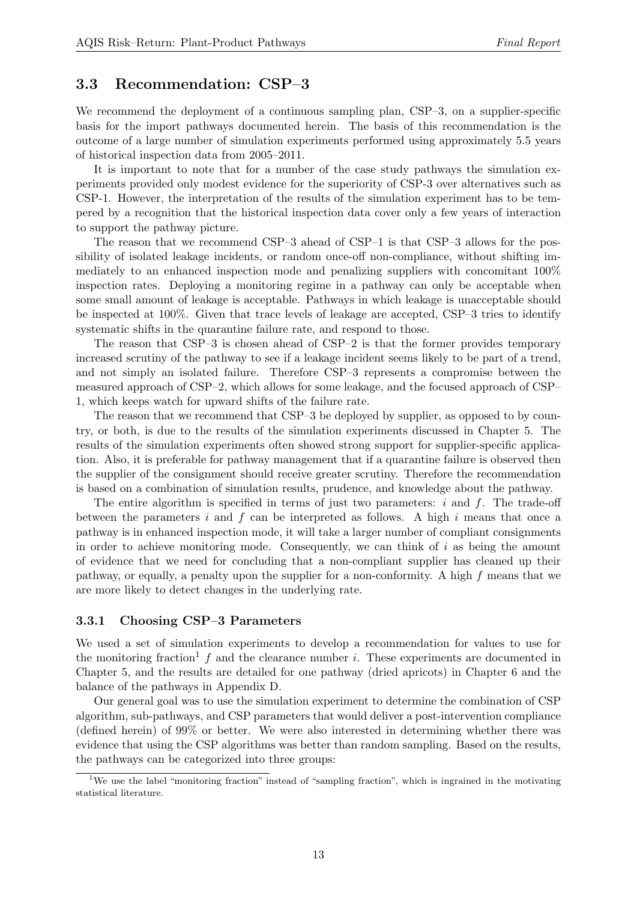## 3.3 Recommendation: CSP–3

We recommend the deployment of a continuous sampling plan, CSP–3, on a supplier-specific basis for the import pathways documented herein. The basis of this recommendation is the outcome of a large number of simulation experiments performed using approximately 5.5 years of historical inspection data from 2005–2011.

It is important to note that for a number of the case study pathways the simulation experiments provided only modest evidence for the superiority of CSP-3 over alternatives such as CSP-1. However, the interpretation of the results of the simulation experiment has to be tempered by a recognition that the historical inspection data cover only a few years of interaction to support the pathway picture.

The reason that we recommend CSP–3 ahead of CSP–1 is that CSP–3 allows for the possibility of isolated leakage incidents, or random once-off non-compliance, without shifting immediately to an enhanced inspection mode and penalizing suppliers with concomitant 100% inspection rates. Deploying a monitoring regime in a pathway can only be acceptable when some small amount of leakage is acceptable. Pathways in which leakage is unacceptable should be inspected at 100%. Given that trace levels of leakage are accepted, CSP–3 tries to identify systematic shifts in the quarantine failure rate, and respond to those.

The reason that CSP–3 is chosen ahead of CSP–2 is that the former provides temporary increased scrutiny of the pathway to see if a leakage incident seems likely to be part of a trend, and not simply an isolated failure. Therefore CSP–3 represents a compromise between the measured approach of CSP–2, which allows for some leakage, and the focused approach of CSP–1, which keeps watch for upward shifts of the failure rate.

The reason that we recommend that CSP–3 be deployed by supplier, as opposed to by country, or both, is due to the results of the simulation experiments discussed in Chapter 5. The results of the simulation experiments often showed strong support for supplier-specific application. Also, it is preferable for pathway management that if a quarantine failure is observed then the supplier of the consignment should receive greater scrutiny. Therefore the recommendation is based on a combination of simulation results, prudence, and knowledge about the pathway.

The entire algorithm is specified in terms of just two parameters: $i$ and $f$. The trade-off between the parameters $i$ and $f$ can be interpreted as follows. A high $i$ means that once a pathway is in enhanced inspection mode, it will take a larger number of compliant consignments in order to achieve monitoring mode. Consequently, we can think of $i$ as being the amount of evidence that we need for concluding that a non-compliant supplier has cleaned up their pathway, or equally, a penalty upon the supplier for a non-conformity. A high $f$ means that we are more likely to detect changes in the underlying rate.

### 3.3.1 Choosing CSP–3 Parameters

We used a set of simulation experiments to develop a recommendation for values to use for the monitoring fraction[1] $f$ and the clearance number $i$. These experiments are documented in Chapter 5, and the results are detailed for one pathway (dried apricots) in Chapter 6 and the balance of the pathways in Appendix D.

Our general goal was to use the simulation experiment to determine the combination of CSP algorithm, sub-pathways, and CSP parameters that would deliver a post-intervention compliance (defined herein) of 99% or better. We were also interested in determining whether there was evidence that using the CSP algorithms was better than random sampling. Based on the results, the pathways can be categorized into three groups:

[1] We use the label "monitoring fraction" instead of "sampling fraction", which is ingrained in the motivating statistical literature.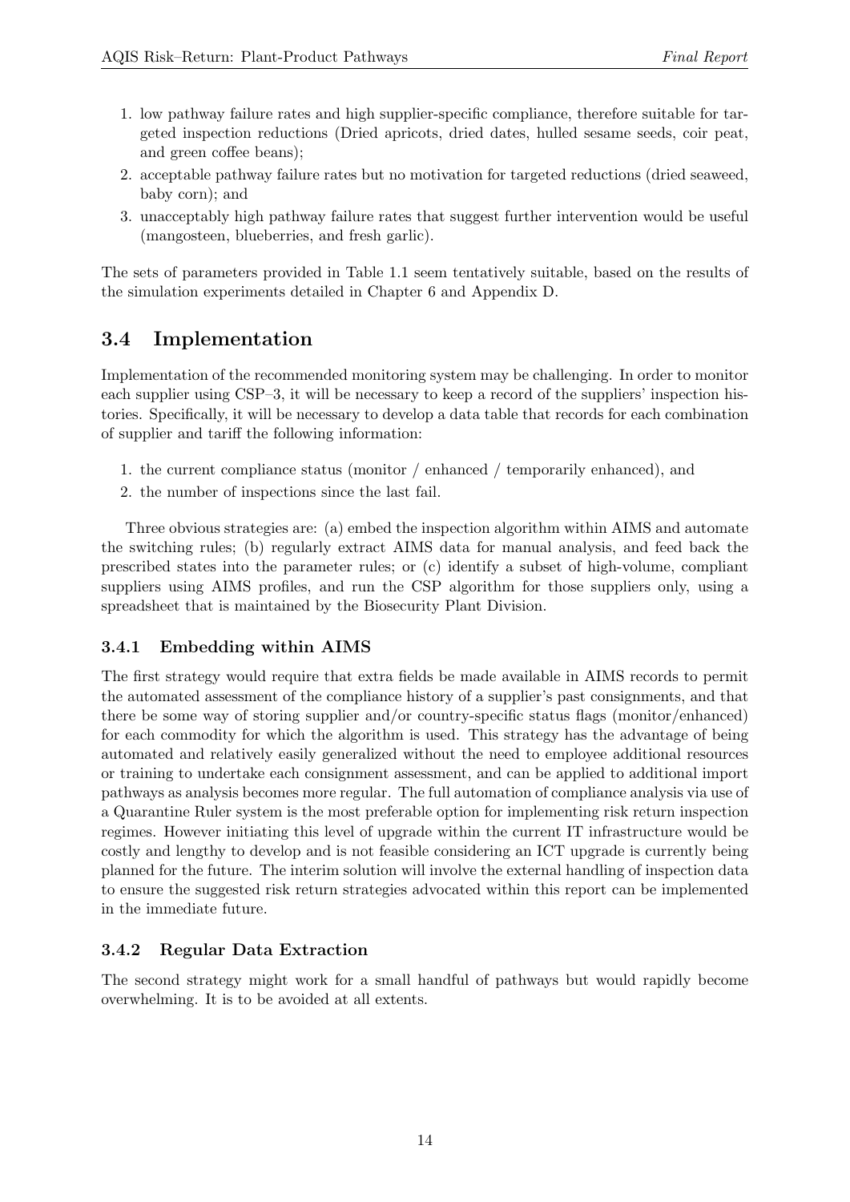1. low pathway failure rates and high supplier-specific compliance, therefore suitable for targeted inspection reductions (Dried apricots, dried dates, hulled sesame seeds, coir peat, and green coffee beans);
2. acceptable pathway failure rates but no motivation for targeted reductions (dried seaweed, baby corn); and
3. unacceptably high pathway failure rates that suggest further intervention would be useful (mangosteen, blueberries, and fresh garlic).

The sets of parameters provided in Table 1.1 seem tentatively suitable, based on the results of the simulation experiments detailed in Chapter 6 and Appendix D.

## 3.4 Implementation

Implementation of the recommended monitoring system may be challenging. In order to monitor each supplier using CSP–3, it will be necessary to keep a record of the suppliers' inspection histories. Specifically, it will be necessary to develop a data table that records for each combination of supplier and tariff the following information:

1. the current compliance status (monitor / enhanced / temporarily enhanced), and
2. the number of inspections since the last fail.

Three obvious strategies are: (a) embed the inspection algorithm within AIMS and automate the switching rules; (b) regularly extract AIMS data for manual analysis, and feed back the prescribed states into the parameter rules; or (c) identify a subset of high-volume, compliant suppliers using AIMS profiles, and run the CSP algorithm for those suppliers only, using a spreadsheet that is maintained by the Biosecurity Plant Division.

### 3.4.1 Embedding within AIMS

The first strategy would require that extra fields be made available in AIMS records to permit the automated assessment of the compliance history of a supplier's past consignments, and that there be some way of storing supplier and/or country-specific status flags (monitor/enhanced) for each commodity for which the algorithm is used. This strategy has the advantage of being automated and relatively easily generalized without the need to employee additional resources or training to undertake each consignment assessment, and can be applied to additional import pathways as analysis becomes more regular. The full automation of compliance analysis via use of a Quarantine Ruler system is the most preferable option for implementing risk return inspection regimes. However initiating this level of upgrade within the current IT infrastructure would be costly and lengthy to develop and is not feasible considering an ICT upgrade is currently being planned for the future. The interim solution will involve the external handling of inspection data to ensure the suggested risk return strategies advocated within this report can be implemented in the immediate future.

### 3.4.2 Regular Data Extraction

The second strategy might work for a small handful of pathways but would rapidly become overwhelming. It is to be avoided at all extents.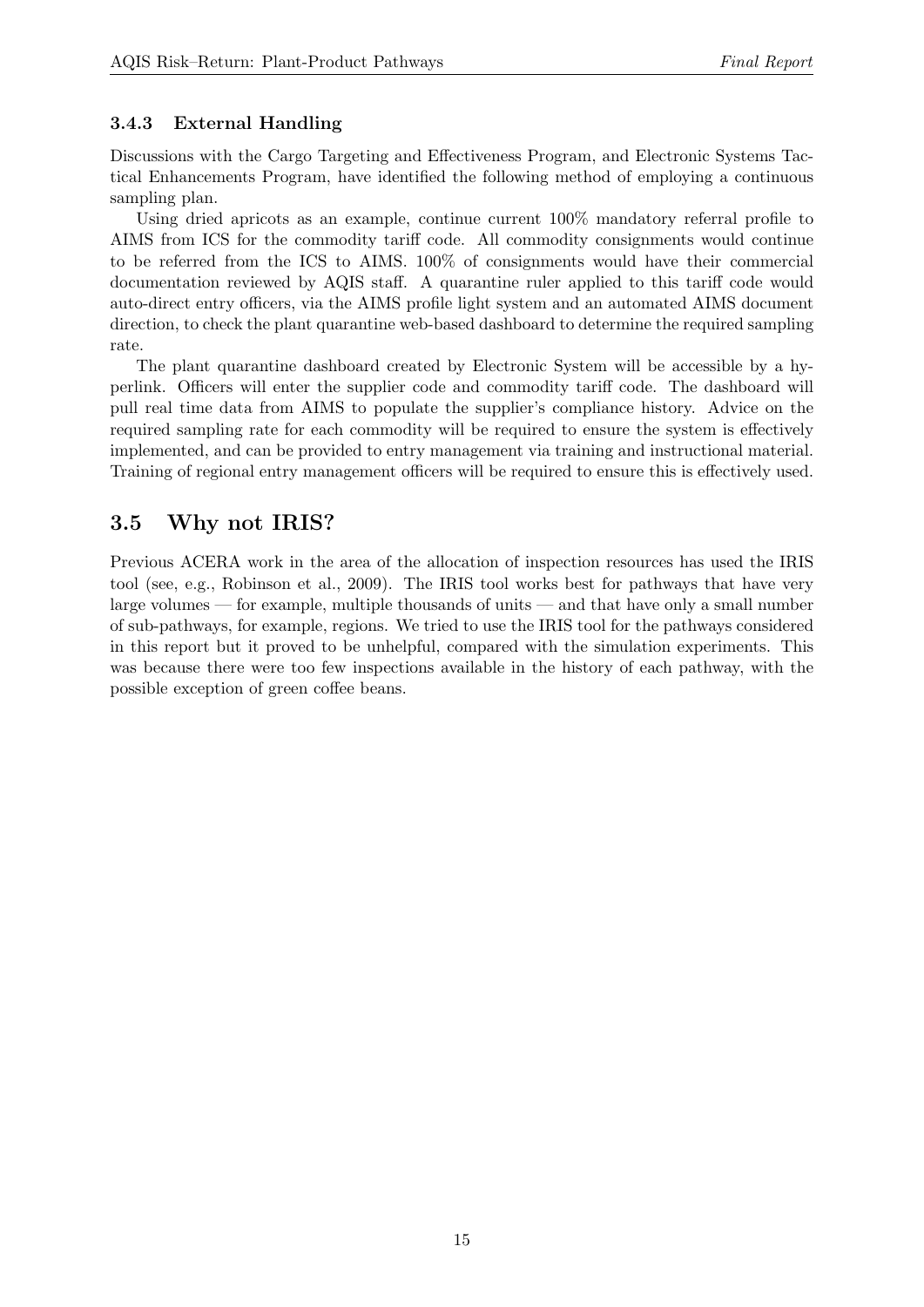### 3.4.3 External Handling

Discussions with the Cargo Targeting and Effectiveness Program, and Electronic Systems Tactical Enhancements Program, have identified the following method of employing a continuous sampling plan.

Using dried apricots as an example, continue current 100% mandatory referral profile to AIMS from ICS for the commodity tariff code. All commodity consignments would continue to be referred from the ICS to AIMS. 100% of consignments would have their commercial documentation reviewed by AQIS staff. A quarantine ruler applied to this tariff code would auto-direct entry officers, via the AIMS profile light system and an automated AIMS document direction, to check the plant quarantine web-based dashboard to determine the required sampling rate.

The plant quarantine dashboard created by Electronic System will be accessible by a hyperlink. Officers will enter the supplier code and commodity tariff code. The dashboard will pull real time data from AIMS to populate the supplier's compliance history. Advice on the required sampling rate for each commodity will be required to ensure the system is effectively implemented, and can be provided to entry management via training and instructional material. Training of regional entry management officers will be required to ensure this is effectively used.

## 3.5 Why not IRIS?

Previous ACERA work in the area of the allocation of inspection resources has used the IRIS tool (see, e.g., Robinson et al., 2009). The IRIS tool works best for pathways that have very large volumes — for example, multiple thousands of units — and that have only a small number of sub-pathways, for example, regions. We tried to use the IRIS tool for the pathways considered in this report but it proved to be unhelpful, compared with the simulation experiments. This was because there were too few inspections available in the history of each pathway, with the possible exception of green coffee beans.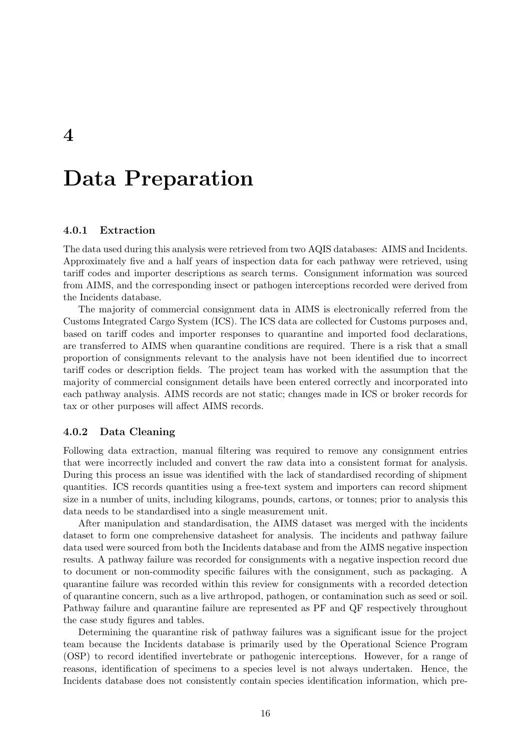# 4

# Data Preparation

### 4.0.1 Extraction

The data used during this analysis were retrieved from two AQIS databases: AIMS and Incidents. Approximately five and a half years of inspection data for each pathway were retrieved, using tariff codes and importer descriptions as search terms. Consignment information was sourced from AIMS, and the corresponding insect or pathogen interceptions recorded were derived from the Incidents database.

The majority of commercial consignment data in AIMS is electronically referred from the Customs Integrated Cargo System (ICS). The ICS data are collected for Customs purposes and, based on tariff codes and importer responses to quarantine and imported food declarations, are transferred to AIMS when quarantine conditions are required. There is a risk that a small proportion of consignments relevant to the analysis have not been identified due to incorrect tariff codes or description fields. The project team has worked with the assumption that the majority of commercial consignment details have been entered correctly and incorporated into each pathway analysis. AIMS records are not static; changes made in ICS or broker records for tax or other purposes will affect AIMS records.

### 4.0.2 Data Cleaning

Following data extraction, manual filtering was required to remove any consignment entries that were incorrectly included and convert the raw data into a consistent format for analysis. During this process an issue was identified with the lack of standardised recording of shipment quantities. ICS records quantities using a free-text system and importers can record shipment size in a number of units, including kilograms, pounds, cartons, or tonnes; prior to analysis this data needs to be standardised into a single measurement unit.

After manipulation and standardisation, the AIMS dataset was merged with the incidents dataset to form one comprehensive datasheet for analysis. The incidents and pathway failure data used were sourced from both the Incidents database and from the AIMS negative inspection results. A pathway failure was recorded for consignments with a negative inspection record due to document or non-commodity specific failures with the consignment, such as packaging. A quarantine failure was recorded within this review for consignments with a recorded detection of quarantine concern, such as a live arthropod, pathogen, or contamination such as seed or soil. Pathway failure and quarantine failure are represented as PF and QF respectively throughout the case study figures and tables.

Determining the quarantine risk of pathway failures was a significant issue for the project team because the Incidents database is primarily used by the Operational Science Program (OSP) to record identified invertebrate or pathogenic interceptions. However, for a range of reasons, identification of specimens to a species level is not always undertaken. Hence, the Incidents database does not consistently contain species identification information, which pre-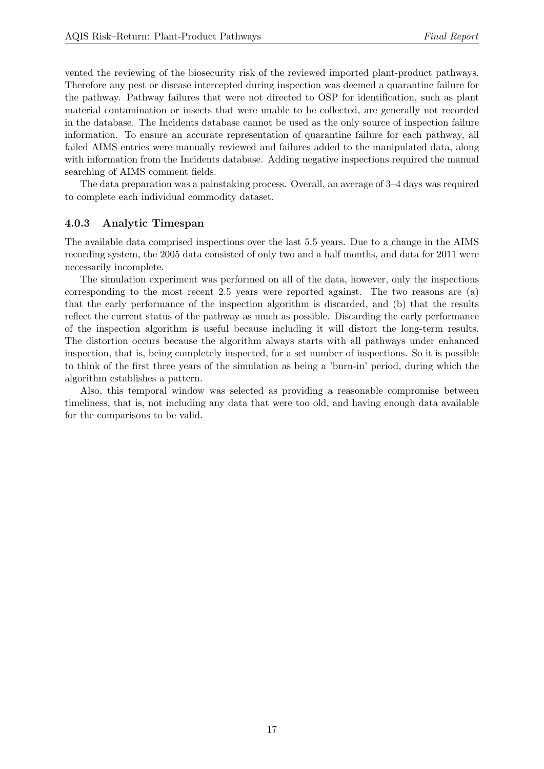vented the reviewing of the biosecurity risk of the reviewed imported plant-product pathways. Therefore any pest or disease intercepted during inspection was deemed a quarantine failure for the pathway. Pathway failures that were not directed to OSP for identification, such as plant material contamination or insects that were unable to be collected, are generally not recorded in the database. The Incidents database cannot be used as the only source of inspection failure information. To ensure an accurate representation of quarantine failure for each pathway, all failed AIMS entries were manually reviewed and failures added to the manipulated data, along with information from the Incidents database. Adding negative inspections required the manual searching of AIMS comment fields.

The data preparation was a painstaking process. Overall, an average of 3–4 days was required to complete each individual commodity dataset.

### 4.0.3 Analytic Timespan

The available data comprised inspections over the last 5.5 years. Due to a change in the AIMS recording system, the 2005 data consisted of only two and a half months, and data for 2011 were necessarily incomplete.

The simulation experiment was performed on all of the data, however, only the inspections corresponding to the most recent 2.5 years were reported against. The two reasons are (a) that the early performance of the inspection algorithm is discarded, and (b) that the results reflect the current status of the pathway as much as possible. Discarding the early performance of the inspection algorithm is useful because including it will distort the long-term results. The distortion occurs because the algorithm always starts with all pathways under enhanced inspection, that is, being completely inspected, for a set number of inspections. So it is possible to think of the first three years of the simulation as being a 'burn-in' period, during which the algorithm establishes a pattern.

Also, this temporal window was selected as providing a reasonable compromise between timeliness, that is, not including any data that were too old, and having enough data available for the comparisons to be valid.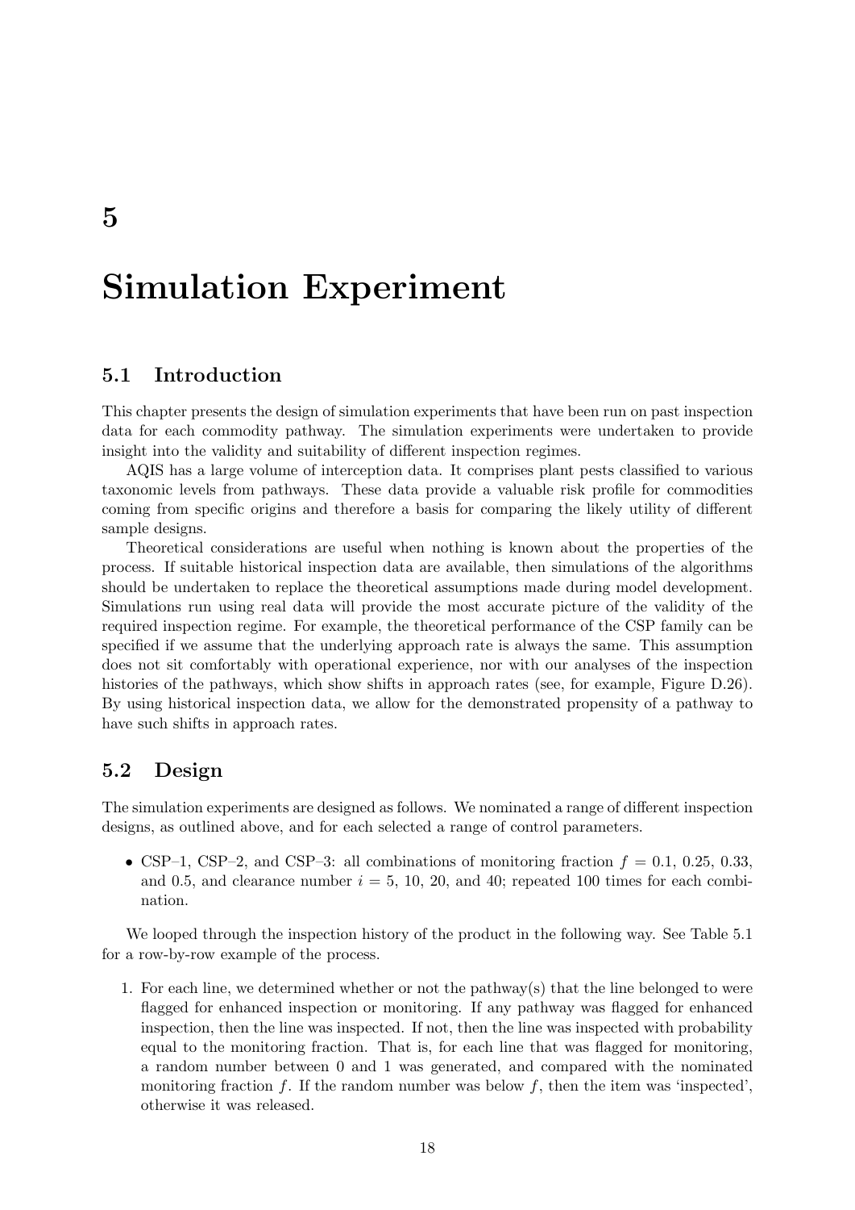# 5

# Simulation Experiment

## 5.1 Introduction

This chapter presents the design of simulation experiments that have been run on past inspection data for each commodity pathway. The simulation experiments were undertaken to provide insight into the validity and suitability of different inspection regimes.

AQIS has a large volume of interception data. It comprises plant pests classified to various taxonomic levels from pathways. These data provide a valuable risk profile for commodities coming from specific origins and therefore a basis for comparing the likely utility of different sample designs.

Theoretical considerations are useful when nothing is known about the properties of the process. If suitable historical inspection data are available, then simulations of the algorithms should be undertaken to replace the theoretical assumptions made during model development. Simulations run using real data will provide the most accurate picture of the validity of the required inspection regime. For example, the theoretical performance of the CSP family can be specified if we assume that the underlying approach rate is always the same. This assumption does not sit comfortably with operational experience, nor with our analyses of the inspection histories of the pathways, which show shifts in approach rates (see, for example, Figure D.26). By using historical inspection data, we allow for the demonstrated propensity of a pathway to have such shifts in approach rates.

## 5.2 Design

The simulation experiments are designed as follows. We nominated a range of different inspection designs, as outlined above, and for each selected a range of control parameters.

- CSP–1, CSP–2, and CSP–3: all combinations of monitoring fraction $f = 0.1$, 0.25, 0.33, and 0.5, and clearance number $i = 5$, 10, 20, and 40; repeated 100 times for each combination.

We looped through the inspection history of the product in the following way. See Table 5.1 for a row-by-row example of the process.

1. For each line, we determined whether or not the pathway(s) that the line belonged to were flagged for enhanced inspection or monitoring. If any pathway was flagged for enhanced inspection, then the line was inspected. If not, then the line was inspected with probability equal to the monitoring fraction. That is, for each line that was flagged for monitoring, a random number between 0 and 1 was generated, and compared with the nominated monitoring fraction $f$. If the random number was below $f$, then the item was 'inspected', otherwise it was released.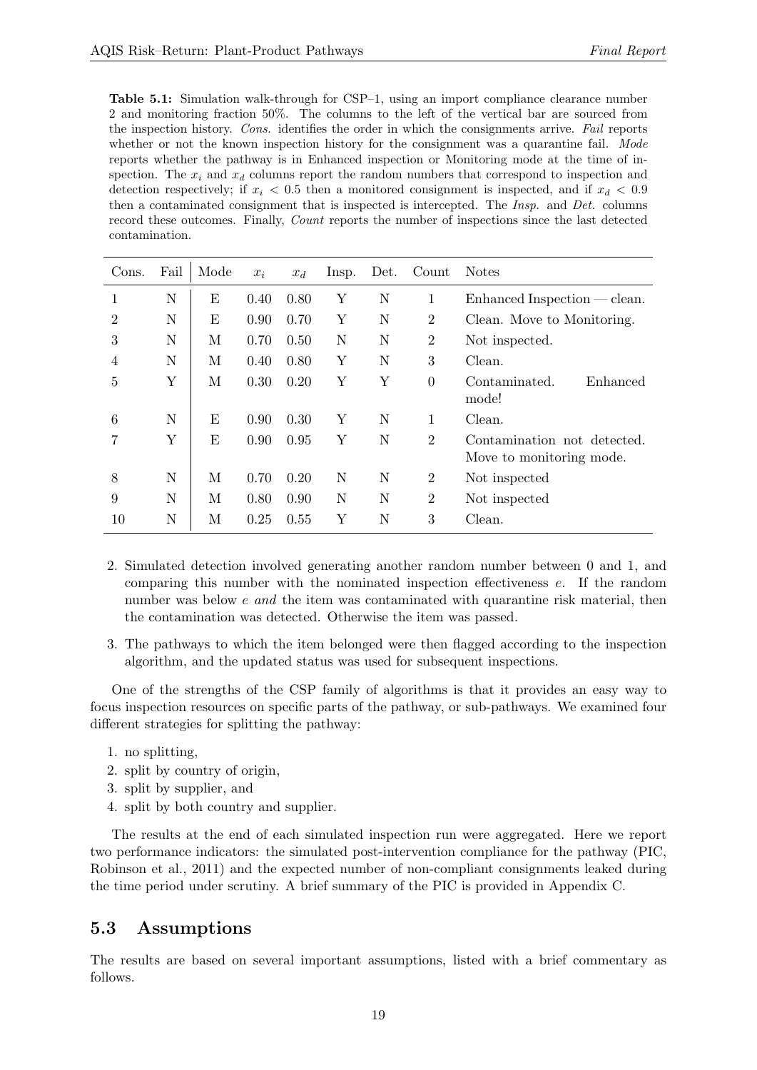**Table 5.1:** Simulation walk-through for CSP–1, using an import compliance clearance number 2 and monitoring fraction 50%. The columns to the left of the vertical bar are sourced from the inspection history. *Cons.* identifies the order in which the consignments arrive. *Fail* reports whether or not the known inspection history for the consignment was a quarantine fail. *Mode* reports whether the pathway is in Enhanced inspection or Monitoring mode at the time of inspection. The $x_i$ and $x_d$ columns report the random numbers that correspond to inspection and detection respectively; if $x_i < 0.5$ then a monitored consignment is inspected, and if $x_d < 0.9$ then a contaminated consignment that is inspected is intercepted. The *Insp.* and *Det.* columns record these outcomes. Finally, *Count* reports the number of inspections since the last detected contamination.

| Cons. | Fail | Mode | $x_i$ | $x_d$ | Insp. | Det. | Count | Notes |
|---|---|---|---|---|---|---|---|---|
| 1 | N | E | 0.40 | 0.80 | Y | N | 1 | Enhanced Inspection — clean. |
| 2 | N | E | 0.90 | 0.70 | Y | N | 2 | Clean. Move to Monitoring. |
| 3 | N | M | 0.70 | 0.50 | N | N | 2 | Not inspected. |
| 4 | N | M | 0.40 | 0.80 | Y | N | 3 | Clean. |
| 5 | Y | M | 0.30 | 0.20 | Y | Y | 0 | Contaminated. Enhanced mode! |
| 6 | N | E | 0.90 | 0.30 | Y | N | 1 | Clean. |
| 7 | Y | E | 0.90 | 0.95 | Y | N | 2 | Contamination not detected. Move to monitoring mode. |
| 8 | N | M | 0.70 | 0.20 | N | N | 2 | Not inspected |
| 9 | N | M | 0.80 | 0.90 | N | N | 2 | Not inspected |
| 10 | N | M | 0.25 | 0.55 | Y | N | 3 | Clean. |

2. Simulated detection involved generating another random number between 0 and 1, and comparing this number with the nominated inspection effectiveness $e$. If the random number was below $e$ *and* the item was contaminated with quarantine risk material, then the contamination was detected. Otherwise the item was passed.

3. The pathways to which the item belonged were then flagged according to the inspection algorithm, and the updated status was used for subsequent inspections.

One of the strengths of the CSP family of algorithms is that it provides an easy way to focus inspection resources on specific parts of the pathway, or sub-pathways. We examined four different strategies for splitting the pathway:

1. no splitting,
2. split by country of origin,
3. split by supplier, and
4. split by both country and supplier.

The results at the end of each simulated inspection run were aggregated. Here we report two performance indicators: the simulated post-intervention compliance for the pathway (PIC, Robinson et al., 2011) and the expected number of non-compliant consignments leaked during the time period under scrutiny. A brief summary of the PIC is provided in Appendix C.

## 5.3 Assumptions

The results are based on several important assumptions, listed with a brief commentary as follows.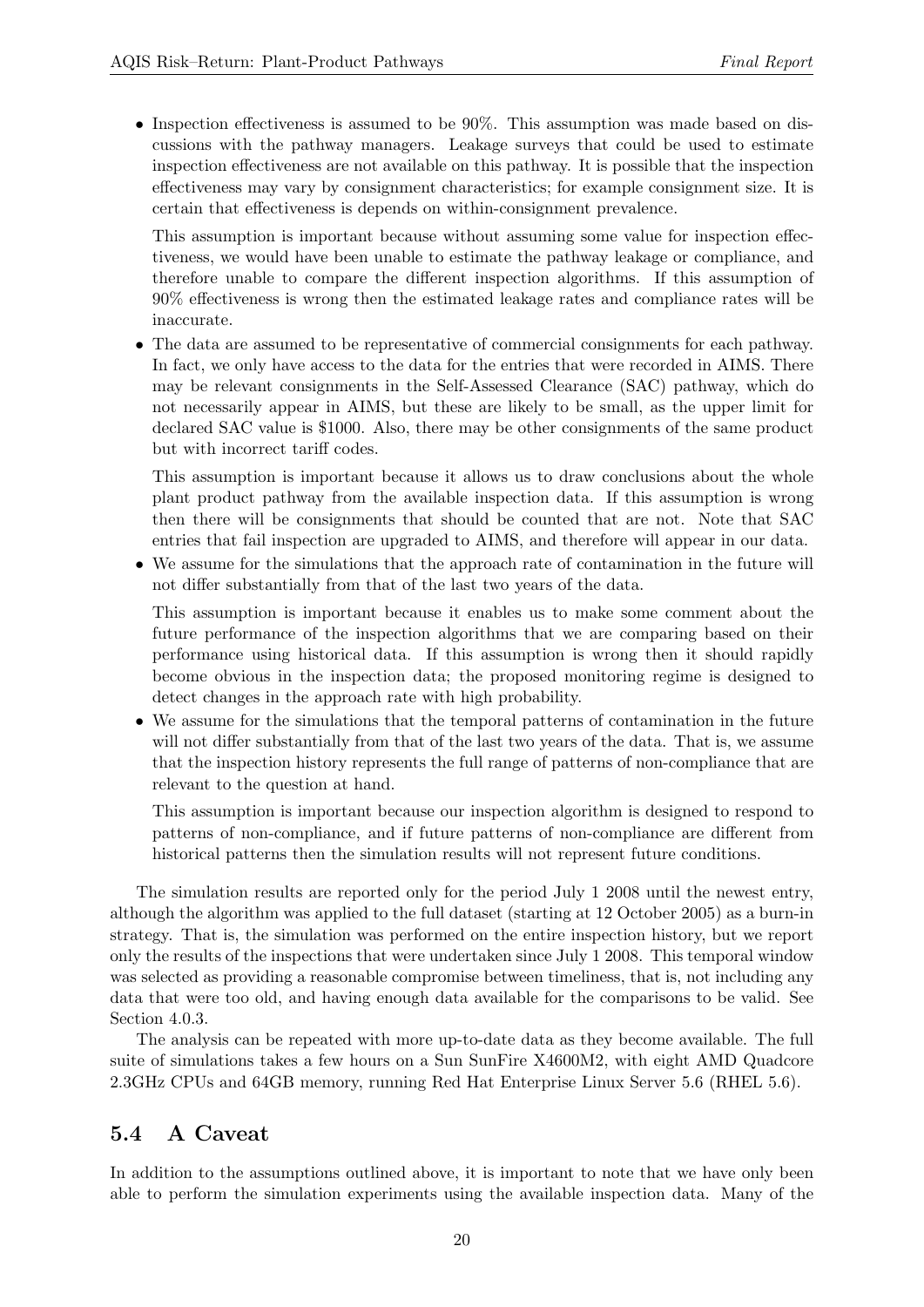- Inspection effectiveness is assumed to be 90%. This assumption was made based on discussions with the pathway managers. Leakage surveys that could be used to estimate inspection effectiveness are not available on this pathway. It is possible that the inspection effectiveness may vary by consignment characteristics; for example consignment size. It is certain that effectiveness is depends on within-consignment prevalence.

  This assumption is important because without assuming some value for inspection effectiveness, we would have been unable to estimate the pathway leakage or compliance, and therefore unable to compare the different inspection algorithms. If this assumption of 90% effectiveness is wrong then the estimated leakage rates and compliance rates will be inaccurate.

- The data are assumed to be representative of commercial consignments for each pathway. In fact, we only have access to the data for the entries that were recorded in AIMS. There may be relevant consignments in the Self-Assessed Clearance (SAC) pathway, which do not necessarily appear in AIMS, but these are likely to be small, as the upper limit for declared SAC value is $1000. Also, there may be other consignments of the same product but with incorrect tariff codes.

  This assumption is important because it allows us to draw conclusions about the whole plant product pathway from the available inspection data. If this assumption is wrong then there will be consignments that should be counted that are not. Note that SAC entries that fail inspection are upgraded to AIMS, and therefore will appear in our data.

- We assume for the simulations that the approach rate of contamination in the future will not differ substantially from that of the last two years of the data.

  This assumption is important because it enables us to make some comment about the future performance of the inspection algorithms that we are comparing based on their performance using historical data. If this assumption is wrong then it should rapidly become obvious in the inspection data; the proposed monitoring regime is designed to detect changes in the approach rate with high probability.

- We assume for the simulations that the temporal patterns of contamination in the future will not differ substantially from that of the last two years of the data. That is, we assume that the inspection history represents the full range of patterns of non-compliance that are relevant to the question at hand.

  This assumption is important because our inspection algorithm is designed to respond to patterns of non-compliance, and if future patterns of non-compliance are different from historical patterns then the simulation results will not represent future conditions.

The simulation results are reported only for the period July 1 2008 until the newest entry, although the algorithm was applied to the full dataset (starting at 12 October 2005) as a burn-in strategy. That is, the simulation was performed on the entire inspection history, but we report only the results of the inspections that were undertaken since July 1 2008. This temporal window was selected as providing a reasonable compromise between timeliness, that is, not including any data that were too old, and having enough data available for the comparisons to be valid. See Section 4.0.3.

The analysis can be repeated with more up-to-date data as they become available. The full suite of simulations takes a few hours on a Sun SunFire X4600M2, with eight AMD Quadcore 2.3GHz CPUs and 64GB memory, running Red Hat Enterprise Linux Server 5.6 (RHEL 5.6).

## 5.4 A Caveat

In addition to the assumptions outlined above, it is important to note that we have only been able to perform the simulation experiments using the available inspection data. Many of the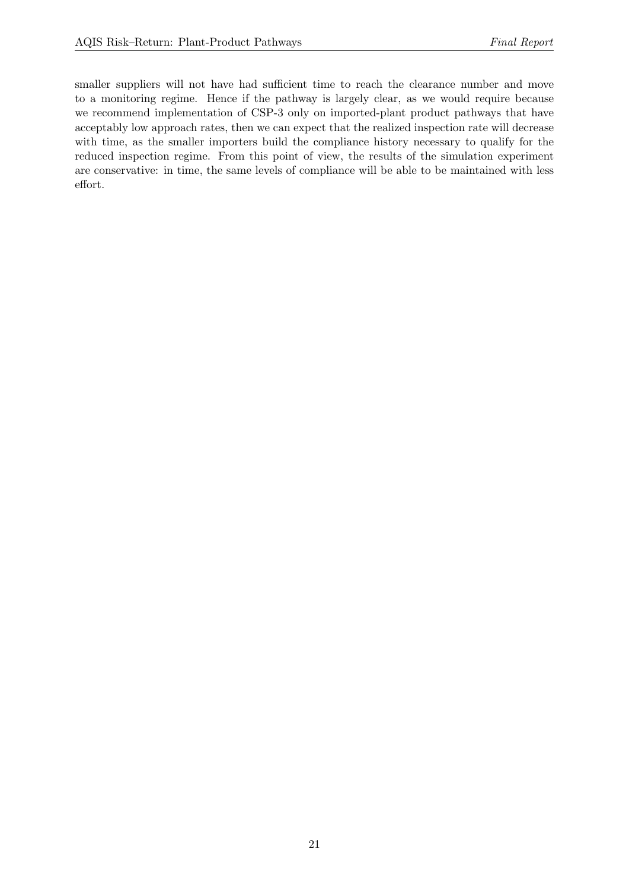smaller suppliers will not have had sufficient time to reach the clearance number and move to a monitoring regime. Hence if the pathway is largely clear, as we would require because we recommend implementation of CSP-3 only on imported-plant product pathways that have acceptably low approach rates, then we can expect that the realized inspection rate will decrease with time, as the smaller importers build the compliance history necessary to qualify for the reduced inspection regime. From this point of view, the results of the simulation experiment are conservative: in time, the same levels of compliance will be able to be maintained with less effort.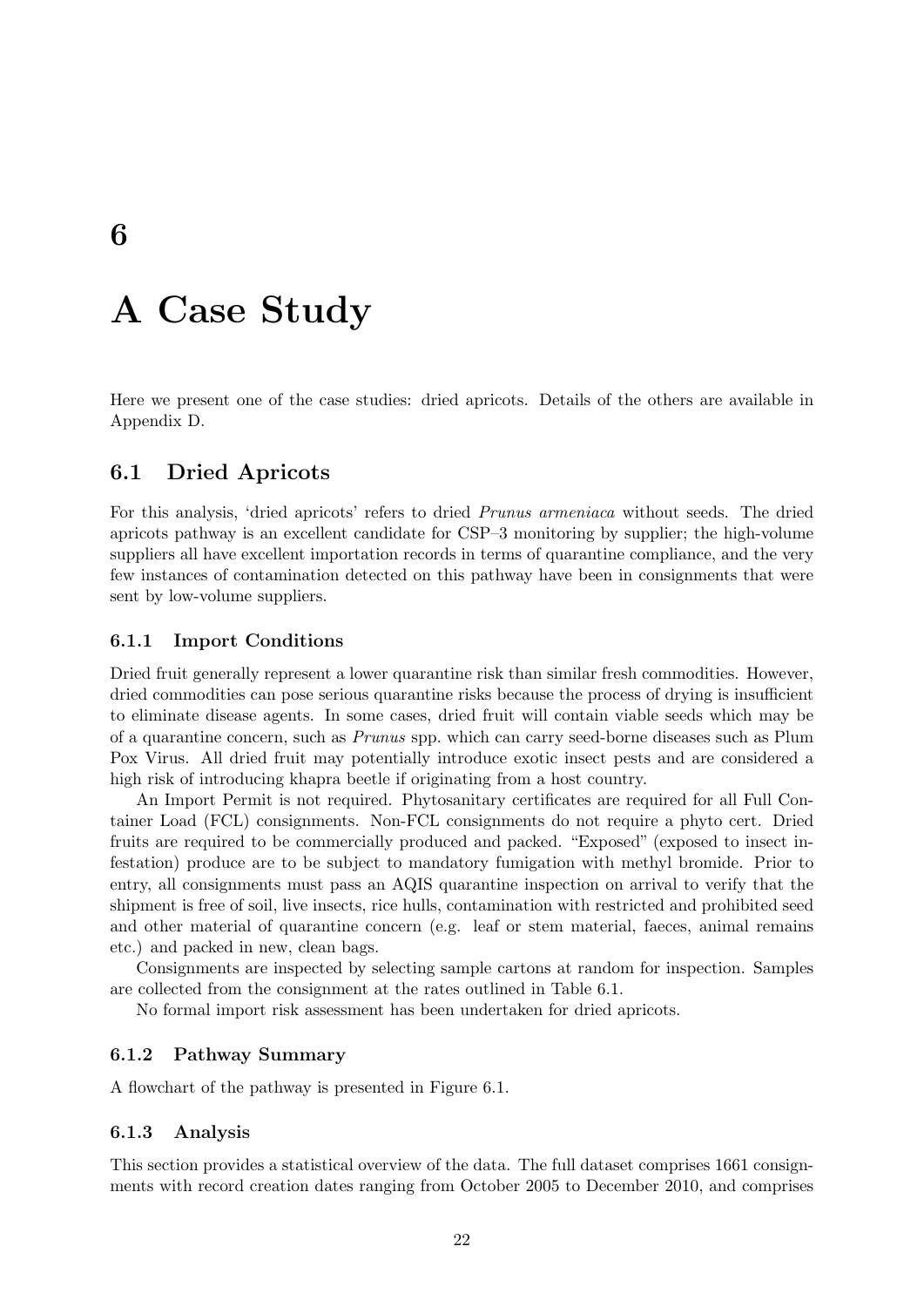# 6

# A Case Study

Here we present one of the case studies: dried apricots. Details of the others are available in Appendix D.

## 6.1 Dried Apricots

For this analysis, 'dried apricots' refers to dried *Prunus armeniaca* without seeds. The dried apricots pathway is an excellent candidate for CSP–3 monitoring by supplier; the high-volume suppliers all have excellent importation records in terms of quarantine compliance, and the very few instances of contamination detected on this pathway have been in consignments that were sent by low-volume suppliers.

### 6.1.1 Import Conditions

Dried fruit generally represent a lower quarantine risk than similar fresh commodities. However, dried commodities can pose serious quarantine risks because the process of drying is insufficient to eliminate disease agents. In some cases, dried fruit will contain viable seeds which may be of a quarantine concern, such as *Prunus* spp. which can carry seed-borne diseases such as Plum Pox Virus. All dried fruit may potentially introduce exotic insect pests and are considered a high risk of introducing khapra beetle if originating from a host country.

An Import Permit is not required. Phytosanitary certificates are required for all Full Container Load (FCL) consignments. Non-FCL consignments do not require a phyto cert. Dried fruits are required to be commercially produced and packed. "Exposed" (exposed to insect infestation) produce are to be subject to mandatory fumigation with methyl bromide. Prior to entry, all consignments must pass an AQIS quarantine inspection on arrival to verify that the shipment is free of soil, live insects, rice hulls, contamination with restricted and prohibited seed and other material of quarantine concern (e.g. leaf or stem material, faeces, animal remains etc.) and packed in new, clean bags.

Consignments are inspected by selecting sample cartons at random for inspection. Samples are collected from the consignment at the rates outlined in Table 6.1.

No formal import risk assessment has been undertaken for dried apricots.

### 6.1.2 Pathway Summary

A flowchart of the pathway is presented in Figure 6.1.

### 6.1.3 Analysis

This section provides a statistical overview of the data. The full dataset comprises 1661 consignments with record creation dates ranging from October 2005 to December 2010, and comprises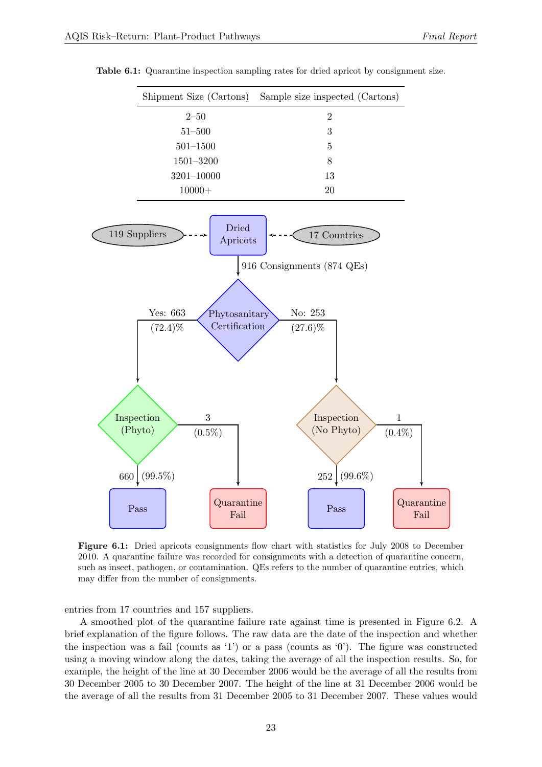**Table 6.1:** Quarantine inspection sampling rates for dried apricot by consignment size.

| Shipment Size (Cartons) | Sample size inspected (Cartons) |
|---|---|
| 2–50 | 2 |
| 51–500 | 3 |
| 501–1500 | 5 |
| 1501–3200 | 8 |
| 3201–10000 | 13 |
| 10000+ | 20 |

**Figure 6.1:** Dried apricots consignments flow chart with statistics for July 2008 to December 2010. A quarantine failure was recorded for consignments with a detection of quarantine concern, such as insect, pathogen, or contamination. QEs refers to the number of quarantine entries, which may differ from the number of consignments.

entries from 17 countries and 157 suppliers.

A smoothed plot of the quarantine failure rate against time is presented in Figure 6.2. A brief explanation of the figure follows. The raw data are the date of the inspection and whether the inspection was a fail (counts as '1') or a pass (counts as '0'). The figure was constructed using a moving window along the dates, taking the average of all the inspection results. So, for example, the height of the line at 30 December 2006 would be the average of all the results from 30 December 2005 to 30 December 2007. The height of the line at 31 December 2006 would be the average of all the results from 31 December 2005 to 31 December 2007. These values would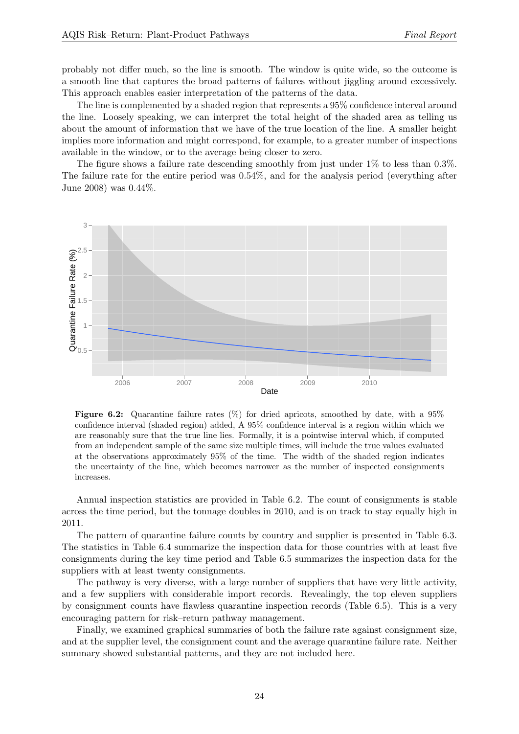probably not differ much, so the line is smooth. The window is quite wide, so the outcome is a smooth line that captures the broad patterns of failures without jiggling around excessively. This approach enables easier interpretation of the patterns of the data.

The line is complemented by a shaded region that represents a 95% confidence interval around the line. Loosely speaking, we can interpret the total height of the shaded area as telling us about the amount of information that we have of the true location of the line. A smaller height implies more information and might correspond, for example, to a greater number of inspections available in the window, or to the average being closer to zero.

The figure shows a failure rate descending smoothly from just under 1% to less than 0.3%. The failure rate for the entire period was 0.54%, and for the analysis period (everything after June 2008) was 0.44%.

**Figure 6.2:** Quarantine failure rates (%) for dried apricots, smoothed by date, with a 95% confidence interval (shaded region) added, A 95% confidence interval is a region within which we are reasonably sure that the true line lies. Formally, it is a pointwise interval which, if computed from an independent sample of the same size multiple times, will include the true values evaluated at the observations approximately 95% of the time. The width of the shaded region indicates the uncertainty of the line, which becomes narrower as the number of inspected consignments increases.

Annual inspection statistics are provided in Table 6.2. The count of consignments is stable across the time period, but the tonnage doubles in 2010, and is on track to stay equally high in 2011.

The pattern of quarantine failure counts by country and supplier is presented in Table 6.3. The statistics in Table 6.4 summarize the inspection data for those countries with at least five consignments during the key time period and Table 6.5 summarizes the inspection data for the suppliers with at least twenty consignments.

The pathway is very diverse, with a large number of suppliers that have very little activity, and a few suppliers with considerable import records. Revealingly, the top eleven suppliers by consignment counts have flawless quarantine inspection records (Table 6.5). This is a very encouraging pattern for risk–return pathway management.

Finally, we examined graphical summaries of both the failure rate against consignment size, and at the supplier level, the consignment count and the average quarantine failure rate. Neither summary showed substantial patterns, and they are not included here.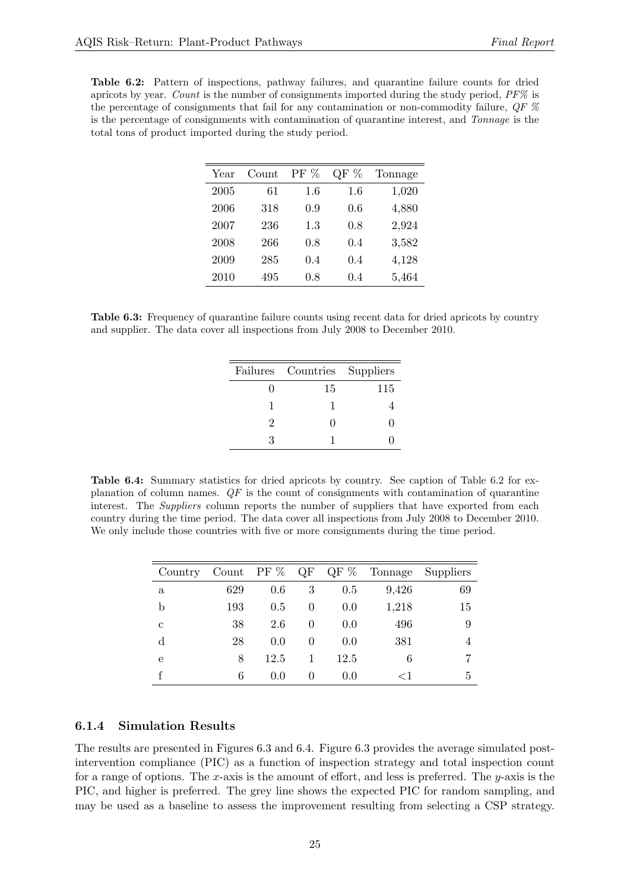**Table 6.2:** Pattern of inspections, pathway failures, and quarantine failure counts for dried apricots by year. *Count* is the number of consignments imported during the study period, *PF%* is the percentage of consignments that fail for any contamination or non-commodity failure, *QF %* is the percentage of consignments with contamination of quarantine interest, and *Tonnage* is the total tons of product imported during the study period.

| Year | Count | PF % | QF % | Tonnage |
|---|---|---|---|---|
| 2005 | 61 | 1.6 | 1.6 | 1,020 |
| 2006 | 318 | 0.9 | 0.6 | 4,880 |
| 2007 | 236 | 1.3 | 0.8 | 2,924 |
| 2008 | 266 | 0.8 | 0.4 | 3,582 |
| 2009 | 285 | 0.4 | 0.4 | 4,128 |
| 2010 | 495 | 0.8 | 0.4 | 5,464 |

**Table 6.3:** Frequency of quarantine failure counts using recent data for dried apricots by country and supplier. The data cover all inspections from July 2008 to December 2010.

| Failures | Countries | Suppliers |
|---|---|---|
| 0 | 15 | 115 |
| 1 | 1 | 4 |
| 2 | 0 | 0 |
| 3 | 1 | 0 |

**Table 6.4:** Summary statistics for dried apricots by country. See caption of Table 6.2 for explanation of column names. *QF* is the count of consignments with contamination of quarantine interest. The *Suppliers* column reports the number of suppliers that have exported from each country during the time period. The data cover all inspections from July 2008 to December 2010. We only include those countries with five or more consignments during the time period.

| Country | Count | PF % | QF | QF % | Tonnage | Suppliers |
|---|---|---|---|---|---|---|
| a | 629 | 0.6 | 3 | 0.5 | 9,426 | 69 |
| b | 193 | 0.5 | 0 | 0.0 | 1,218 | 15 |
| c | 38 | 2.6 | 0 | 0.0 | 496 | 9 |
| d | 28 | 0.0 | 0 | 0.0 | 381 | 4 |
| e | 8 | 12.5 | 1 | 12.5 | 6 | 7 |
| f | 6 | 0.0 | 0 | 0.0 | <1 | 5 |

### 6.1.4 Simulation Results

The results are presented in Figures 6.3 and 6.4. Figure 6.3 provides the average simulated post-intervention compliance (PIC) as a function of inspection strategy and total inspection count for a range of options. The $x$-axis is the amount of effort, and less is preferred. The $y$-axis is the PIC, and higher is preferred. The grey line shows the expected PIC for random sampling, and may be used as a baseline to assess the improvement resulting from selecting a CSP strategy.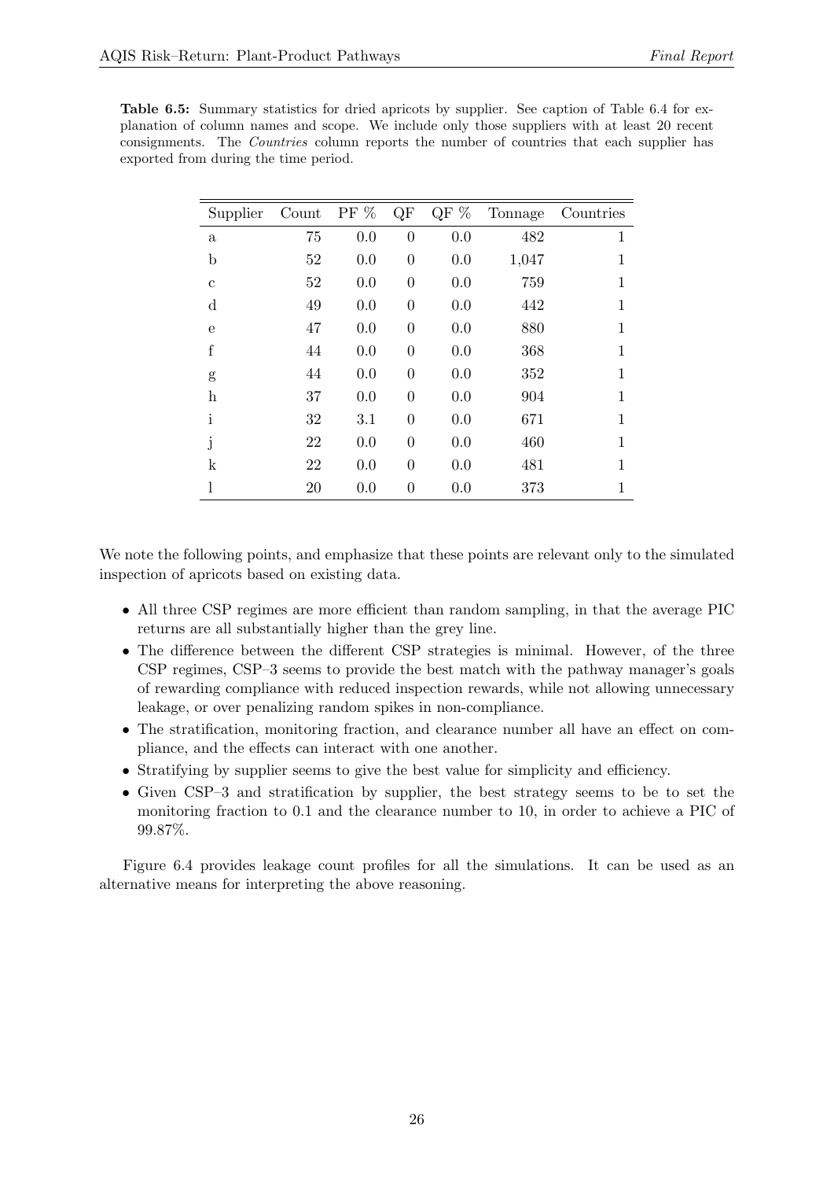**Table 6.5:** Summary statistics for dried apricots by supplier. See caption of Table 6.4 for explanation of column names and scope. We include only those suppliers with at least 20 recent consignments. The *Countries* column reports the number of countries that each supplier has exported from during the time period.

| Supplier | Count | PF % | QF | QF % | Tonnage | Countries |
|---|---|---|---|---|---|---|
| a | 75 | 0.0 | 0 | 0.0 | 482 | 1 |
| b | 52 | 0.0 | 0 | 0.0 | 1,047 | 1 |
| c | 52 | 0.0 | 0 | 0.0 | 759 | 1 |
| d | 49 | 0.0 | 0 | 0.0 | 442 | 1 |
| e | 47 | 0.0 | 0 | 0.0 | 880 | 1 |
| f | 44 | 0.0 | 0 | 0.0 | 368 | 1 |
| g | 44 | 0.0 | 0 | 0.0 | 352 | 1 |
| h | 37 | 0.0 | 0 | 0.0 | 904 | 1 |
| i | 32 | 3.1 | 0 | 0.0 | 671 | 1 |
| j | 22 | 0.0 | 0 | 0.0 | 460 | 1 |
| k | 22 | 0.0 | 0 | 0.0 | 481 | 1 |
| l | 20 | 0.0 | 0 | 0.0 | 373 | 1 |

We note the following points, and emphasize that these points are relevant only to the simulated inspection of apricots based on existing data.

- All three CSP regimes are more efficient than random sampling, in that the average PIC returns are all substantially higher than the grey line.
- The difference between the different CSP strategies is minimal. However, of the three CSP regimes, CSP–3 seems to provide the best match with the pathway manager's goals of rewarding compliance with reduced inspection rewards, while not allowing unnecessary leakage, or over penalizing random spikes in non-compliance.
- The stratification, monitoring fraction, and clearance number all have an effect on compliance, and the effects can interact with one another.
- Stratifying by supplier seems to give the best value for simplicity and efficiency.
- Given CSP–3 and stratification by supplier, the best strategy seems to be to set the monitoring fraction to 0.1 and the clearance number to 10, in order to achieve a PIC of 99.87%.

Figure 6.4 provides leakage count profiles for all the simulations. It can be used as an alternative means for interpreting the above reasoning.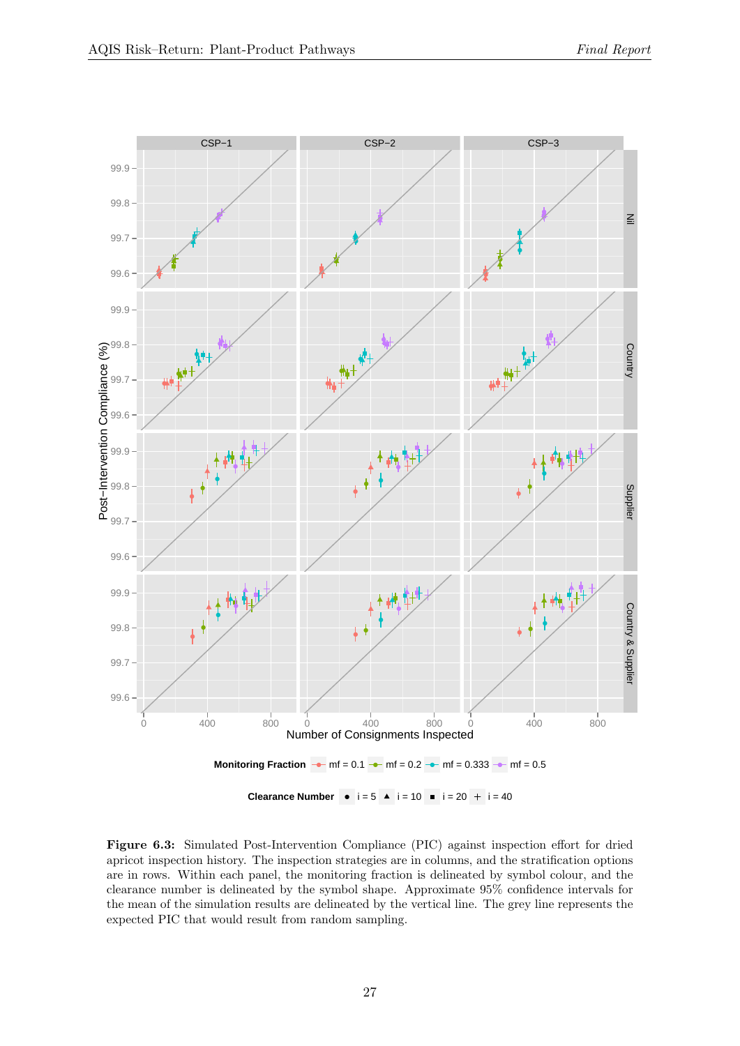**Figure 6.3:** Simulated Post-Intervention Compliance (PIC) against inspection effort for dried apricot inspection history. The inspection strategies are in columns, and the stratification options are in rows. Within each panel, the monitoring fraction is delineated by symbol colour, and the clearance number is delineated by the symbol shape. Approximate 95% confidence intervals for the mean of the simulation results are delineated by the vertical line. The grey line represents the expected PIC that would result from random sampling.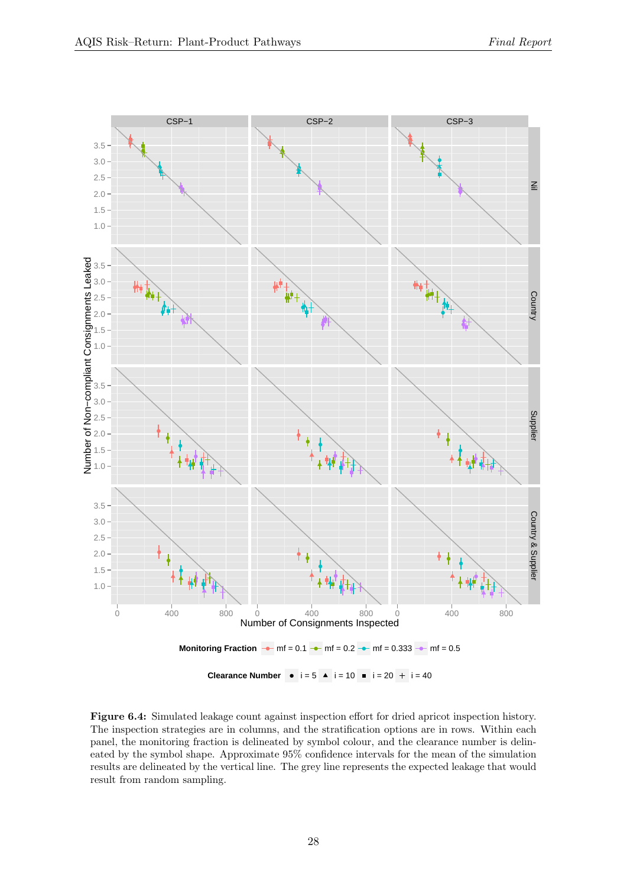**Figure 6.4:** Simulated leakage count against inspection effort for dried apricot inspection history. The inspection strategies are in columns, and the stratification options are in rows. Within each panel, the monitoring fraction is delineated by symbol colour, and the clearance number is delineated by the symbol shape. Approximate 95% confidence intervals for the mean of the simulation results are delineated by the vertical line. The grey line represents the expected leakage that would result from random sampling.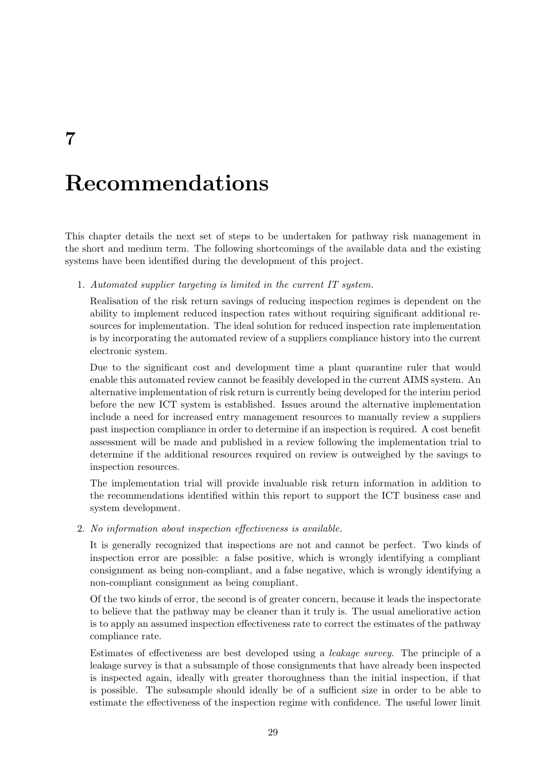# 7

# Recommendations

This chapter details the next set of steps to be undertaken for pathway risk management in the short and medium term. The following shortcomings of the available data and the existing systems have been identified during the development of this project.

1. *Automated supplier targeting is limited in the current IT system.*

   Realisation of the risk return savings of reducing inspection regimes is dependent on the ability to implement reduced inspection rates without requiring significant additional resources for implementation. The ideal solution for reduced inspection rate implementation is by incorporating the automated review of a suppliers compliance history into the current electronic system.

   Due to the significant cost and development time a plant quarantine ruler that would enable this automated review cannot be feasibly developed in the current AIMS system. An alternative implementation of risk return is currently being developed for the interim period before the new ICT system is established. Issues around the alternative implementation include a need for increased entry management resources to manually review a suppliers past inspection compliance in order to determine if an inspection is required. A cost benefit assessment will be made and published in a review following the implementation trial to determine if the additional resources required on review is outweighed by the savings to inspection resources.

   The implementation trial will provide invaluable risk return information in addition to the recommendations identified within this report to support the ICT business case and system development.

2. *No information about inspection effectiveness is available.*

   It is generally recognized that inspections are not and cannot be perfect. Two kinds of inspection error are possible: a false positive, which is wrongly identifying a compliant consignment as being non-compliant, and a false negative, which is wrongly identifying a non-compliant consignment as being compliant.

   Of the two kinds of error, the second is of greater concern, because it leads the inspectorate to believe that the pathway may be cleaner than it truly is. The usual ameliorative action is to apply an assumed inspection effectiveness rate to correct the estimates of the pathway compliance rate.

   Estimates of effectiveness are best developed using a *leakage survey*. The principle of a leakage survey is that a subsample of those consignments that have already been inspected is inspected again, ideally with greater thoroughness than the initial inspection, if that is possible. The subsample should ideally be of a sufficient size in order to be able to estimate the effectiveness of the inspection regime with confidence. The useful lower limit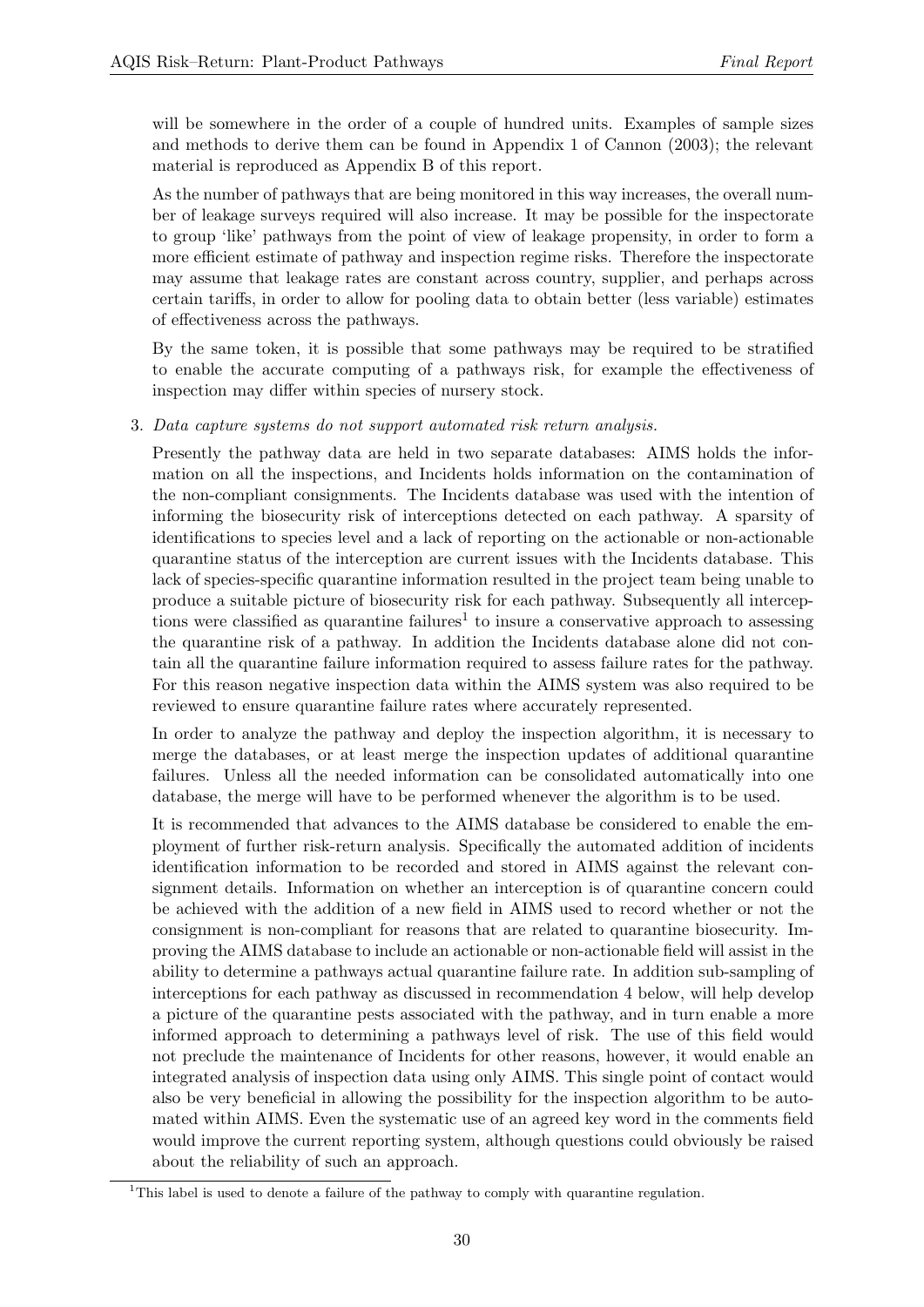will be somewhere in the order of a couple of hundred units. Examples of sample sizes and methods to derive them can be found in Appendix 1 of Cannon (2003); the relevant material is reproduced as Appendix B of this report.

As the number of pathways that are being monitored in this way increases, the overall number of leakage surveys required will also increase. It may be possible for the inspectorate to group 'like' pathways from the point of view of leakage propensity, in order to form a more efficient estimate of pathway and inspection regime risks. Therefore the inspectorate may assume that leakage rates are constant across country, supplier, and perhaps across certain tariffs, in order to allow for pooling data to obtain better (less variable) estimates of effectiveness across the pathways.

By the same token, it is possible that some pathways may be required to be stratified to enable the accurate computing of a pathways risk, for example the effectiveness of inspection may differ within species of nursery stock.

3. *Data capture systems do not support automated risk return analysis.*

   Presently the pathway data are held in two separate databases: AIMS holds the information on all the inspections, and Incidents holds information on the contamination of the non-compliant consignments. The Incidents database was used with the intention of informing the biosecurity risk of interceptions detected on each pathway. A sparsity of identifications to species level and a lack of reporting on the actionable or non-actionable quarantine status of the interception are current issues with the Incidents database. This lack of species-specific quarantine information resulted in the project team being unable to produce a suitable picture of biosecurity risk for each pathway. Subsequently all interceptions were classified as quarantine failures[1] to insure a conservative approach to assessing the quarantine risk of a pathway. In addition the Incidents database alone did not contain all the quarantine failure information required to assess failure rates for the pathway. For this reason negative inspection data within the AIMS system was also required to be reviewed to ensure quarantine failure rates where accurately represented.

   In order to analyze the pathway and deploy the inspection algorithm, it is necessary to merge the databases, or at least merge the inspection updates of additional quarantine failures. Unless all the needed information can be consolidated automatically into one database, the merge will have to be performed whenever the algorithm is to be used.

   It is recommended that advances to the AIMS database be considered to enable the employment of further risk-return analysis. Specifically the automated addition of incidents identification information to be recorded and stored in AIMS against the relevant consignment details. Information on whether an interception is of quarantine concern could be achieved with the addition of a new field in AIMS used to record whether or not the consignment is non-compliant for reasons that are related to quarantine biosecurity. Improving the AIMS database to include an actionable or non-actionable field will assist in the ability to determine a pathways actual quarantine failure rate. In addition sub-sampling of interceptions for each pathway as discussed in recommendation 4 below, will help develop a picture of the quarantine pests associated with the pathway, and in turn enable a more informed approach to determining a pathways level of risk. The use of this field would not preclude the maintenance of Incidents for other reasons, however, it would enable an integrated analysis of inspection data using only AIMS. This single point of contact would also be very beneficial in allowing the possibility for the inspection algorithm to be automated within AIMS. Even the systematic use of an agreed key word in the comments field would improve the current reporting system, although questions could obviously be raised about the reliability of such an approach.

[1] This label is used to denote a failure of the pathway to comply with quarantine regulation.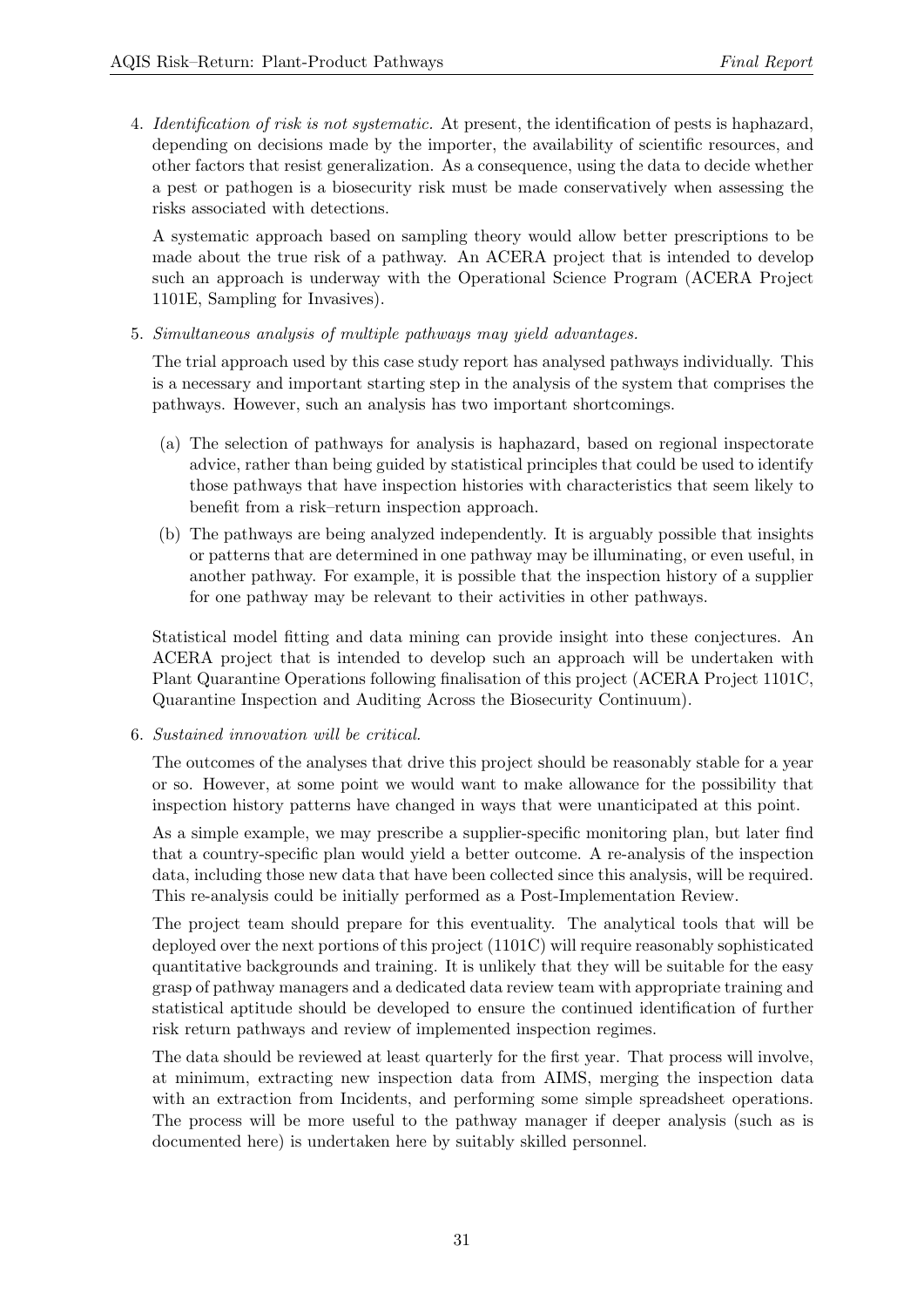4. *Identification of risk is not systematic.* At present, the identification of pests is haphazard, depending on decisions made by the importer, the availability of scientific resources, and other factors that resist generalization. As a consequence, using the data to decide whether a pest or pathogen is a biosecurity risk must be made conservatively when assessing the risks associated with detections.

   A systematic approach based on sampling theory would allow better prescriptions to be made about the true risk of a pathway. An ACERA project that is intended to develop such an approach is underway with the Operational Science Program (ACERA Project 1101E, Sampling for Invasives).

5. *Simultaneous analysis of multiple pathways may yield advantages.*

   The trial approach used by this case study report has analysed pathways individually. This is a necessary and important starting step in the analysis of the system that comprises the pathways. However, such an analysis has two important shortcomings.

   (a) The selection of pathways for analysis is haphazard, based on regional inspectorate advice, rather than being guided by statistical principles that could be used to identify those pathways that have inspection histories with characteristics that seem likely to benefit from a risk–return inspection approach.

   (b) The pathways are being analyzed independently. It is arguably possible that insights or patterns that are determined in one pathway may be illuminating, or even useful, in another pathway. For example, it is possible that the inspection history of a supplier for one pathway may be relevant to their activities in other pathways.

   Statistical model fitting and data mining can provide insight into these conjectures. An ACERA project that is intended to develop such an approach will be undertaken with Plant Quarantine Operations following finalisation of this project (ACERA Project 1101C, Quarantine Inspection and Auditing Across the Biosecurity Continuum).

6. *Sustained innovation will be critical.*

   The outcomes of the analyses that drive this project should be reasonably stable for a year or so. However, at some point we would want to make allowance for the possibility that inspection history patterns have changed in ways that were unanticipated at this point.

   As a simple example, we may prescribe a supplier-specific monitoring plan, but later find that a country-specific plan would yield a better outcome. A re-analysis of the inspection data, including those new data that have been collected since this analysis, will be required. This re-analysis could be initially performed as a Post-Implementation Review.

   The project team should prepare for this eventuality. The analytical tools that will be deployed over the next portions of this project (1101C) will require reasonably sophisticated quantitative backgrounds and training. It is unlikely that they will be suitable for the easy grasp of pathway managers and a dedicated data review team with appropriate training and statistical aptitude should be developed to ensure the continued identification of further risk return pathways and review of implemented inspection regimes.

   The data should be reviewed at least quarterly for the first year. That process will involve, at minimum, extracting new inspection data from AIMS, merging the inspection data with an extraction from Incidents, and performing some simple spreadsheet operations. The process will be more useful to the pathway manager if deeper analysis (such as is documented here) is undertaken here by suitably skilled personnel.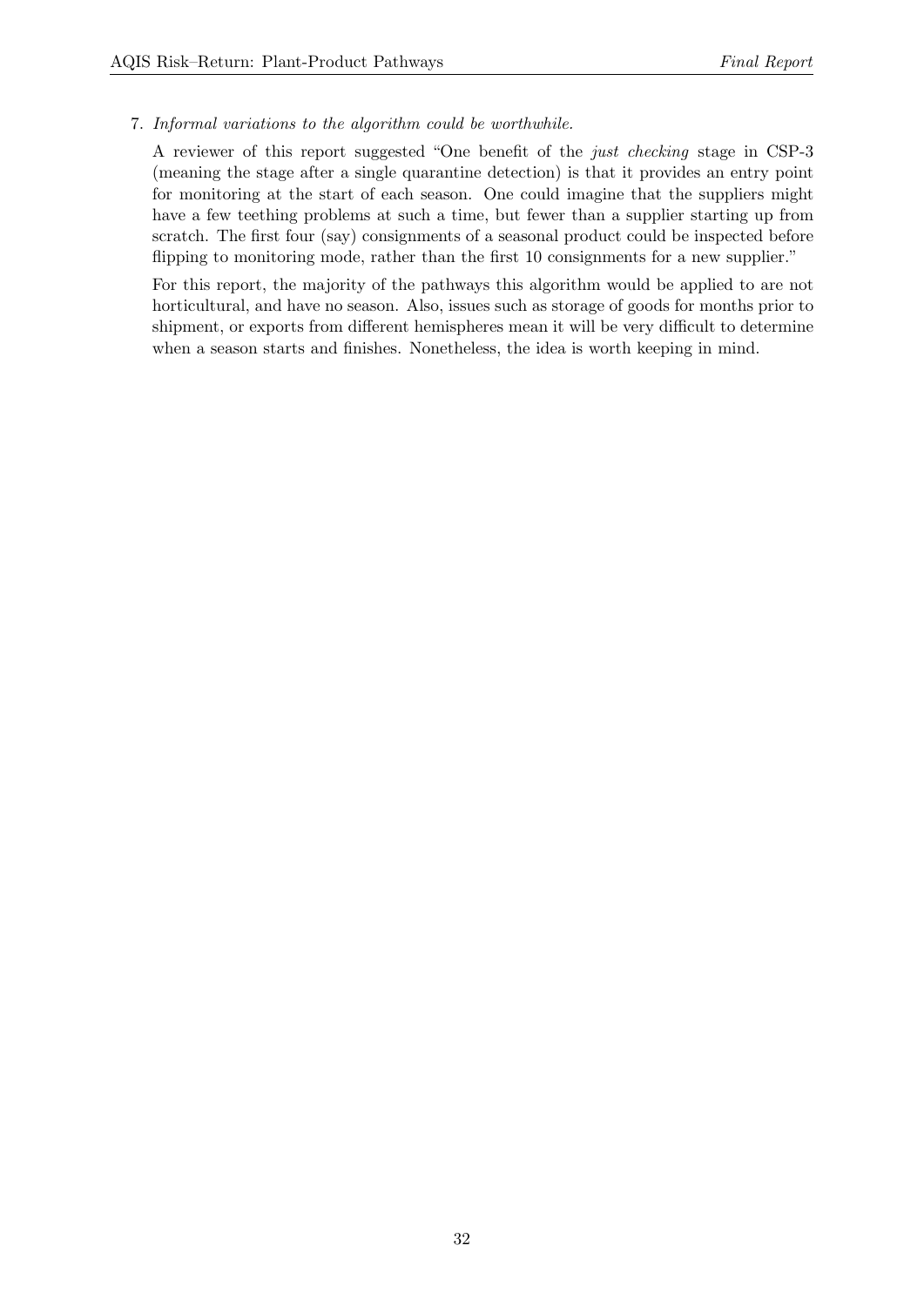7. *Informal variations to the algorithm could be worthwhile.*

   A reviewer of this report suggested "One benefit of the *just checking* stage in CSP-3 (meaning the stage after a single quarantine detection) is that it provides an entry point for monitoring at the start of each season. One could imagine that the suppliers might have a few teething problems at such a time, but fewer than a supplier starting up from scratch. The first four (say) consignments of a seasonal product could be inspected before flipping to monitoring mode, rather than the first 10 consignments for a new supplier."

   For this report, the majority of the pathways this algorithm would be applied to are not horticultural, and have no season. Also, issues such as storage of goods for months prior to shipment, or exports from different hemispheres mean it will be very difficult to determine when a season starts and finishes. Nonetheless, the idea is worth keeping in mind.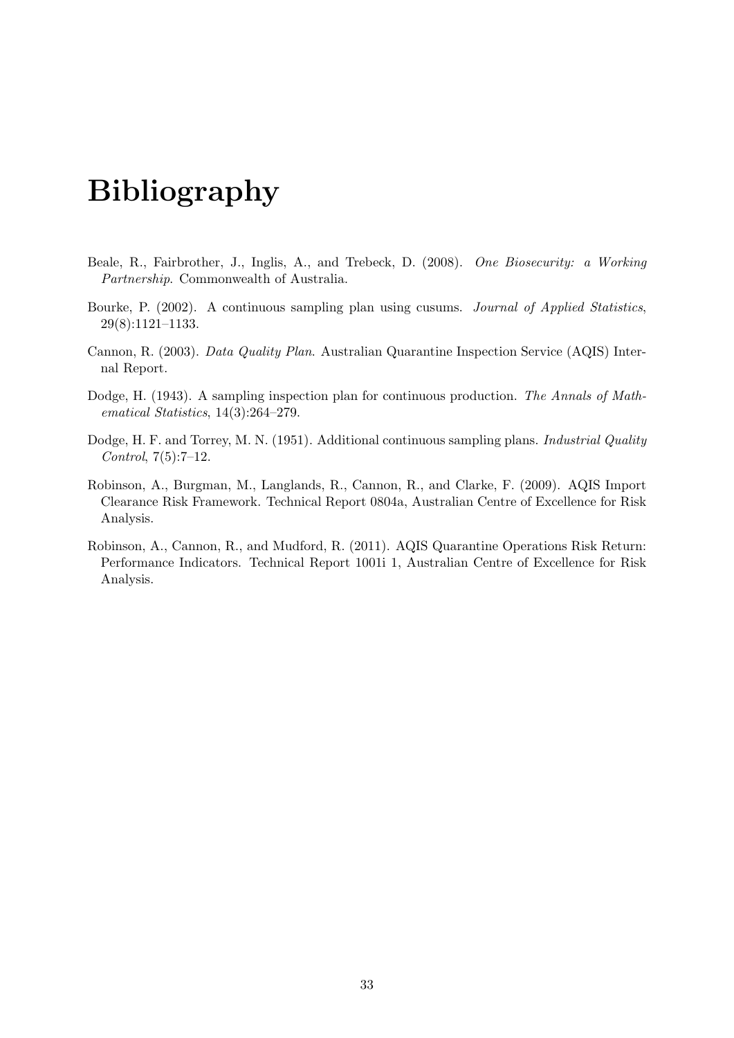# Bibliography

Beale, R., Fairbrother, J., Inglis, A., and Trebeck, D. (2008). *One Biosecurity: a Working Partnership*. Commonwealth of Australia.

Bourke, P. (2002). A continuous sampling plan using cusums. *Journal of Applied Statistics*, 29(8):1121–1133.

Cannon, R. (2003). *Data Quality Plan*. Australian Quarantine Inspection Service (AQIS) Internal Report.

Dodge, H. (1943). A sampling inspection plan for continuous production. *The Annals of Mathematical Statistics*, 14(3):264–279.

Dodge, H. F. and Torrey, M. N. (1951). Additional continuous sampling plans. *Industrial Quality Control*, 7(5):7–12.

Robinson, A., Burgman, M., Langlands, R., Cannon, R., and Clarke, F. (2009). AQIS Import Clearance Risk Framework. Technical Report 0804a, Australian Centre of Excellence for Risk Analysis.

Robinson, A., Cannon, R., and Mudford, R. (2011). AQIS Quarantine Operations Risk Return: Performance Indicators. Technical Report 1001i 1, Australian Centre of Excellence for Risk Analysis.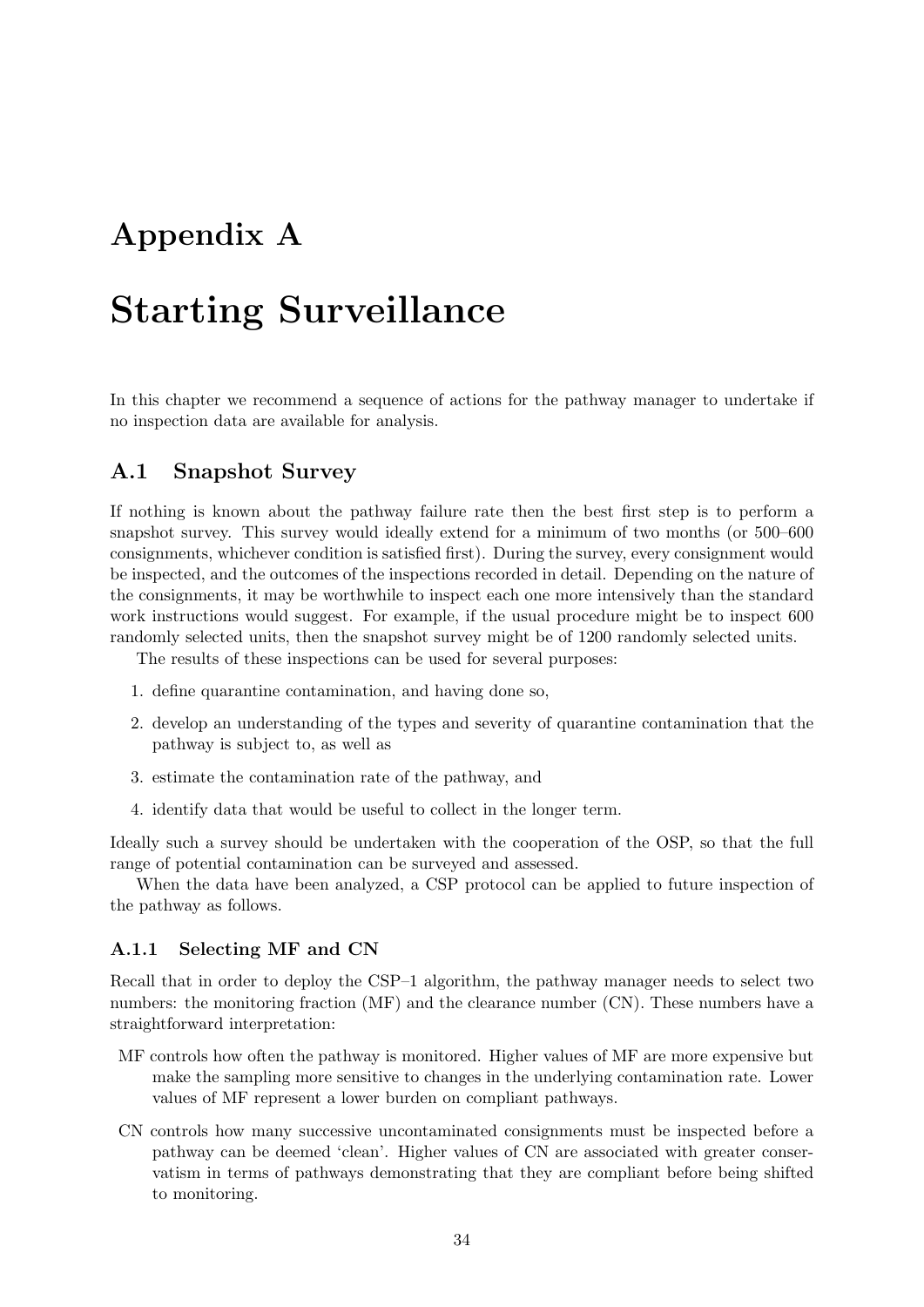# Appendix A

# Starting Surveillance

In this chapter we recommend a sequence of actions for the pathway manager to undertake if no inspection data are available for analysis.

## A.1 Snapshot Survey

If nothing is known about the pathway failure rate then the best first step is to perform a snapshot survey. This survey would ideally extend for a minimum of two months (or 500–600 consignments, whichever condition is satisfied first). During the survey, every consignment would be inspected, and the outcomes of the inspections recorded in detail. Depending on the nature of the consignments, it may be worthwhile to inspect each one more intensively than the standard work instructions would suggest. For example, if the usual procedure might be to inspect 600 randomly selected units, then the snapshot survey might be of 1200 randomly selected units.

The results of these inspections can be used for several purposes:

1. define quarantine contamination, and having done so,
2. develop an understanding of the types and severity of quarantine contamination that the pathway is subject to, as well as
3. estimate the contamination rate of the pathway, and
4. identify data that would be useful to collect in the longer term.

Ideally such a survey should be undertaken with the cooperation of the OSP, so that the full range of potential contamination can be surveyed and assessed.

When the data have been analyzed, a CSP protocol can be applied to future inspection of the pathway as follows.

### A.1.1 Selecting MF and CN

Recall that in order to deploy the CSP–1 algorithm, the pathway manager needs to select two numbers: the monitoring fraction (MF) and the clearance number (CN). These numbers have a straightforward interpretation:

MF controls how often the pathway is monitored. Higher values of MF are more expensive but make the sampling more sensitive to changes in the underlying contamination rate. Lower values of MF represent a lower burden on compliant pathways.

CN controls how many successive uncontaminated consignments must be inspected before a pathway can be deemed 'clean'. Higher values of CN are associated with greater conservatism in terms of pathways demonstrating that they are compliant before being shifted to monitoring.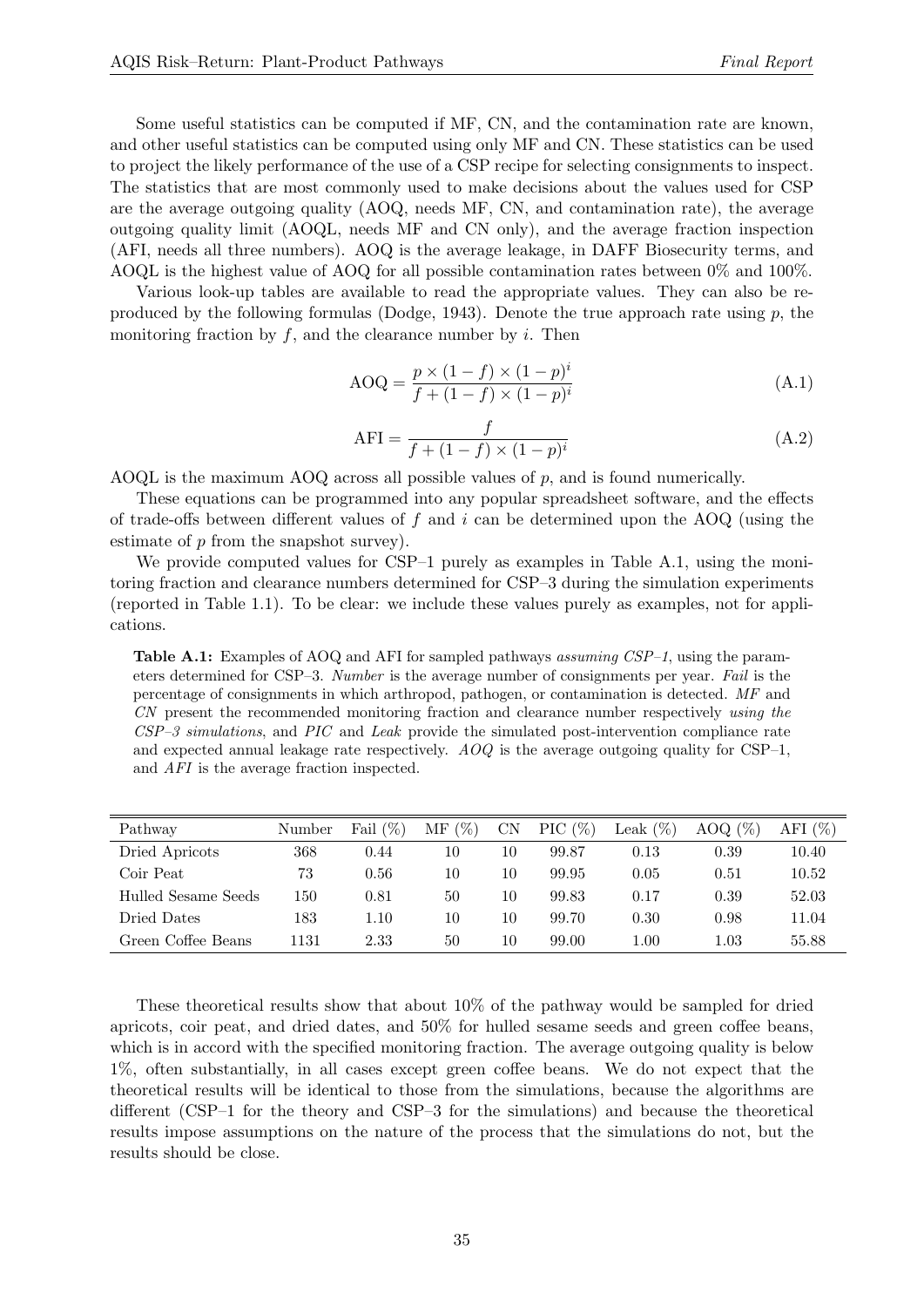Some useful statistics can be computed if MF, CN, and the contamination rate are known, and other useful statistics can be computed using only MF and CN. These statistics can be used to project the likely performance of the use of a CSP recipe for selecting consignments to inspect. The statistics that are most commonly used to make decisions about the values used for CSP are the average outgoing quality (AOQ, needs MF, CN, and contamination rate), the average outgoing quality limit (AOQL, needs MF and CN only), and the average fraction inspection (AFI, needs all three numbers). AOQ is the average leakage, in DAFF Biosecurity terms, and AOQL is the highest value of AOQ for all possible contamination rates between 0% and 100%.

Various look-up tables are available to read the appropriate values. They can also be reproduced by the following formulas (Dodge, 1943). Denote the true approach rate using $p$, the monitoring fraction by $f$, and the clearance number by $i$. Then

$$\text{AOQ} = \frac{p \times (1 - f) \times (1 - p)^i}{f + (1 - f) \times (1 - p)^i} \tag{A.1}$$

$$\text{AFI} = \frac{f}{f + (1 - f) \times (1 - p)^i} \tag{A.2}$$

AOQL is the maximum AOQ across all possible values of $p$, and is found numerically.

These equations can be programmed into any popular spreadsheet software, and the effects of trade-offs between different values of $f$ and $i$ can be determined upon the AOQ (using the estimate of $p$ from the snapshot survey).

We provide computed values for CSP–1 purely as examples in Table A.1, using the monitoring fraction and clearance numbers determined for CSP–3 during the simulation experiments (reported in Table 1.1). To be clear: we include these values purely as examples, not for applications.

**Table A.1:** Examples of AOQ and AFI for sampled pathways *assuming CSP–1*, using the parameters determined for CSP–3. *Number* is the average number of consignments per year. *Fail* is the percentage of consignments in which arthropod, pathogen, or contamination is detected. *MF* and *CN* present the recommended monitoring fraction and clearance number respectively *using the CSP–3 simulations*, and *PIC* and *Leak* provide the simulated post-intervention compliance rate and expected annual leakage rate respectively. *AOQ* is the average outgoing quality for CSP–1, and *AFI* is the average fraction inspected.

| Pathway | Number | Fail (%) | MF (%) | CN | PIC (%) | Leak (%) | AOQ (%) | AFI (%) |
|---|---|---|---|---|---|---|---|---|
| Dried Apricots | 368 | 0.44 | 10 | 10 | 99.87 | 0.13 | 0.39 | 10.40 |
| Coir Peat | 73 | 0.56 | 10 | 10 | 99.95 | 0.05 | 0.51 | 10.52 |
| Hulled Sesame Seeds | 150 | 0.81 | 50 | 10 | 99.83 | 0.17 | 0.39 | 52.03 |
| Dried Dates | 183 | 1.10 | 10 | 10 | 99.70 | 0.30 | 0.98 | 11.04 |
| Green Coffee Beans | 1131 | 2.33 | 50 | 10 | 99.00 | 1.00 | 1.03 | 55.88 |

These theoretical results show that about 10% of the pathway would be sampled for dried apricots, coir peat, and dried dates, and 50% for hulled sesame seeds and green coffee beans, which is in accord with the specified monitoring fraction. The average outgoing quality is below 1%, often substantially, in all cases except green coffee beans. We do not expect that the theoretical results will be identical to those from the simulations, because the algorithms are different (CSP–1 for the theory and CSP–3 for the simulations) and because the theoretical results impose assumptions on the nature of the process that the simulations do not, but the results should be close.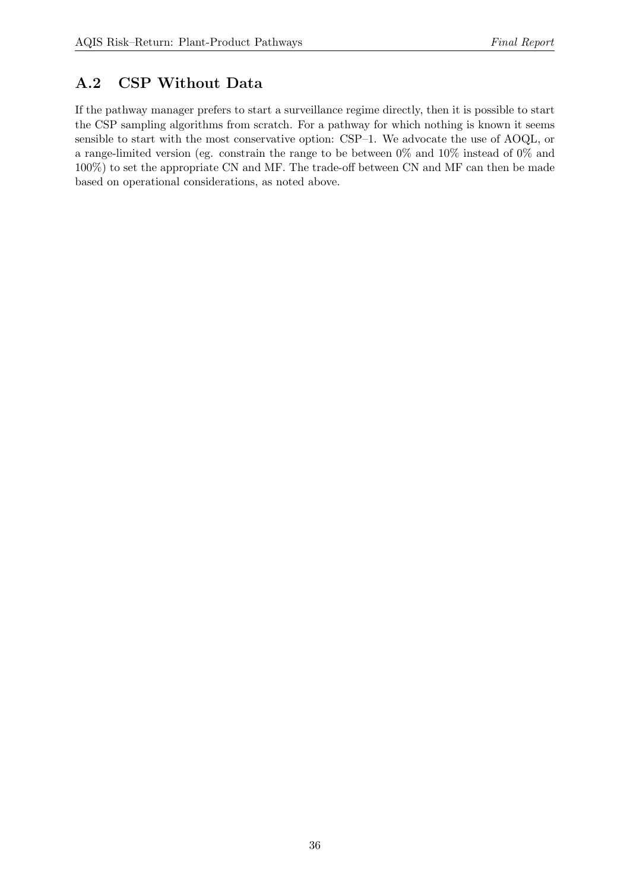## A.2 CSP Without Data

If the pathway manager prefers to start a surveillance regime directly, then it is possible to start the CSP sampling algorithms from scratch. For a pathway for which nothing is known it seems sensible to start with the most conservative option: CSP–1. We advocate the use of AOQL, or a range-limited version (eg. constrain the range to be between 0% and 10% instead of 0% and 100%) to set the appropriate CN and MF. The trade-off between CN and MF can then be made based on operational considerations, as noted above.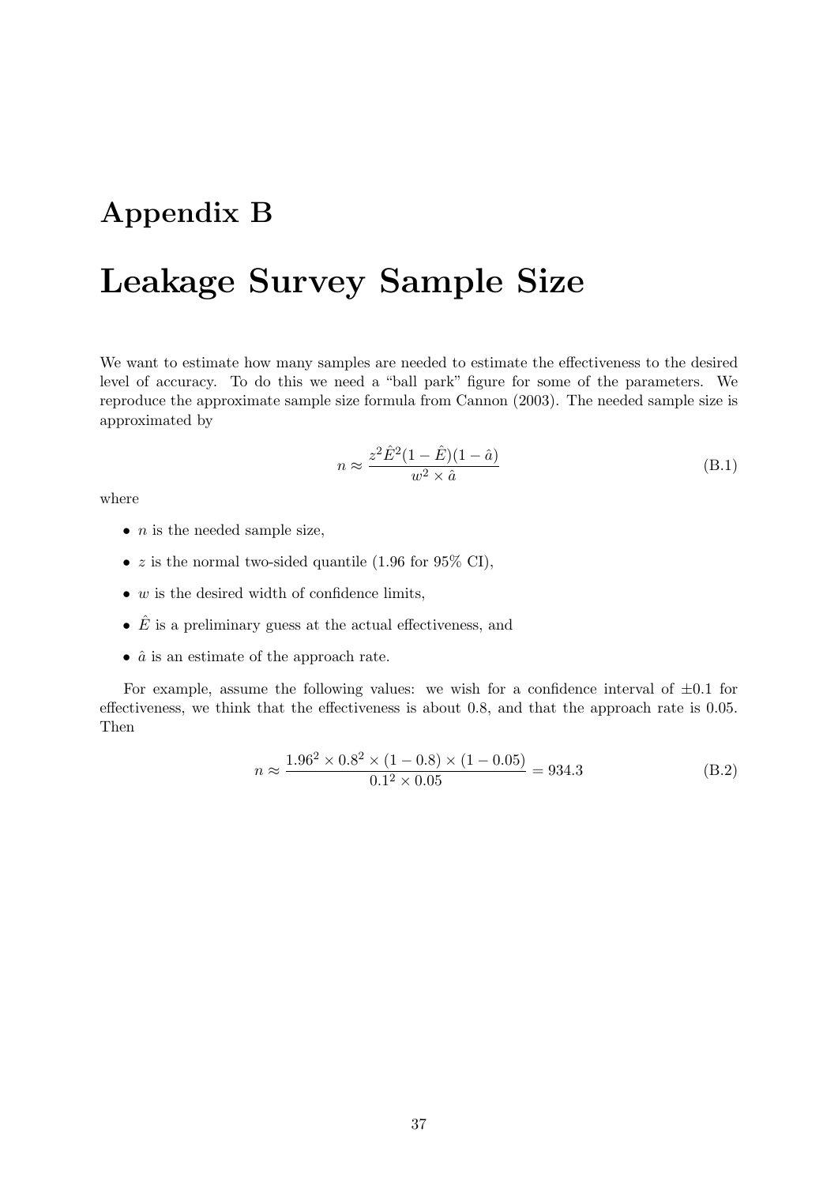# Appendix B

# Leakage Survey Sample Size

We want to estimate how many samples are needed to estimate the effectiveness to the desired level of accuracy. To do this we need a "ball park" figure for some of the parameters. We reproduce the approximate sample size formula from Cannon (2003). The needed sample size is approximated by

$$n \approx \frac{z^2 \hat{E}^2 (1 - \hat{E})(1 - \hat{a})}{w^2 \times \hat{a}} \tag{B.1}$$

where

- $n$ is the needed sample size,
- $z$ is the normal two-sided quantile (1.96 for 95% CI),
- $w$ is the desired width of confidence limits,
- $\hat{E}$ is a preliminary guess at the actual effectiveness, and
- $\hat{a}$ is an estimate of the approach rate.

For example, assume the following values: we wish for a confidence interval of $\pm 0.1$ for effectiveness, we think that the effectiveness is about 0.8, and that the approach rate is 0.05. Then

$$n \approx \frac{1.96^2 \times 0.8^2 \times (1 - 0.8) \times (1 - 0.05)}{0.1^2 \times 0.05} = 934.3 \tag{B.2}$$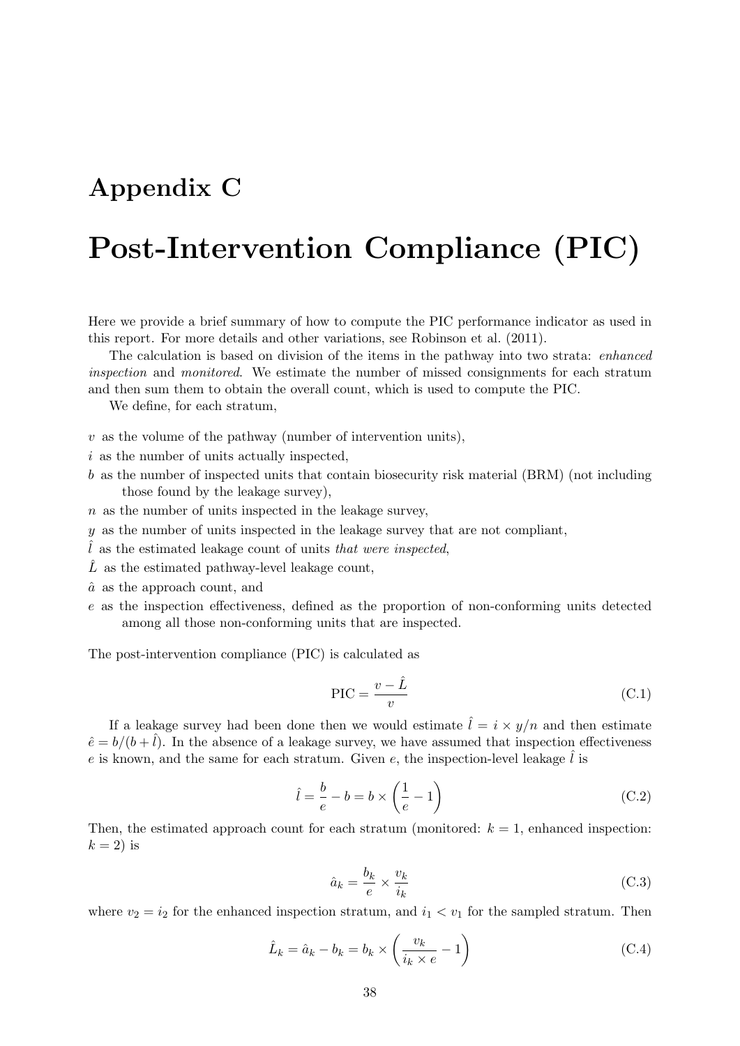# Appendix C

# Post-Intervention Compliance (PIC)

Here we provide a brief summary of how to compute the PIC performance indicator as used in this report. For more details and other variations, see Robinson et al. (2011).

The calculation is based on division of the items in the pathway into two strata: *enhanced inspection* and *monitored*. We estimate the number of missed consignments for each stratum and then sum them to obtain the overall count, which is used to compute the PIC.

We define, for each stratum,

- $v$ as the volume of the pathway (number of intervention units),
- $i$ as the number of units actually inspected,
- $b$ as the number of inspected units that contain biosecurity risk material (BRM) (not including those found by the leakage survey),
- $n$ as the number of units inspected in the leakage survey,
- $y$ as the number of units inspected in the leakage survey that are not compliant,
- $\hat{l}$ as the estimated leakage count of units *that were inspected*,
- $\hat{L}$ as the estimated pathway-level leakage count,
- $\hat{a}$ as the approach count, and
- $e$ as the inspection effectiveness, defined as the proportion of non-conforming units detected among all those non-conforming units that are inspected.

The post-intervention compliance (PIC) is calculated as

$$\text{PIC} = \frac{v - \hat{L}}{v} \tag{C.1}$$

If a leakage survey had been done then we would estimate $\hat{l} = i \times y/n$ and then estimate $\hat{e} = b/(b + \hat{l})$. In the absence of a leakage survey, we have assumed that inspection effectiveness $e$ is known, and the same for each stratum. Given $e$, the inspection-level leakage $\hat{l}$ is

$$\hat{l} = \frac{b}{e} - b = b \times \left(\frac{1}{e} - 1\right) \tag{C.2}$$

Then, the estimated approach count for each stratum (monitored: $k = 1$, enhanced inspection: $k = 2$) is

$$\hat{a}_k = \frac{b_k}{e} \times \frac{v_k}{i_k} \tag{C.3}$$

where $v_2 = i_2$ for the enhanced inspection stratum, and $i_1 < v_1$ for the sampled stratum. Then

$$\hat{L}_k = \hat{a}_k - b_k = b_k \times \left(\frac{v_k}{i_k \times e} - 1\right) \tag{C.4}$$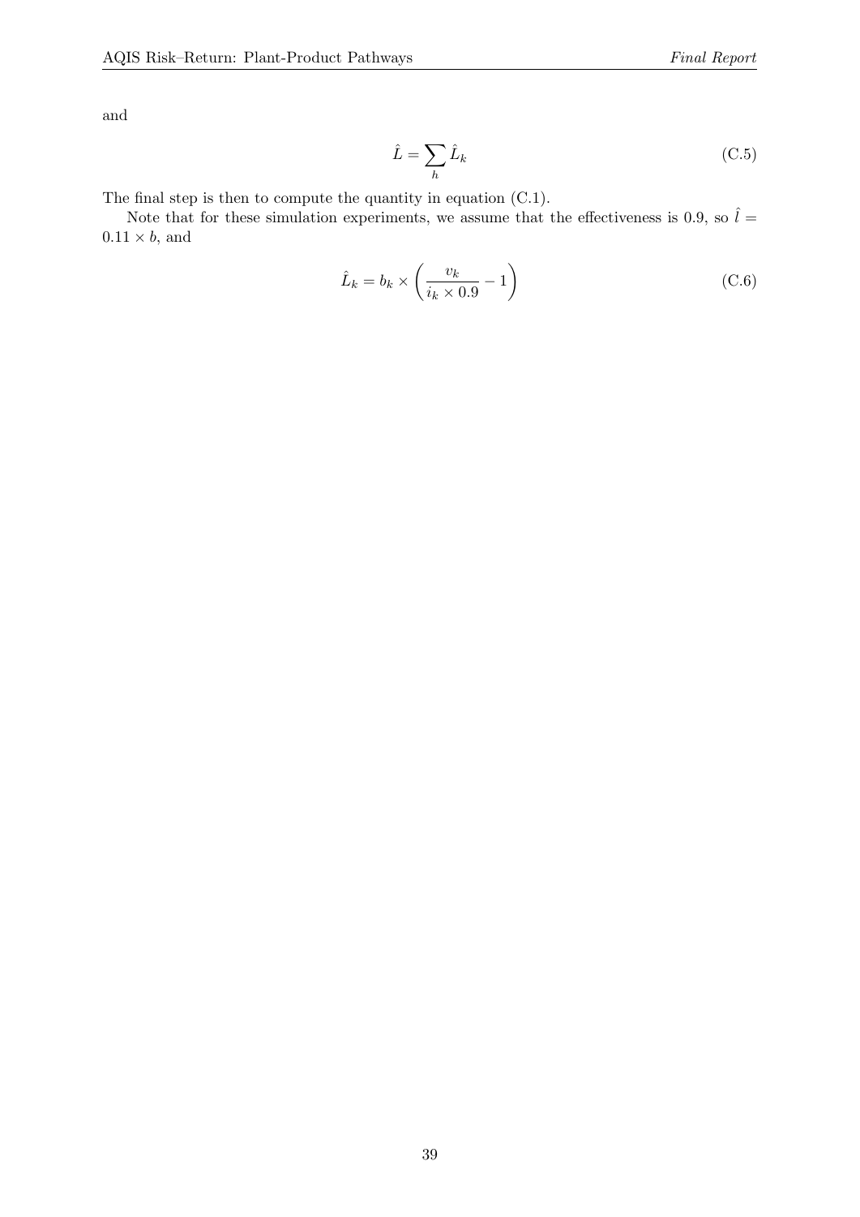and

$$\hat{L} = \sum_h \hat{L}_k \tag{C.5}$$

The final step is then to compute the quantity in equation (C.1).

Note that for these simulation experiments, we assume that the effectiveness is 0.9, so $\hat{l} = 0.11 \times b$, and

$$\hat{L}_k = b_k \times \left( \frac{v_k}{i_k \times 0.9} - 1 \right) \tag{C.6}$$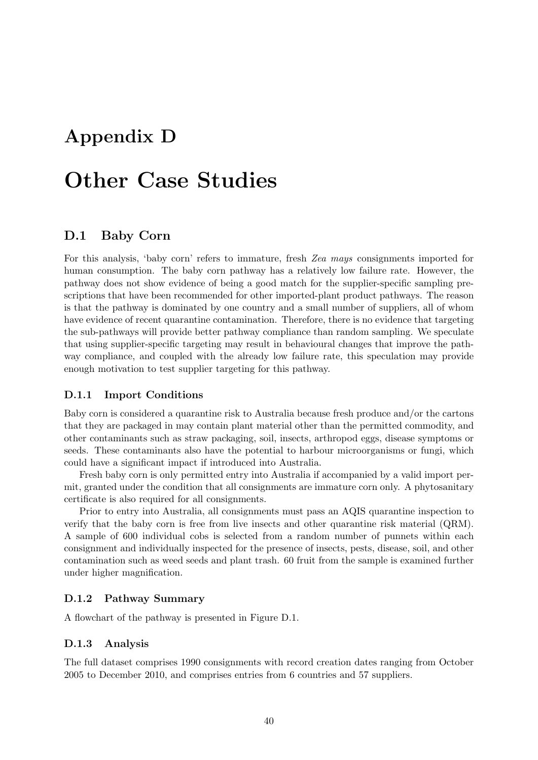# Appendix D

# Other Case Studies

## D.1 Baby Corn

For this analysis, 'baby corn' refers to immature, fresh *Zea mays* consignments imported for human consumption. The baby corn pathway has a relatively low failure rate. However, the pathway does not show evidence of being a good match for the supplier-specific sampling prescriptions that have been recommended for other imported-plant product pathways. The reason is that the pathway is dominated by one country and a small number of suppliers, all of whom have evidence of recent quarantine contamination. Therefore, there is no evidence that targeting the sub-pathways will provide better pathway compliance than random sampling. We speculate that using supplier-specific targeting may result in behavioural changes that improve the pathway compliance, and coupled with the already low failure rate, this speculation may provide enough motivation to test supplier targeting for this pathway.

### D.1.1 Import Conditions

Baby corn is considered a quarantine risk to Australia because fresh produce and/or the cartons that they are packaged in may contain plant material other than the permitted commodity, and other contaminants such as straw packaging, soil, insects, arthropod eggs, disease symptoms or seeds. These contaminants also have the potential to harbour microorganisms or fungi, which could have a significant impact if introduced into Australia.

Fresh baby corn is only permitted entry into Australia if accompanied by a valid import permit, granted under the condition that all consignments are immature corn only. A phytosanitary certificate is also required for all consignments.

Prior to entry into Australia, all consignments must pass an AQIS quarantine inspection to verify that the baby corn is free from live insects and other quarantine risk material (QRM). A sample of 600 individual cobs is selected from a random number of punnets within each consignment and individually inspected for the presence of insects, pests, disease, soil, and other contamination such as weed seeds and plant trash. 60 fruit from the sample is examined further under higher magnification.

### D.1.2 Pathway Summary

A flowchart of the pathway is presented in Figure D.1.

### D.1.3 Analysis

The full dataset comprises 1990 consignments with record creation dates ranging from October 2005 to December 2010, and comprises entries from 6 countries and 57 suppliers.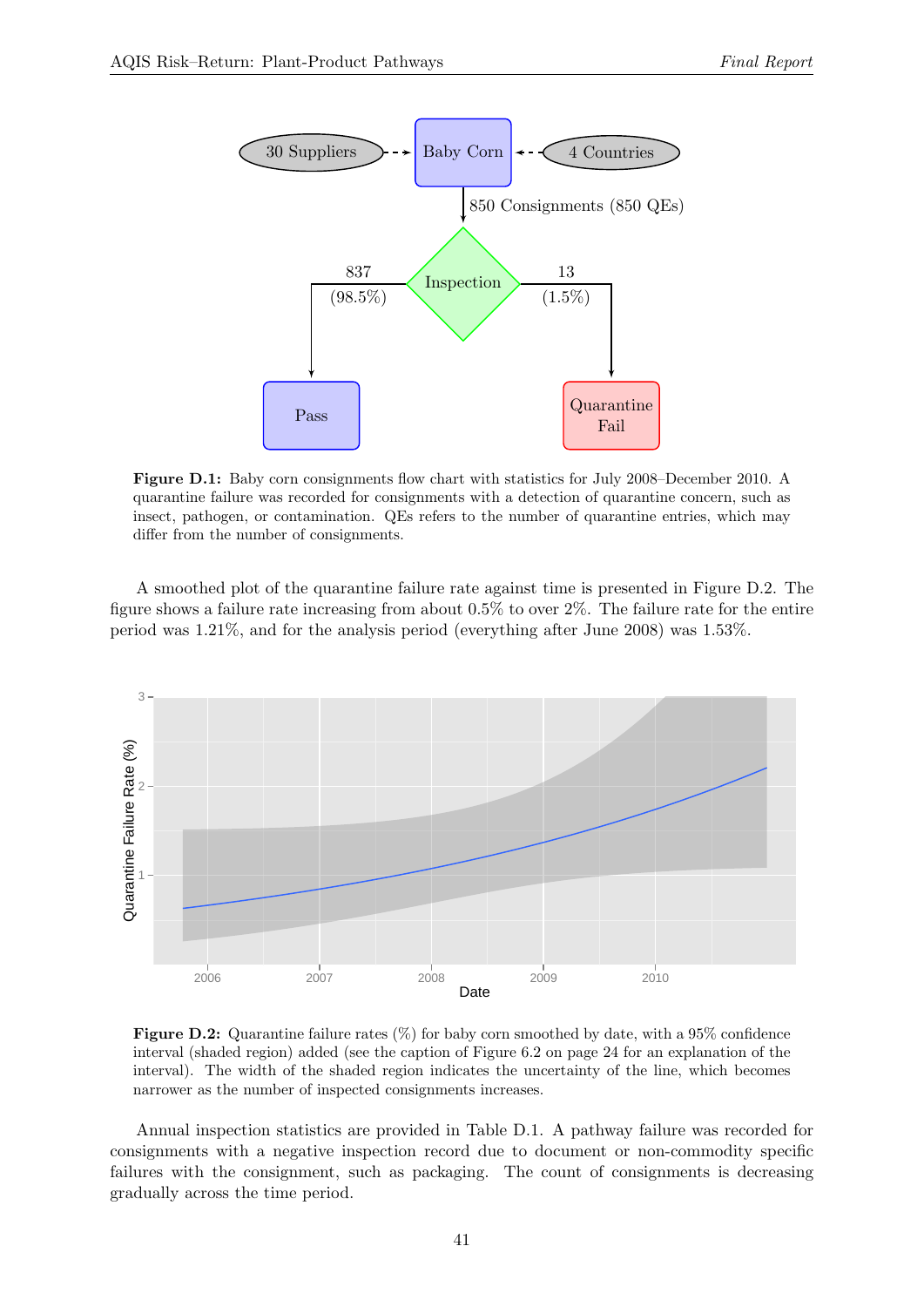**Figure D.1:** Baby corn consignments flow chart with statistics for July 2008–December 2010. A quarantine failure was recorded for consignments with a detection of quarantine concern, such as insect, pathogen, or contamination. QEs refers to the number of quarantine entries, which may differ from the number of consignments.

A smoothed plot of the quarantine failure rate against time is presented in Figure D.2. The figure shows a failure rate increasing from about 0.5% to over 2%. The failure rate for the entire period was 1.21%, and for the analysis period (everything after June 2008) was 1.53%.

**Figure D.2:** Quarantine failure rates (%) for baby corn smoothed by date, with a 95% confidence interval (shaded region) added (see the caption of Figure 6.2 on page 24 for an explanation of the interval). The width of the shaded region indicates the uncertainty of the line, which becomes narrower as the number of inspected consignments increases.

Annual inspection statistics are provided in Table D.1. A pathway failure was recorded for consignments with a negative inspection record due to document or non-commodity specific failures with the consignment, such as packaging. The count of consignments is decreasing gradually across the time period.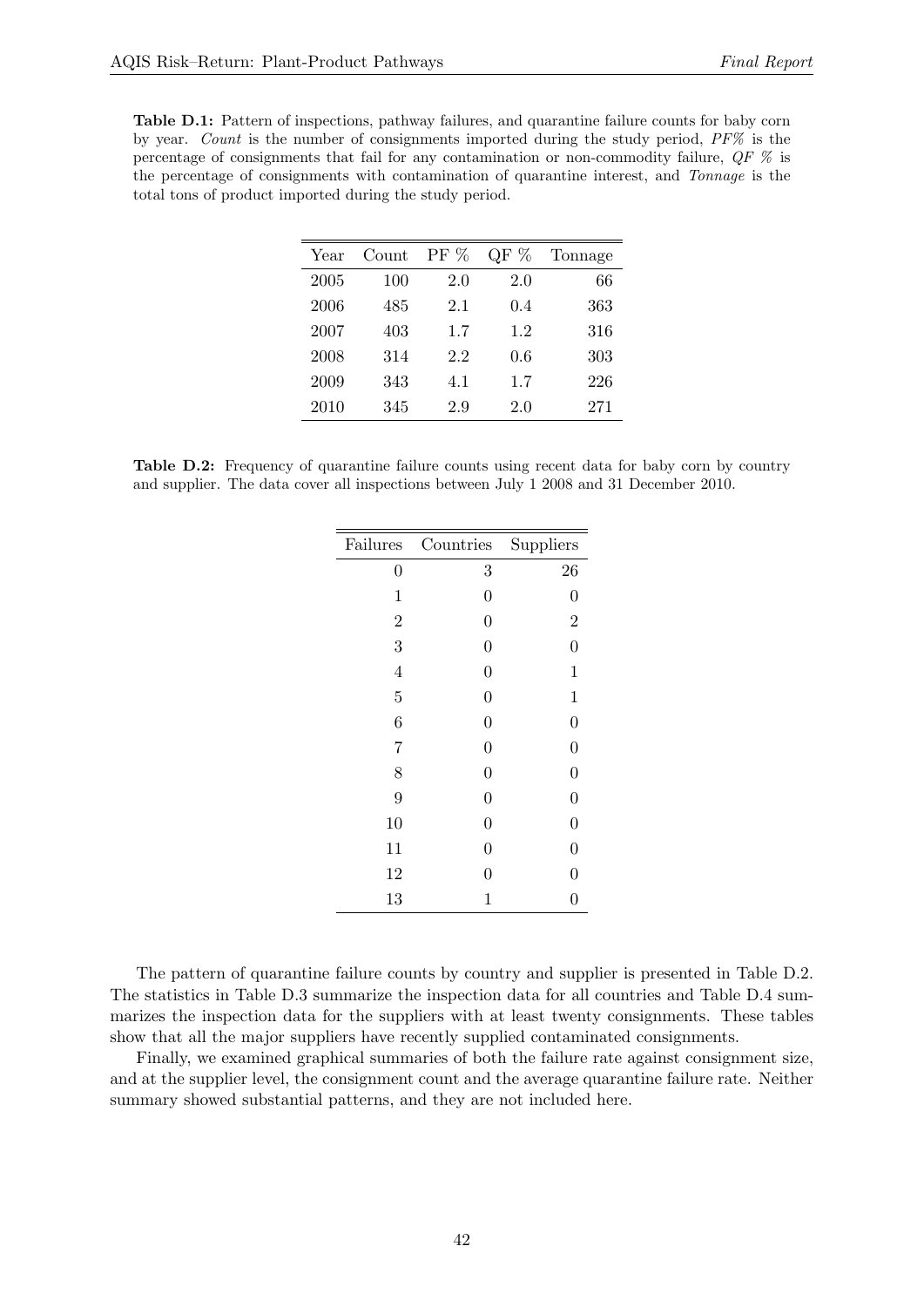**Table D.1:** Pattern of inspections, pathway failures, and quarantine failure counts for baby corn by year. *Count* is the number of consignments imported during the study period, *PF%* is the percentage of consignments that fail for any contamination or non-commodity failure, *QF %* is the percentage of consignments with contamination of quarantine interest, and *Tonnage* is the total tons of product imported during the study period.

| Year | Count | PF % | QF % | Tonnage |
|---|---|---|---|---|
| 2005 | 100 | 2.0 | 2.0 | 66 |
| 2006 | 485 | 2.1 | 0.4 | 363 |
| 2007 | 403 | 1.7 | 1.2 | 316 |
| 2008 | 314 | 2.2 | 0.6 | 303 |
| 2009 | 343 | 4.1 | 1.7 | 226 |
| 2010 | 345 | 2.9 | 2.0 | 271 |

**Table D.2:** Frequency of quarantine failure counts using recent data for baby corn by country and supplier. The data cover all inspections between July 1 2008 and 31 December 2010.

| Failures | Countries | Suppliers |
|---|---|---|
| 0 | 3 | 26 |
| 1 | 0 | 0 |
| 2 | 0 | 2 |
| 3 | 0 | 0 |
| 4 | 0 | 1 |
| 5 | 0 | 1 |
| 6 | 0 | 0 |
| 7 | 0 | 0 |
| 8 | 0 | 0 |
| 9 | 0 | 0 |
| 10 | 0 | 0 |
| 11 | 0 | 0 |
| 12 | 0 | 0 |
| 13 | 1 | 0 |

The pattern of quarantine failure counts by country and supplier is presented in Table D.2. The statistics in Table D.3 summarize the inspection data for all countries and Table D.4 summarizes the inspection data for the suppliers with at least twenty consignments. These tables show that all the major suppliers have recently supplied contaminated consignments.

Finally, we examined graphical summaries of both the failure rate against consignment size, and at the supplier level, the consignment count and the average quarantine failure rate. Neither summary showed substantial patterns, and they are not included here.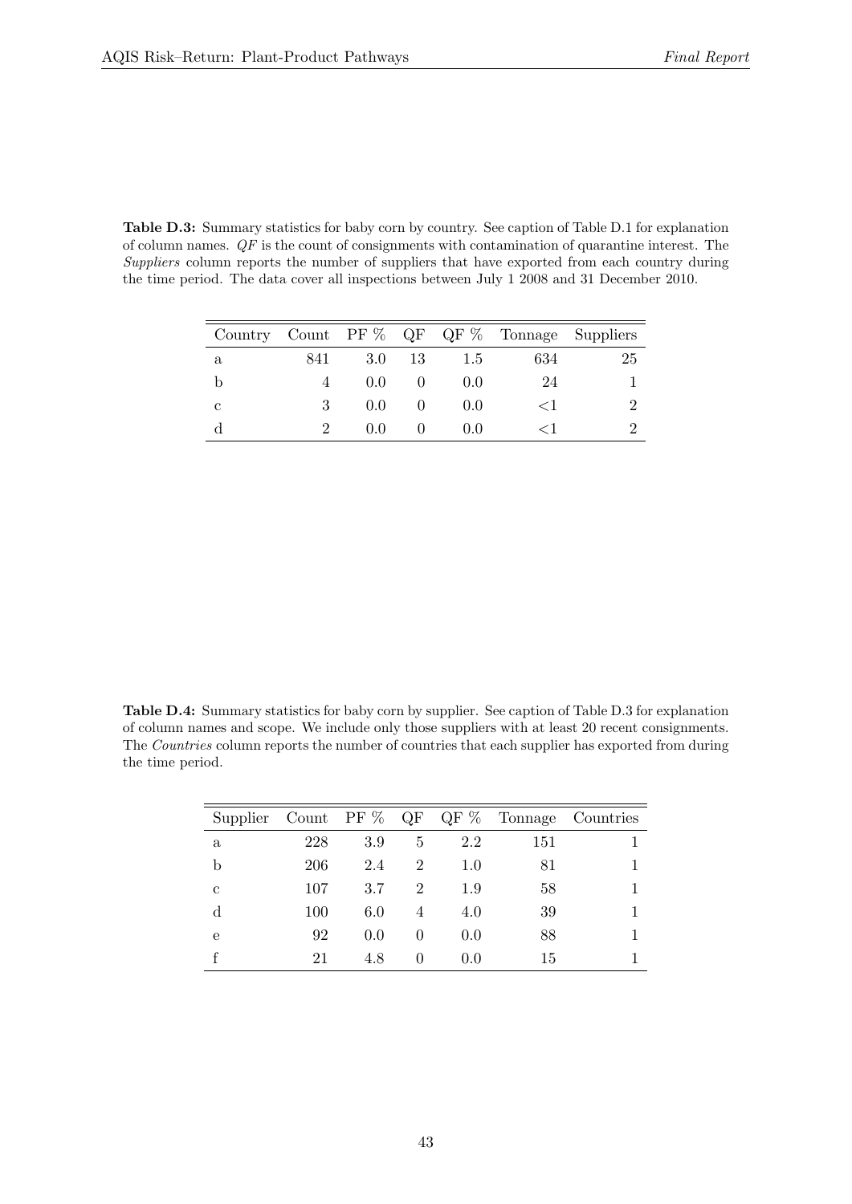**Table D.3:** Summary statistics for baby corn by country. See caption of Table D.1 for explanation of column names. *QF* is the count of consignments with contamination of quarantine interest. The *Suppliers* column reports the number of suppliers that have exported from each country during the time period. The data cover all inspections between July 1 2008 and 31 December 2010.

| Country | Count | PF % | QF | QF % | Tonnage | Suppliers |
|---|---|---|---|---|---|---|
| a | 841 | 3.0 | 13 | 1.5 | 634 | 25 |
| b | 4 | 0.0 | 0 | 0.0 | 24 | 1 |
| c | 3 | 0.0 | 0 | 0.0 | <1 | 2 |
| d | 2 | 0.0 | 0 | 0.0 | <1 | 2 |

**Table D.4:** Summary statistics for baby corn by supplier. See caption of Table D.3 for explanation of column names and scope. We include only those suppliers with at least 20 recent consignments. The *Countries* column reports the number of countries that each supplier has exported from during the time period.

| Supplier | Count | PF % | QF | QF % | Tonnage | Countries |
|---|---|---|---|---|---|---|
| a | 228 | 3.9 | 5 | 2.2 | 151 | 1 |
| b | 206 | 2.4 | 2 | 1.0 | 81 | 1 |
| c | 107 | 3.7 | 2 | 1.9 | 58 | 1 |
| d | 100 | 6.0 | 4 | 4.0 | 39 | 1 |
| e | 92 | 0.0 | 0 | 0.0 | 88 | 1 |
| f | 21 | 4.8 | 0 | 0.0 | 15 | 1 |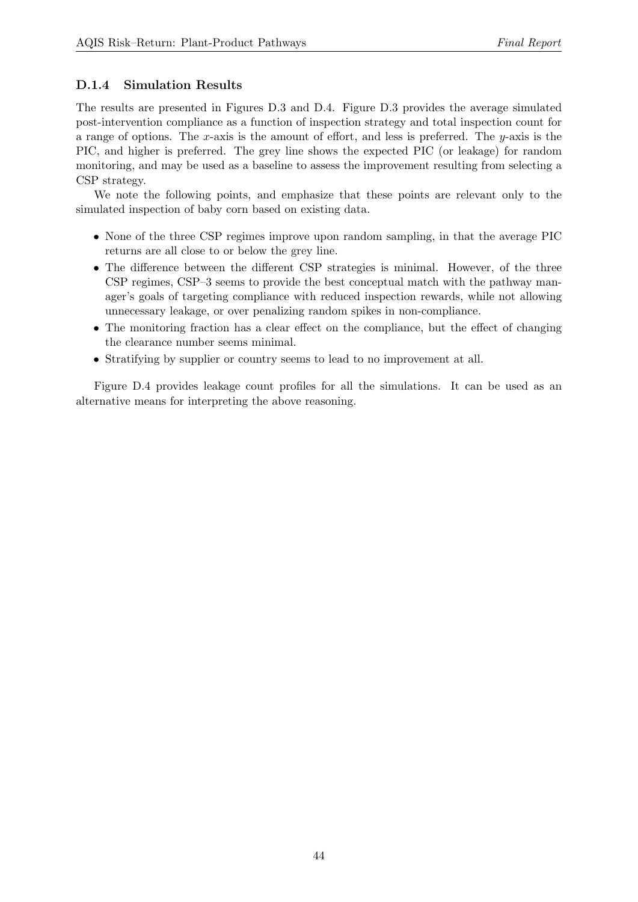### D.1.4 Simulation Results

The results are presented in Figures D.3 and D.4. Figure D.3 provides the average simulated post-intervention compliance as a function of inspection strategy and total inspection count for a range of options. The $x$-axis is the amount of effort, and less is preferred. The $y$-axis is the PIC, and higher is preferred. The grey line shows the expected PIC (or leakage) for random monitoring, and may be used as a baseline to assess the improvement resulting from selecting a CSP strategy.

We note the following points, and emphasize that these points are relevant only to the simulated inspection of baby corn based on existing data.

- None of the three CSP regimes improve upon random sampling, in that the average PIC returns are all close to or below the grey line.
- The difference between the different CSP strategies is minimal. However, of the three CSP regimes, CSP–3 seems to provide the best conceptual match with the pathway manager's goals of targeting compliance with reduced inspection rewards, while not allowing unnecessary leakage, or over penalizing random spikes in non-compliance.
- The monitoring fraction has a clear effect on the compliance, but the effect of changing the clearance number seems minimal.
- Stratifying by supplier or country seems to lead to no improvement at all.

Figure D.4 provides leakage count profiles for all the simulations. It can be used as an alternative means for interpreting the above reasoning.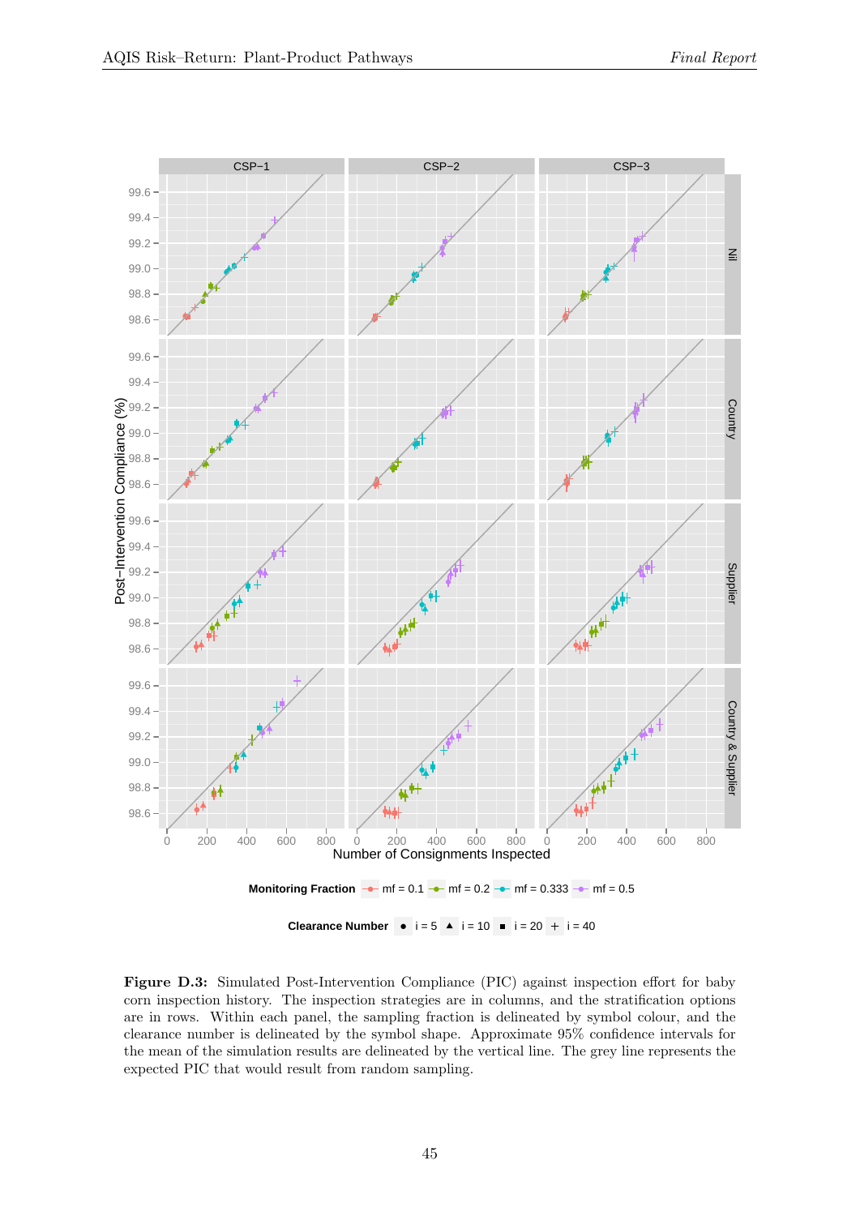**Figure D.3:** Simulated Post-Intervention Compliance (PIC) against inspection effort for baby corn inspection history. The inspection strategies are in columns, and the stratification options are in rows. Within each panel, the sampling fraction is delineated by symbol colour, and the clearance number is delineated by the symbol shape. Approximate 95% confidence intervals for the mean of the simulation results are delineated by the vertical line. The grey line represents the expected PIC that would result from random sampling.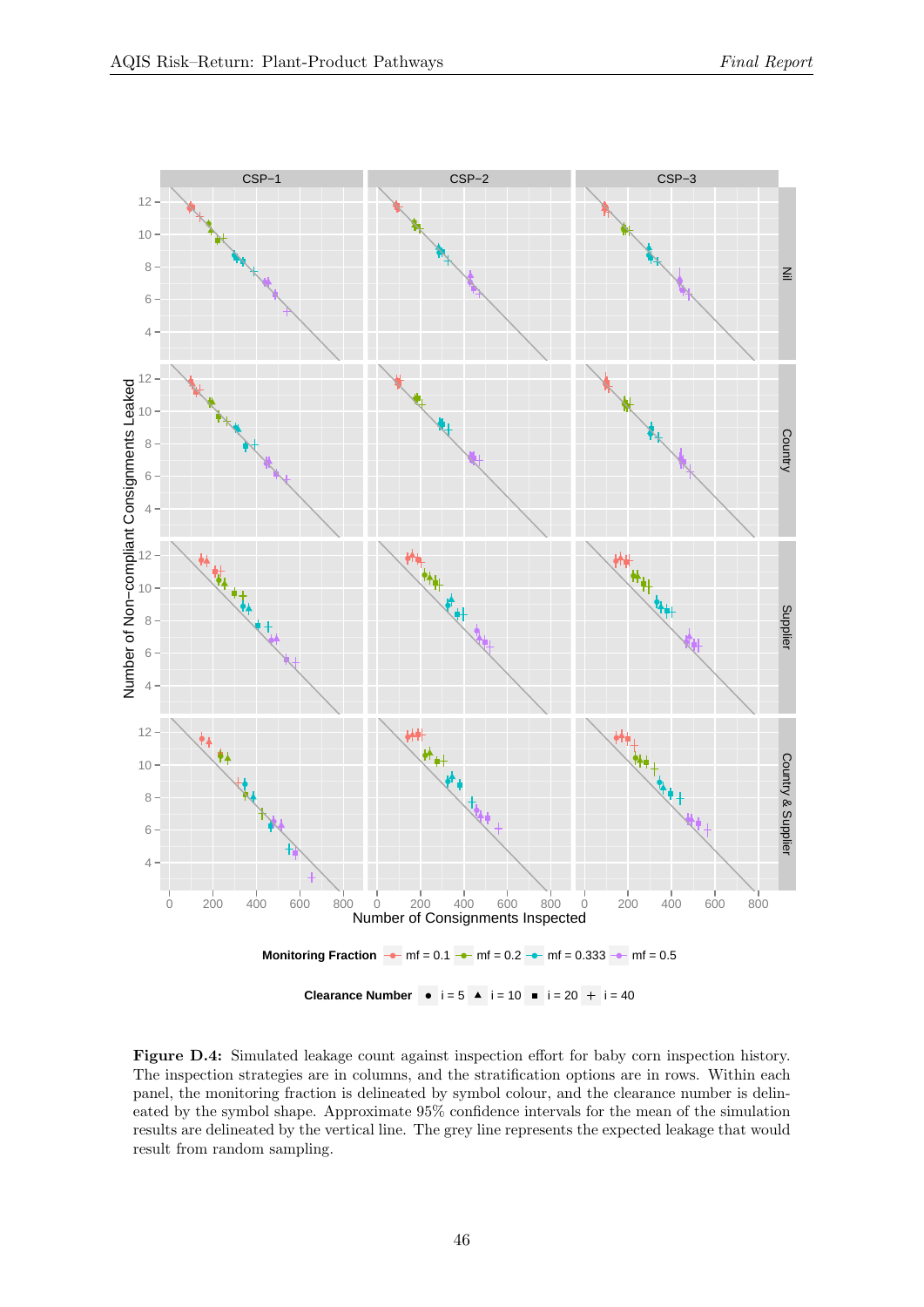**Figure D.4:** Simulated leakage count against inspection effort for baby corn inspection history. The inspection strategies are in columns, and the stratification options are in rows. Within each panel, the monitoring fraction is delineated by symbol colour, and the clearance number is delineated by the symbol shape. Approximate 95% confidence intervals for the mean of the simulation results are delineated by the vertical line. The grey line represents the expected leakage that would result from random sampling.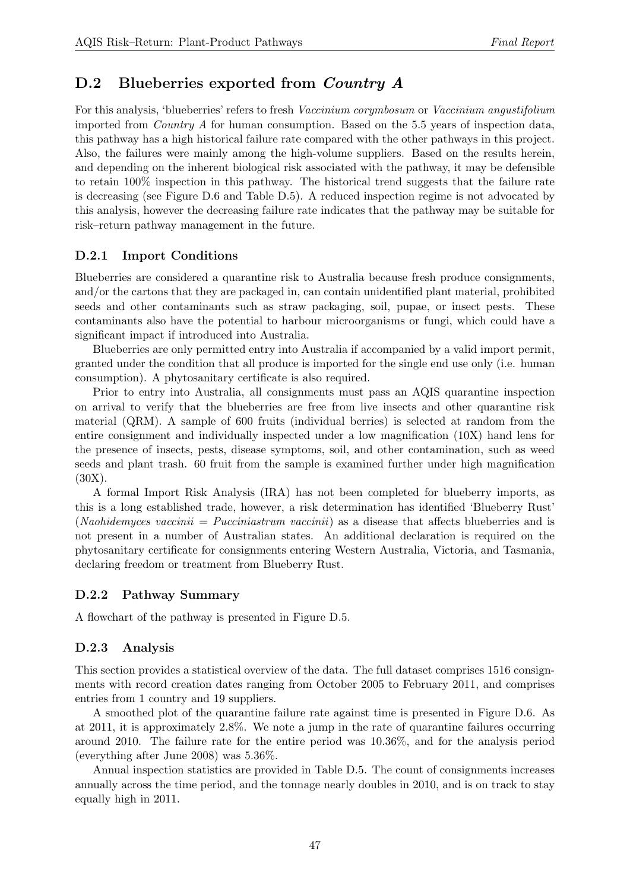## D.2 Blueberries exported from *Country A*

For this analysis, 'blueberries' refers to fresh *Vaccinium corymbosum* or *Vaccinium angustifolium* imported from *Country A* for human consumption. Based on the 5.5 years of inspection data, this pathway has a high historical failure rate compared with the other pathways in this project. Also, the failures were mainly among the high-volume suppliers. Based on the results herein, and depending on the inherent biological risk associated with the pathway, it may be defensible to retain 100% inspection in this pathway. The historical trend suggests that the failure rate is decreasing (see Figure D.6 and Table D.5). A reduced inspection regime is not advocated by this analysis, however the decreasing failure rate indicates that the pathway may be suitable for risk–return pathway management in the future.

### D.2.1 Import Conditions

Blueberries are considered a quarantine risk to Australia because fresh produce consignments, and/or the cartons that they are packaged in, can contain unidentified plant material, prohibited seeds and other contaminants such as straw packaging, soil, pupae, or insect pests. These contaminants also have the potential to harbour microorganisms or fungi, which could have a significant impact if introduced into Australia.

Blueberries are only permitted entry into Australia if accompanied by a valid import permit, granted under the condition that all produce is imported for the single end use only (i.e. human consumption). A phytosanitary certificate is also required.

Prior to entry into Australia, all consignments must pass an AQIS quarantine inspection on arrival to verify that the blueberries are free from live insects and other quarantine risk material (QRM). A sample of 600 fruits (individual berries) is selected at random from the entire consignment and individually inspected under a low magnification (10X) hand lens for the presence of insects, pests, disease symptoms, soil, and other contamination, such as weed seeds and plant trash. 60 fruit from the sample is examined further under high magnification (30X).

A formal Import Risk Analysis (IRA) has not been completed for blueberry imports, as this is a long established trade, however, a risk determination has identified 'Blueberry Rust' (*Naohidemyces vaccinii* = *Pucciniastrum vaccinii*) as a disease that affects blueberries and is not present in a number of Australian states. An additional declaration is required on the phytosanitary certificate for consignments entering Western Australia, Victoria, and Tasmania, declaring freedom or treatment from Blueberry Rust.

### D.2.2 Pathway Summary

A flowchart of the pathway is presented in Figure D.5.

### D.2.3 Analysis

This section provides a statistical overview of the data. The full dataset comprises 1516 consignments with record creation dates ranging from October 2005 to February 2011, and comprises entries from 1 country and 19 suppliers.

A smoothed plot of the quarantine failure rate against time is presented in Figure D.6. As at 2011, it is approximately 2.8%. We note a jump in the rate of quarantine failures occurring around 2010. The failure rate for the entire period was 10.36%, and for the analysis period (everything after June 2008) was 5.36%.

Annual inspection statistics are provided in Table D.5. The count of consignments increases annually across the time period, and the tonnage nearly doubles in 2010, and is on track to stay equally high in 2011.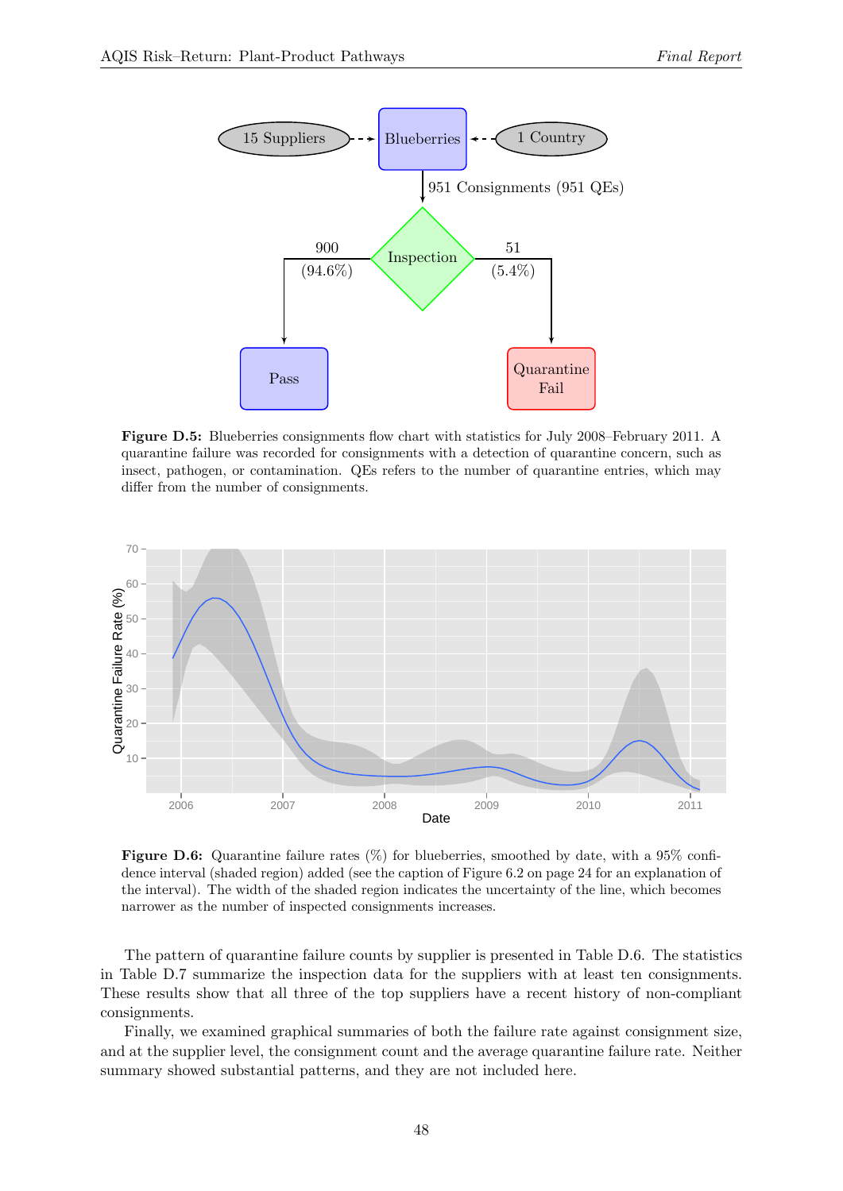**Figure D.5:** Blueberries consignments flow chart with statistics for July 2008–February 2011. A quarantine failure was recorded for consignments with a detection of quarantine concern, such as insect, pathogen, or contamination. QEs refers to the number of quarantine entries, which may differ from the number of consignments.

**Figure D.6:** Quarantine failure rates (%) for blueberries, smoothed by date, with a 95% confidence interval (shaded region) added (see the caption of Figure 6.2 on page 24 for an explanation of the interval). The width of the shaded region indicates the uncertainty of the line, which becomes narrower as the number of inspected consignments increases.

The pattern of quarantine failure counts by supplier is presented in Table D.6. The statistics in Table D.7 summarize the inspection data for the suppliers with at least ten consignments. These results show that all three of the top suppliers have a recent history of non-compliant consignments.

Finally, we examined graphical summaries of both the failure rate against consignment size, and at the supplier level, the consignment count and the average quarantine failure rate. Neither summary showed substantial patterns, and they are not included here.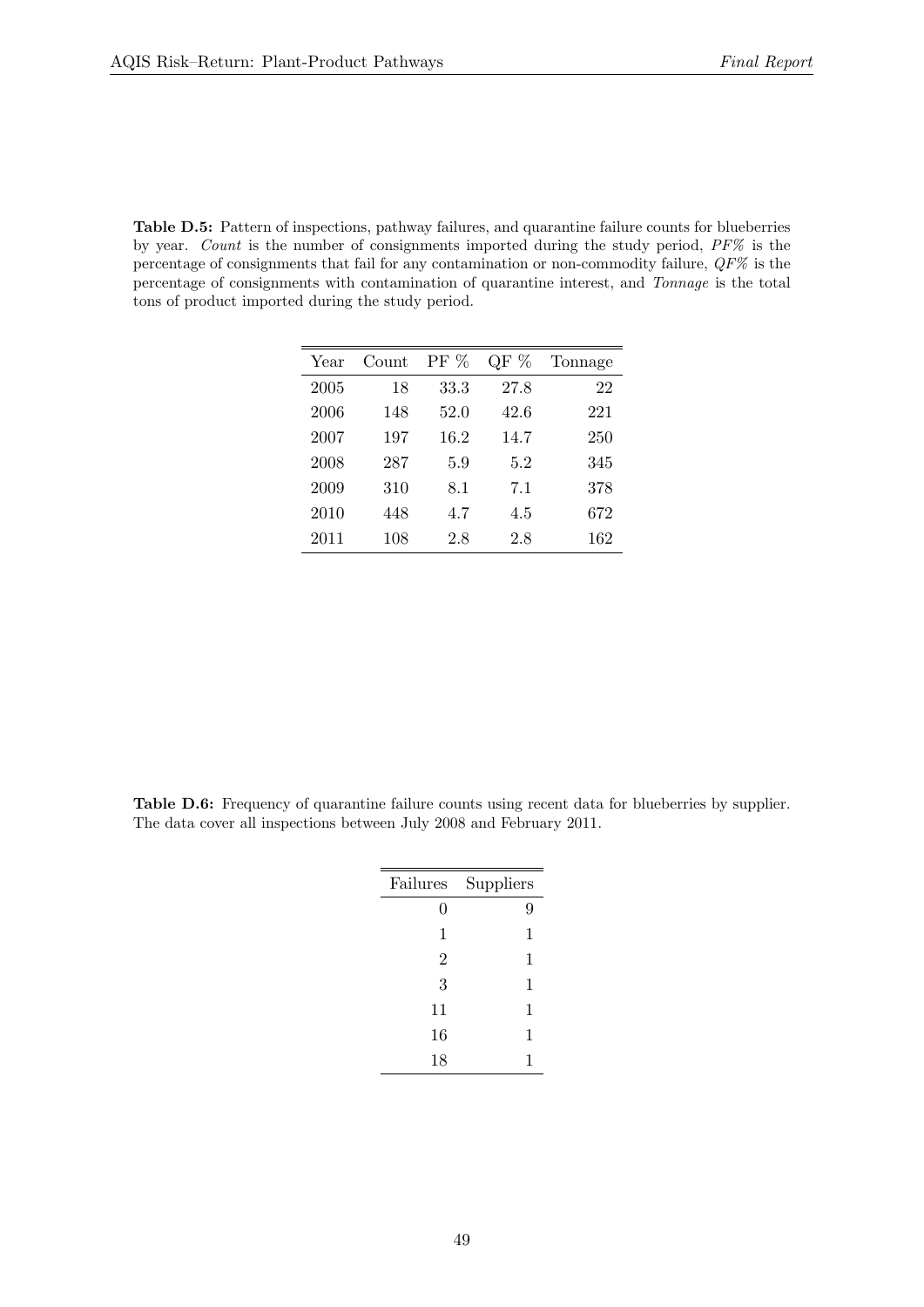**Table D.5:** Pattern of inspections, pathway failures, and quarantine failure counts for blueberries by year. *Count* is the number of consignments imported during the study period, *PF%* is the percentage of consignments that fail for any contamination or non-commodity failure, *QF%* is the percentage of consignments with contamination of quarantine interest, and *Tonnage* is the total tons of product imported during the study period.

| Year | Count | PF % | QF % | Tonnage |
|---|---|---|---|---|
| 2005 | 18 | 33.3 | 27.8 | 22 |
| 2006 | 148 | 52.0 | 42.6 | 221 |
| 2007 | 197 | 16.2 | 14.7 | 250 |
| 2008 | 287 | 5.9 | 5.2 | 345 |
| 2009 | 310 | 8.1 | 7.1 | 378 |
| 2010 | 448 | 4.7 | 4.5 | 672 |
| 2011 | 108 | 2.8 | 2.8 | 162 |

**Table D.6:** Frequency of quarantine failure counts using recent data for blueberries by supplier. The data cover all inspections between July 2008 and February 2011.

| Failures | Suppliers |
|---|---|
| 0 | 9 |
| 1 | 1 |
| 2 | 1 |
| 3 | 1 |
| 11 | 1 |
| 16 | 1 |
| 18 | 1 |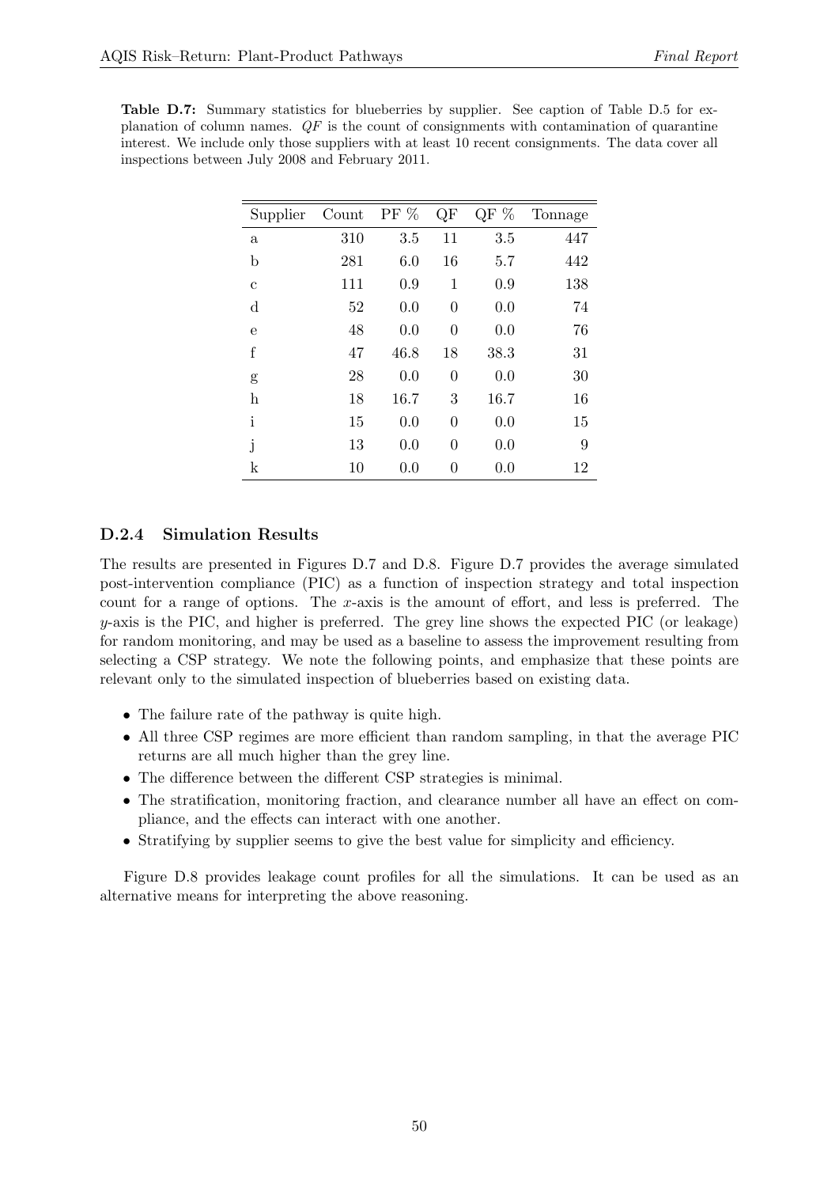**Table D.7:** Summary statistics for blueberries by supplier. See caption of Table D.5 for explanation of column names. *QF* is the count of consignments with contamination of quarantine interest. We include only those suppliers with at least 10 recent consignments. The data cover all inspections between July 2008 and February 2011.

| Supplier | Count | PF % | QF | QF % | Tonnage |
|---|---|---|---|---|---|
| a | 310 | 3.5 | 11 | 3.5 | 447 |
| b | 281 | 6.0 | 16 | 5.7 | 442 |
| c | 111 | 0.9 | 1 | 0.9 | 138 |
| d | 52 | 0.0 | 0 | 0.0 | 74 |
| e | 48 | 0.0 | 0 | 0.0 | 76 |
| f | 47 | 46.8 | 18 | 38.3 | 31 |
| g | 28 | 0.0 | 0 | 0.0 | 30 |
| h | 18 | 16.7 | 3 | 16.7 | 16 |
| i | 15 | 0.0 | 0 | 0.0 | 15 |
| j | 13 | 0.0 | 0 | 0.0 | 9 |
| k | 10 | 0.0 | 0 | 0.0 | 12 |

### D.2.4 Simulation Results

The results are presented in Figures D.7 and D.8. Figure D.7 provides the average simulated post-intervention compliance (PIC) as a function of inspection strategy and total inspection count for a range of options. The $x$-axis is the amount of effort, and less is preferred. The $y$-axis is the PIC, and higher is preferred. The grey line shows the expected PIC (or leakage) for random monitoring, and may be used as a baseline to assess the improvement resulting from selecting a CSP strategy. We note the following points, and emphasize that these points are relevant only to the simulated inspection of blueberries based on existing data.

- The failure rate of the pathway is quite high.
- All three CSP regimes are more efficient than random sampling, in that the average PIC returns are all much higher than the grey line.
- The difference between the different CSP strategies is minimal.
- The stratification, monitoring fraction, and clearance number all have an effect on compliance, and the effects can interact with one another.
- Stratifying by supplier seems to give the best value for simplicity and efficiency.

Figure D.8 provides leakage count profiles for all the simulations. It can be used as an alternative means for interpreting the above reasoning.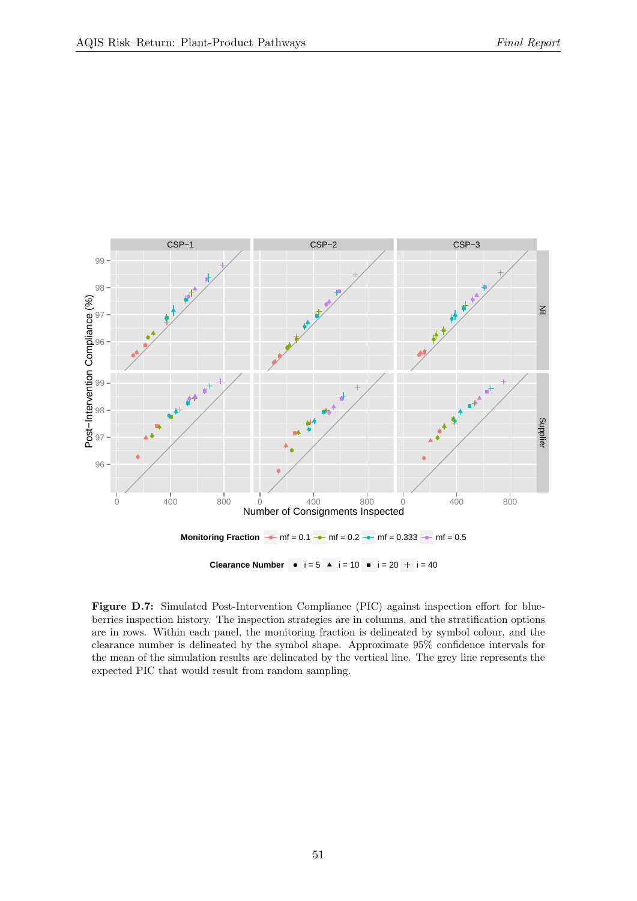**Figure D.7:** Simulated Post-Intervention Compliance (PIC) against inspection effort for blueberries inspection history. The inspection strategies are in columns, and the stratification options are in rows. Within each panel, the monitoring fraction is delineated by symbol colour, and the clearance number is delineated by the symbol shape. Approximate 95% confidence intervals for the mean of the simulation results are delineated by the vertical line. The grey line represents the expected PIC that would result from random sampling.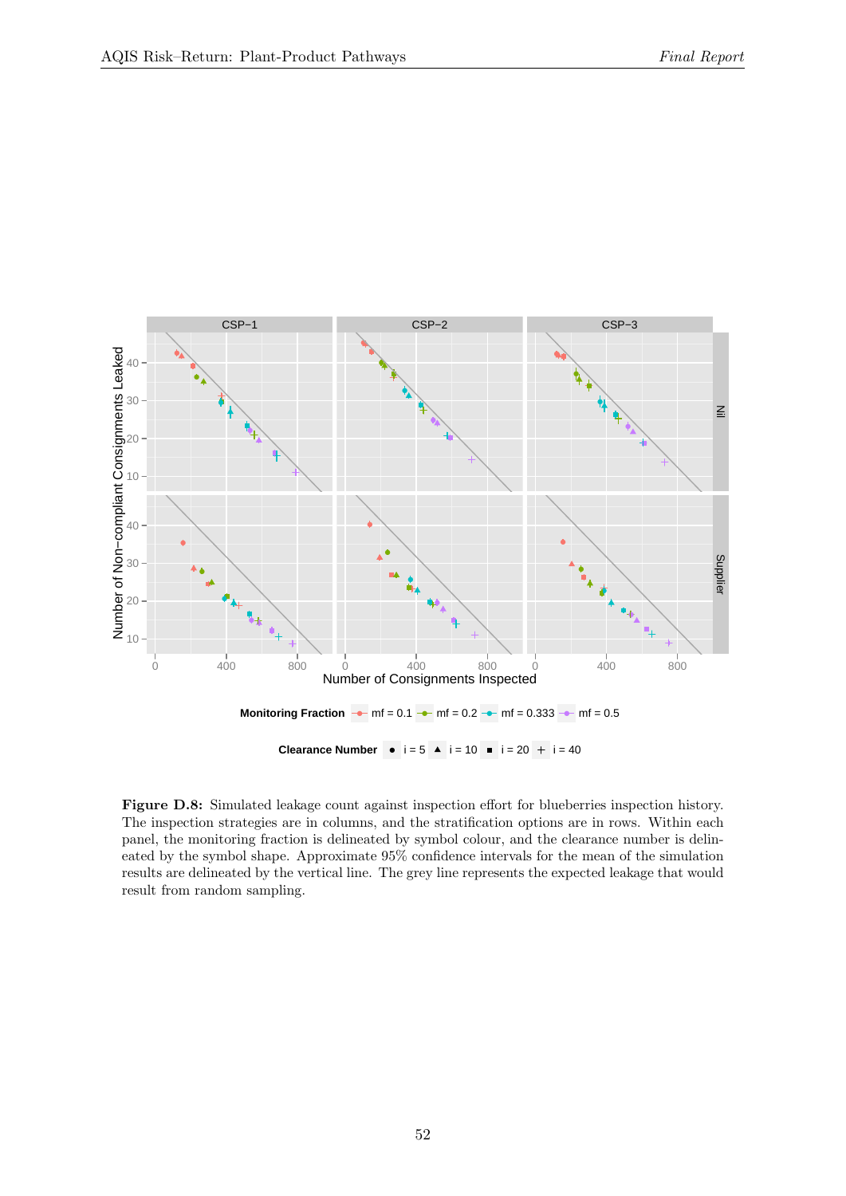**Figure D.8:** Simulated leakage count against inspection effort for blueberries inspection history. The inspection strategies are in columns, and the stratification options are in rows. Within each panel, the monitoring fraction is delineated by symbol colour, and the clearance number is delineated by the symbol shape. Approximate 95% confidence intervals for the mean of the simulation results are delineated by the vertical line. The grey line represents the expected leakage that would result from random sampling.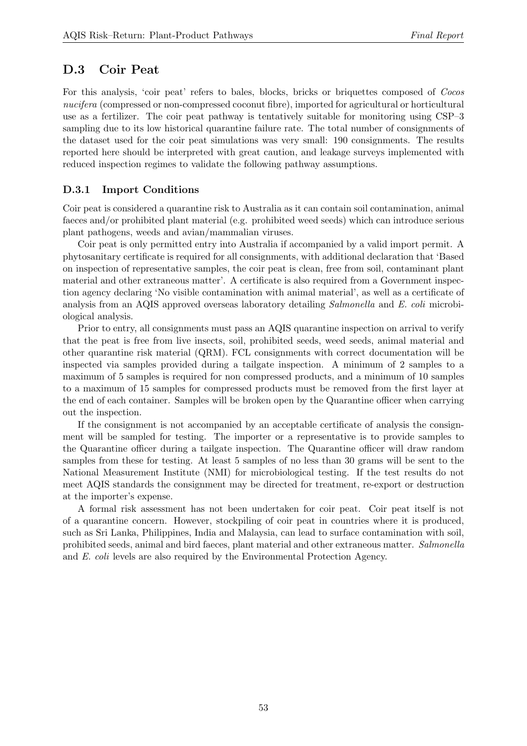## D.3 Coir Peat

For this analysis, 'coir peat' refers to bales, blocks, bricks or briquettes composed of *Cocos nucifera* (compressed or non-compressed coconut fibre), imported for agricultural or horticultural use as a fertilizer. The coir peat pathway is tentatively suitable for monitoring using CSP–3 sampling due to its low historical quarantine failure rate. The total number of consignments of the dataset used for the coir peat simulations was very small: 190 consignments. The results reported here should be interpreted with great caution, and leakage surveys implemented with reduced inspection regimes to validate the following pathway assumptions.

### D.3.1 Import Conditions

Coir peat is considered a quarantine risk to Australia as it can contain soil contamination, animal faeces and/or prohibited plant material (e.g. prohibited weed seeds) which can introduce serious plant pathogens, weeds and avian/mammalian viruses.

Coir peat is only permitted entry into Australia if accompanied by a valid import permit. A phytosanitary certificate is required for all consignments, with additional declaration that 'Based on inspection of representative samples, the coir peat is clean, free from soil, contaminant plant material and other extraneous matter'. A certificate is also required from a Government inspection agency declaring 'No visible contamination with animal material', as well as a certificate of analysis from an AQIS approved overseas laboratory detailing *Salmonella* and *E. coli* microbiological analysis.

Prior to entry, all consignments must pass an AQIS quarantine inspection on arrival to verify that the peat is free from live insects, soil, prohibited seeds, weed seeds, animal material and other quarantine risk material (QRM). FCL consignments with correct documentation will be inspected via samples provided during a tailgate inspection. A minimum of 2 samples to a maximum of 5 samples is required for non compressed products, and a minimum of 10 samples to a maximum of 15 samples for compressed products must be removed from the first layer at the end of each container. Samples will be broken open by the Quarantine officer when carrying out the inspection.

If the consignment is not accompanied by an acceptable certificate of analysis the consignment will be sampled for testing. The importer or a representative is to provide samples to the Quarantine officer during a tailgate inspection. The Quarantine officer will draw random samples from these for testing. At least 5 samples of no less than 30 grams will be sent to the National Measurement Institute (NMI) for microbiological testing. If the test results do not meet AQIS standards the consignment may be directed for treatment, re-export or destruction at the importer's expense.

A formal risk assessment has not been undertaken for coir peat. Coir peat itself is not of a quarantine concern. However, stockpiling of coir peat in countries where it is produced, such as Sri Lanka, Philippines, India and Malaysia, can lead to surface contamination with soil, prohibited seeds, animal and bird faeces, plant material and other extraneous matter. *Salmonella* and *E. coli* levels are also required by the Environmental Protection Agency.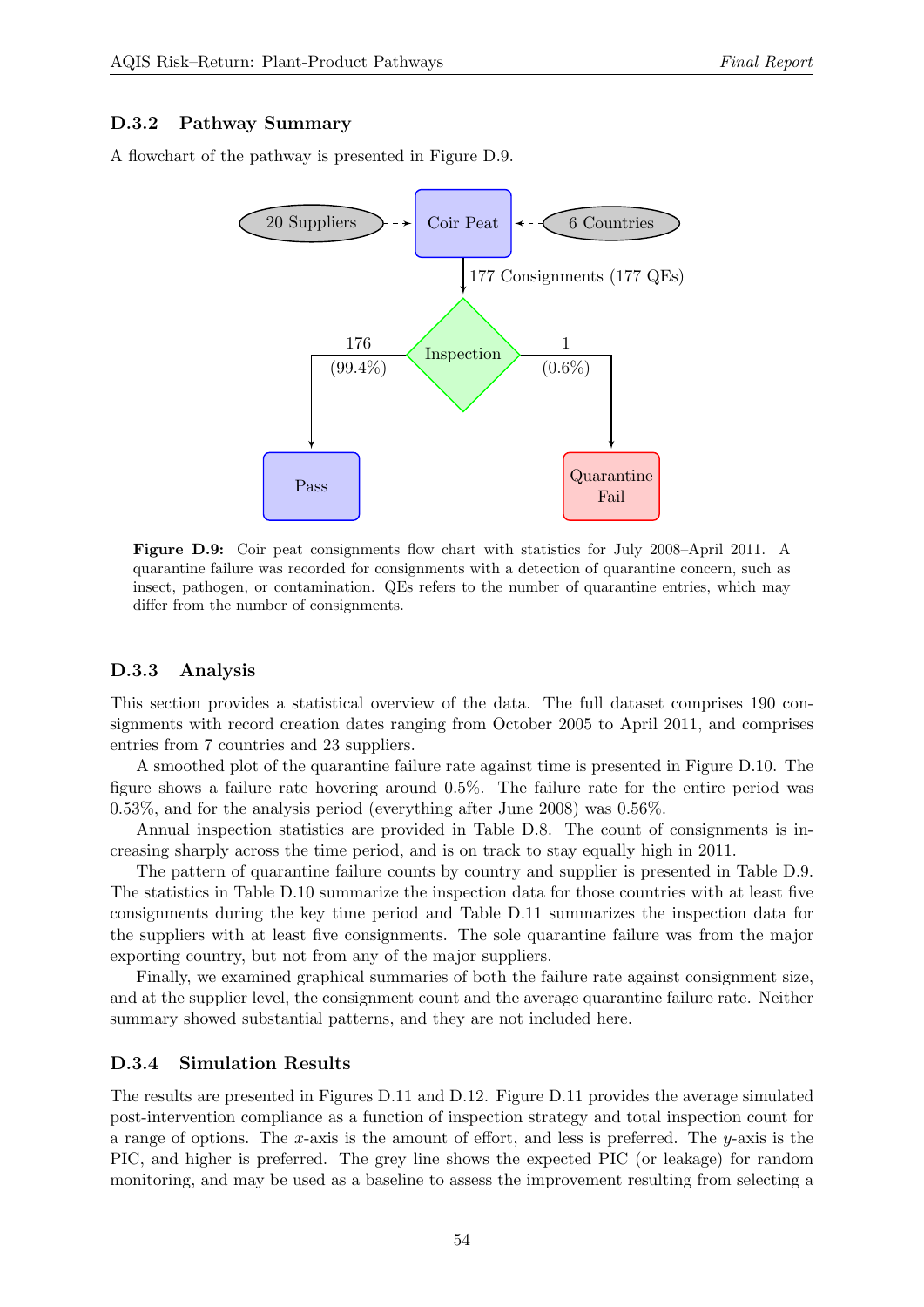### D.3.2 Pathway Summary

A flowchart of the pathway is presented in Figure D.9.

20 Suppliers → Coir Peat ← 6 Countries

Coir Peat → 177 Consignments (177 QEs) → Inspection

Inspection → 176 (99.4%) → Pass

Inspection → 1 (0.6%) → Quarantine Fail

**Figure D.9:** Coir peat consignments flow chart with statistics for July 2008–April 2011. A quarantine failure was recorded for consignments with a detection of quarantine concern, such as insect, pathogen, or contamination. QEs refers to the number of quarantine entries, which may differ from the number of consignments.

### D.3.3 Analysis

This section provides a statistical overview of the data. The full dataset comprises 190 consignments with record creation dates ranging from October 2005 to April 2011, and comprises entries from 7 countries and 23 suppliers.

A smoothed plot of the quarantine failure rate against time is presented in Figure D.10. The figure shows a failure rate hovering around 0.5%. The failure rate for the entire period was 0.53%, and for the analysis period (everything after June 2008) was 0.56%.

Annual inspection statistics are provided in Table D.8. The count of consignments is increasing sharply across the time period, and is on track to stay equally high in 2011.

The pattern of quarantine failure counts by country and supplier is presented in Table D.9. The statistics in Table D.10 summarize the inspection data for those countries with at least five consignments during the key time period and Table D.11 summarizes the inspection data for the suppliers with at least five consignments. The sole quarantine failure was from the major exporting country, but not from any of the major suppliers.

Finally, we examined graphical summaries of both the failure rate against consignment size, and at the supplier level, the consignment count and the average quarantine failure rate. Neither summary showed substantial patterns, and they are not included here.

### D.3.4 Simulation Results

The results are presented in Figures D.11 and D.12. Figure D.11 provides the average simulated post-intervention compliance as a function of inspection strategy and total inspection count for a range of options. The $x$-axis is the amount of effort, and less is preferred. The $y$-axis is the PIC, and higher is preferred. The grey line shows the expected PIC (or leakage) for random monitoring, and may be used as a baseline to assess the improvement resulting from selecting a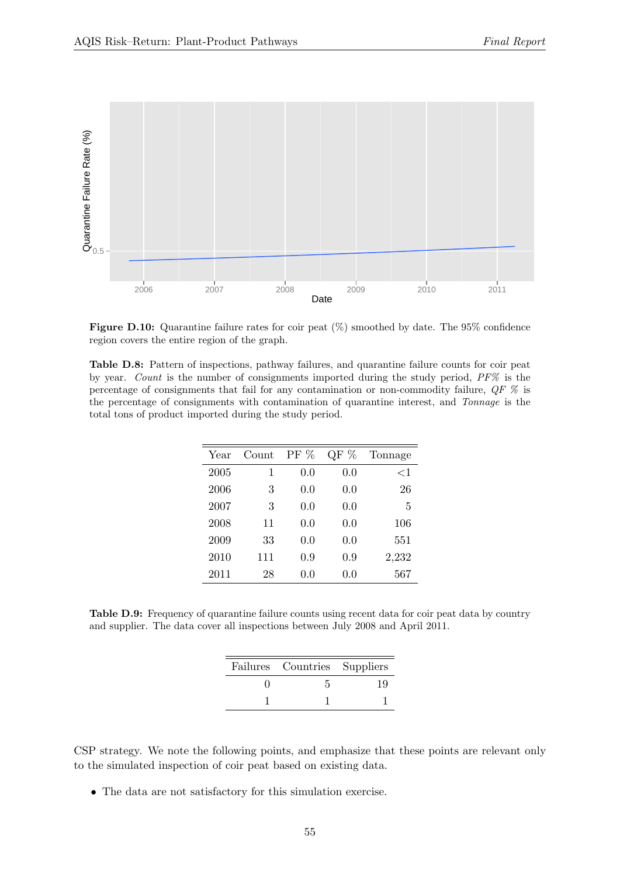**Figure D.10:** Quarantine failure rates for coir peat (%) smoothed by date. The 95% confidence region covers the entire region of the graph.

**Table D.8:** Pattern of inspections, pathway failures, and quarantine failure counts for coir peat by year. *Count* is the number of consignments imported during the study period, *PF%* is the percentage of consignments that fail for any contamination or non-commodity failure, *QF %* is the percentage of consignments with contamination of quarantine interest, and *Tonnage* is the total tons of product imported during the study period.

| Year | Count | PF % | QF % | Tonnage |
|---|---|---|---|---|
| 2005 | 1 | 0.0 | 0.0 | <1 |
| 2006 | 3 | 0.0 | 0.0 | 26 |
| 2007 | 3 | 0.0 | 0.0 | 5 |
| 2008 | 11 | 0.0 | 0.0 | 106 |
| 2009 | 33 | 0.0 | 0.0 | 551 |
| 2010 | 111 | 0.9 | 0.9 | 2,232 |
| 2011 | 28 | 0.0 | 0.0 | 567 |

**Table D.9:** Frequency of quarantine failure counts using recent data for coir peat data by country and supplier. The data cover all inspections between July 2008 and April 2011.

| Failures | Countries | Suppliers |
|---|---|---|
| 0 | 5 | 19 |
| 1 | 1 | 1 |

CSP strategy. We note the following points, and emphasize that these points are relevant only to the simulated inspection of coir peat based on existing data.

- The data are not satisfactory for this simulation exercise.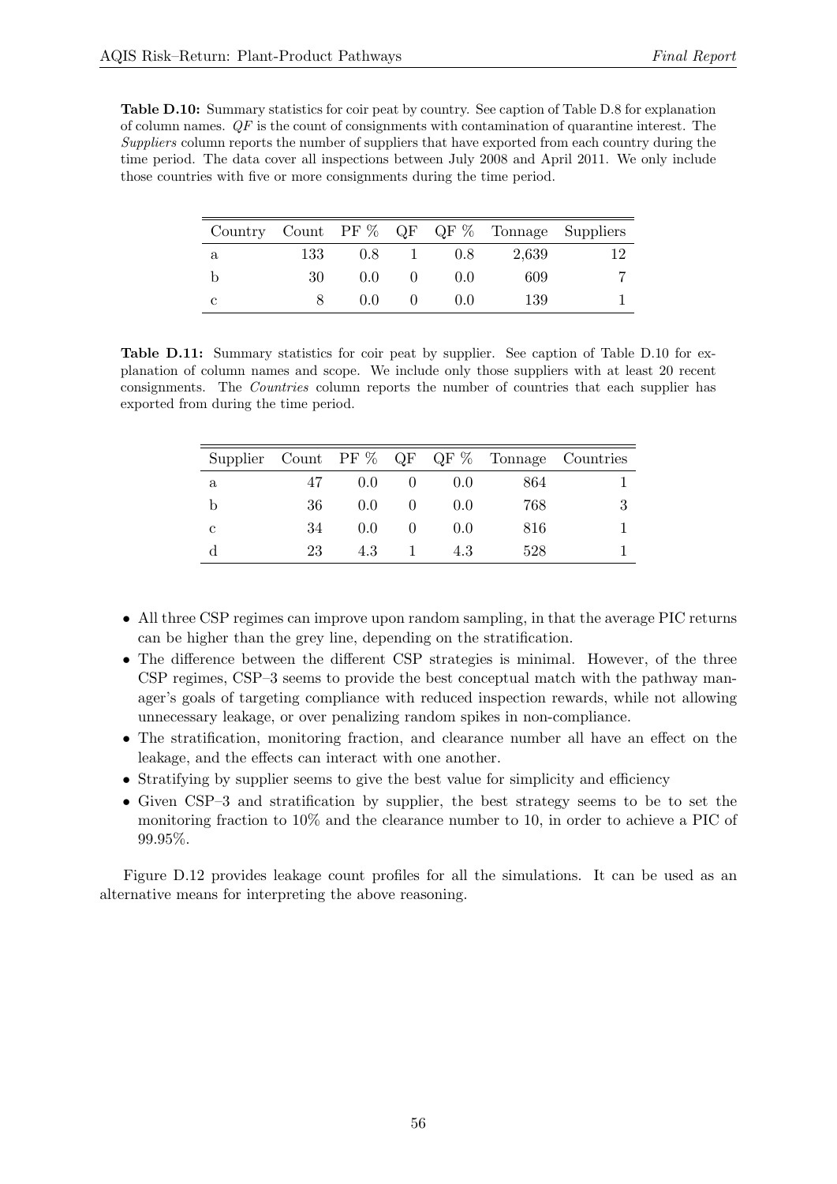**Table D.10:** Summary statistics for coir peat by country. See caption of Table D.8 for explanation of column names. *QF* is the count of consignments with contamination of quarantine interest. The *Suppliers* column reports the number of suppliers that have exported from each country during the time period. The data cover all inspections between July 2008 and April 2011. We only include those countries with five or more consignments during the time period.

| Country | Count | PF % | QF | QF % | Tonnage | Suppliers |
|---|---|---|---|---|---|---|
| a | 133 | 0.8 | 1 | 0.8 | 2,639 | 12 |
| b | 30 | 0.0 | 0 | 0.0 | 609 | 7 |
| c | 8 | 0.0 | 0 | 0.0 | 139 | 1 |

**Table D.11:** Summary statistics for coir peat by supplier. See caption of Table D.10 for explanation of column names and scope. We include only those suppliers with at least 20 recent consignments. The *Countries* column reports the number of countries that each supplier has exported from during the time period.

| Supplier | Count | PF % | QF | QF % | Tonnage | Countries |
|---|---|---|---|---|---|---|
| a | 47 | 0.0 | 0 | 0.0 | 864 | 1 |
| b | 36 | 0.0 | 0 | 0.0 | 768 | 3 |
| c | 34 | 0.0 | 0 | 0.0 | 816 | 1 |
| d | 23 | 4.3 | 1 | 4.3 | 528 | 1 |

- All three CSP regimes can improve upon random sampling, in that the average PIC returns can be higher than the grey line, depending on the stratification.
- The difference between the different CSP strategies is minimal. However, of the three CSP regimes, CSP–3 seems to provide the best conceptual match with the pathway manager's goals of targeting compliance with reduced inspection rewards, while not allowing unnecessary leakage, or over penalizing random spikes in non-compliance.
- The stratification, monitoring fraction, and clearance number all have an effect on the leakage, and the effects can interact with one another.
- Stratifying by supplier seems to give the best value for simplicity and efficiency
- Given CSP–3 and stratification by supplier, the best strategy seems to be to set the monitoring fraction to 10% and the clearance number to 10, in order to achieve a PIC of 99.95%.

Figure D.12 provides leakage count profiles for all the simulations. It can be used as an alternative means for interpreting the above reasoning.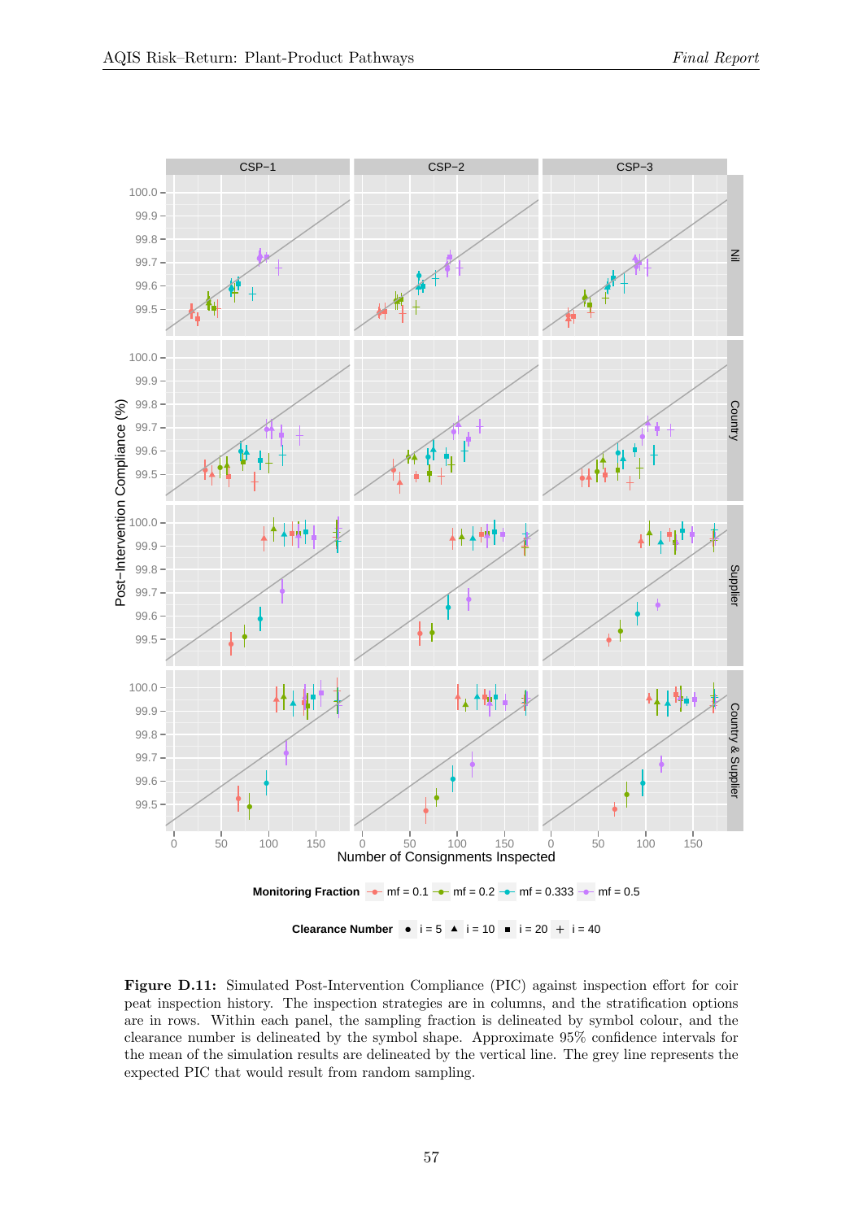**Figure D.11:** Simulated Post-Intervention Compliance (PIC) against inspection effort for coir peat inspection history. The inspection strategies are in columns, and the stratification options are in rows. Within each panel, the sampling fraction is delineated by symbol colour, and the clearance number is delineated by the symbol shape. Approximate 95% confidence intervals for the mean of the simulation results are delineated by the vertical line. The grey line represents the expected PIC that would result from random sampling.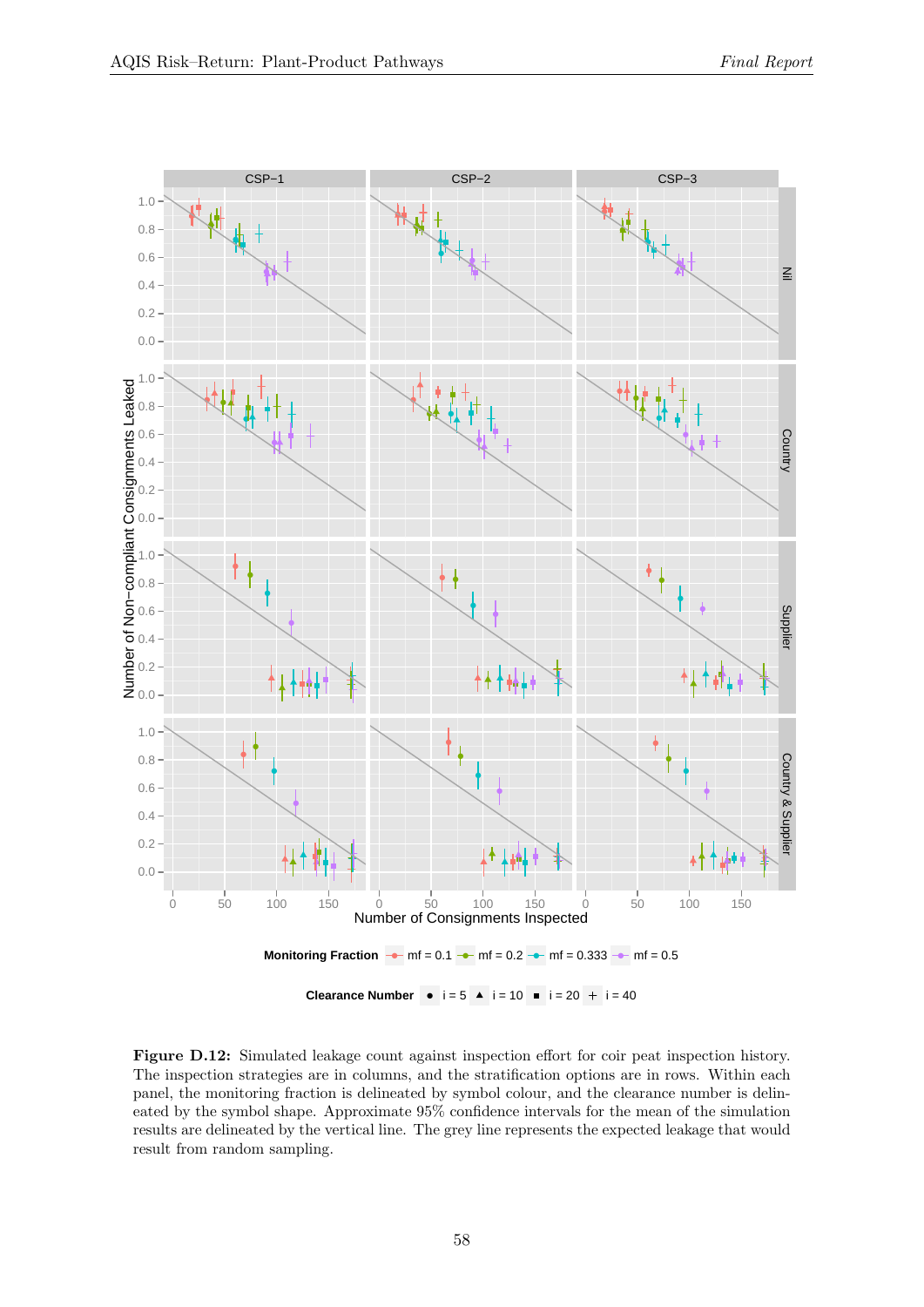**Figure D.12:** Simulated leakage count against inspection effort for coir peat inspection history. The inspection strategies are in columns, and the stratification options are in rows. Within each panel, the monitoring fraction is delineated by symbol colour, and the clearance number is delineated by the symbol shape. Approximate 95% confidence intervals for the mean of the simulation results are delineated by the vertical line. The grey line represents the expected leakage that would result from random sampling.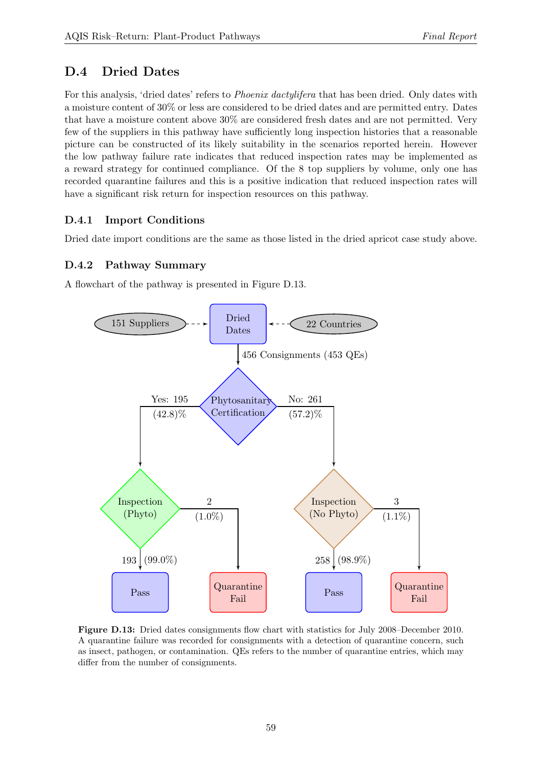## D.4 Dried Dates

For this analysis, 'dried dates' refers to *Phoenix dactylifera* that has been dried. Only dates with a moisture content of 30% or less are considered to be dried dates and are permitted entry. Dates that have a moisture content above 30% are considered fresh dates and are not permitted. Very few of the suppliers in this pathway have sufficiently long inspection histories that a reasonable picture can be constructed of its likely suitability in the scenarios reported herein. However the low pathway failure rate indicates that reduced inspection rates may be implemented as a reward strategy for continued compliance. Of the 8 top suppliers by volume, only one has recorded quarantine failures and this is a positive indication that reduced inspection rates will have a significant risk return for inspection resources on this pathway.

### D.4.1 Import Conditions

Dried date import conditions are the same as those listed in the dried apricot case study above.

### D.4.2 Pathway Summary

A flowchart of the pathway is presented in Figure D.13.

151 Suppliers → Dried Dates ← 22 Countries

Dried Dates → 456 Consignments (453 QEs) → Phytosanitary Certification

- Yes: 195 (42.8)% → Inspection (Phyto)
  - 193 (99.0%) → Pass
  - 2 (1.0%) → Quarantine Fail
- No: 261 (57.2)% → Inspection (No Phyto)
  - 258 (98.9%) → Pass
  - 3 (1.1%) → Quarantine Fail

**Figure D.13:** Dried dates consignments flow chart with statistics for July 2008–December 2010. A quarantine failure was recorded for consignments with a detection of quarantine concern, such as insect, pathogen, or contamination. QEs refers to the number of quarantine entries, which may differ from the number of consignments.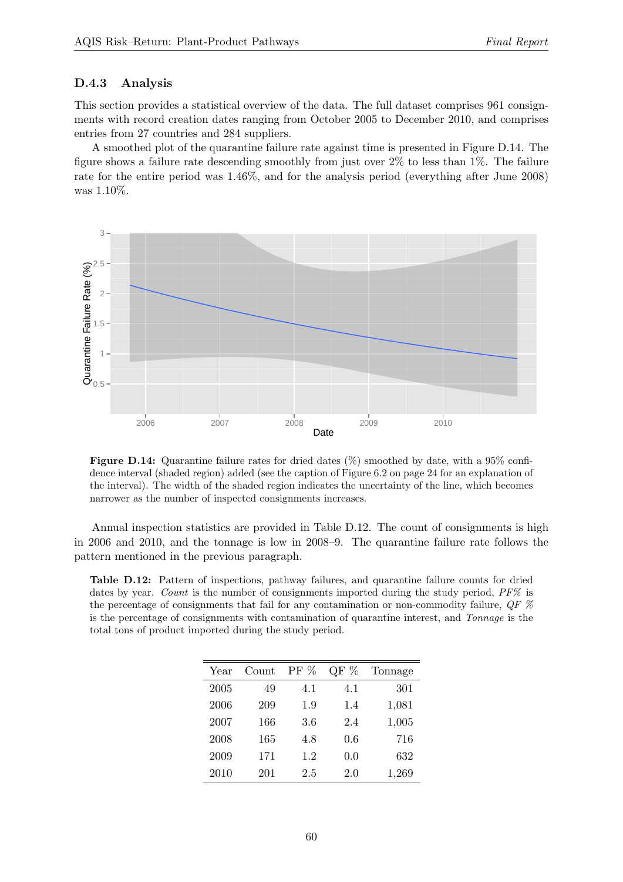### D.4.3 Analysis

This section provides a statistical overview of the data. The full dataset comprises 961 consignments with record creation dates ranging from October 2005 to December 2010, and comprises entries from 27 countries and 284 suppliers.

A smoothed plot of the quarantine failure rate against time is presented in Figure D.14. The figure shows a failure rate descending smoothly from just over 2% to less than 1%. The failure rate for the entire period was 1.46%, and for the analysis period (everything after June 2008) was 1.10%.

**Figure D.14:** Quarantine failure rates for dried dates (%) smoothed by date, with a 95% confidence interval (shaded region) added (see the caption of Figure 6.2 on page 24 for an explanation of the interval). The width of the shaded region indicates the uncertainty of the line, which becomes narrower as the number of inspected consignments increases.

Annual inspection statistics are provided in Table D.12. The count of consignments is high in 2006 and 2010, and the tonnage is low in 2008–9. The quarantine failure rate follows the pattern mentioned in the previous paragraph.

**Table D.12:** Pattern of inspections, pathway failures, and quarantine failure counts for dried dates by year. *Count* is the number of consignments imported during the study period, *PF%* is the percentage of consignments that fail for any contamination or non-commodity failure, *QF %* is the percentage of consignments with contamination of quarantine interest, and *Tonnage* is the total tons of product imported during the study period.

| Year | Count | PF % | QF % | Tonnage |
|---|---|---|---|---|
| 2005 | 49 | 4.1 | 4.1 | 301 |
| 2006 | 209 | 1.9 | 1.4 | 1,081 |
| 2007 | 166 | 3.6 | 2.4 | 1,005 |
| 2008 | 165 | 4.8 | 0.6 | 716 |
| 2009 | 171 | 1.2 | 0.0 | 632 |
| 2010 | 201 | 2.5 | 2.0 | 1,269 |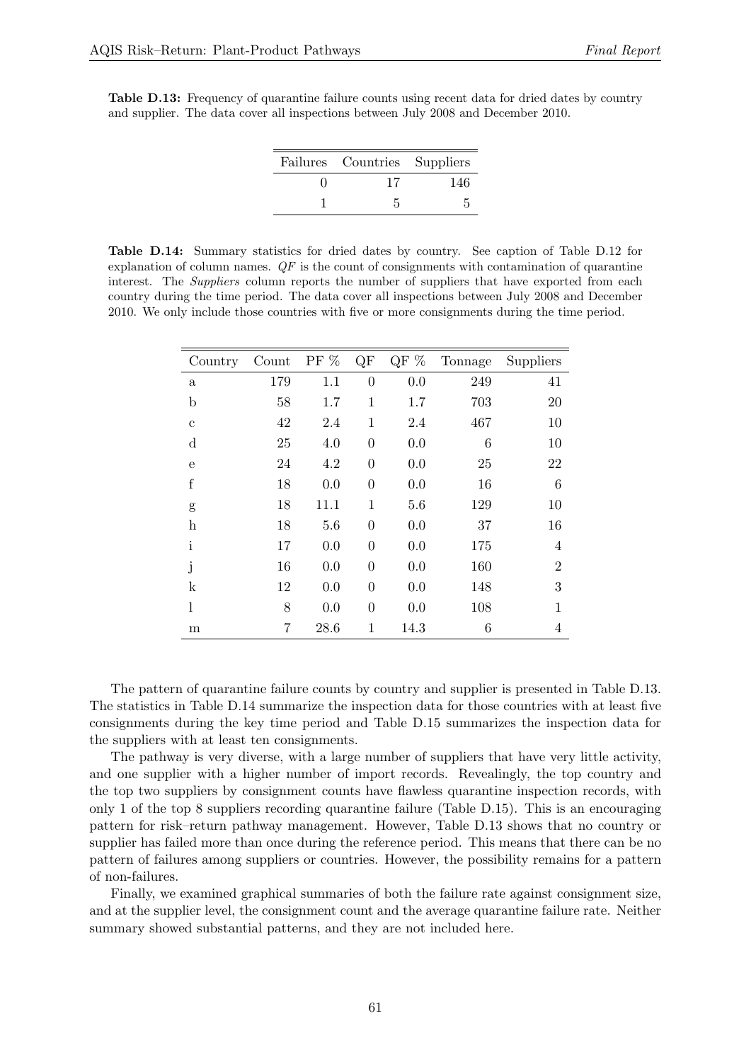**Table D.13:** Frequency of quarantine failure counts using recent data for dried dates by country and supplier. The data cover all inspections between July 2008 and December 2010.

| Failures | Countries | Suppliers |
|---|---|---|
| 0 | 17 | 146 |
| 1 | 5 | 5 |

**Table D.14:** Summary statistics for dried dates by country. See caption of Table D.12 for explanation of column names. *QF* is the count of consignments with contamination of quarantine interest. The *Suppliers* column reports the number of suppliers that have exported from each country during the time period. The data cover all inspections between July 2008 and December 2010. We only include those countries with five or more consignments during the time period.

| Country | Count | PF % | QF | QF % | Tonnage | Suppliers |
|---|---|---|---|---|---|---|
| a | 179 | 1.1 | 0 | 0.0 | 249 | 41 |
| b | 58 | 1.7 | 1 | 1.7 | 703 | 20 |
| c | 42 | 2.4 | 1 | 2.4 | 467 | 10 |
| d | 25 | 4.0 | 0 | 0.0 | 6 | 10 |
| e | 24 | 4.2 | 0 | 0.0 | 25 | 22 |
| f | 18 | 0.0 | 0 | 0.0 | 16 | 6 |
| g | 18 | 11.1 | 1 | 5.6 | 129 | 10 |
| h | 18 | 5.6 | 0 | 0.0 | 37 | 16 |
| i | 17 | 0.0 | 0 | 0.0 | 175 | 4 |
| j | 16 | 0.0 | 0 | 0.0 | 160 | 2 |
| k | 12 | 0.0 | 0 | 0.0 | 148 | 3 |
| l | 8 | 0.0 | 0 | 0.0 | 108 | 1 |
| m | 7 | 28.6 | 1 | 14.3 | 6 | 4 |

The pattern of quarantine failure counts by country and supplier is presented in Table D.13. The statistics in Table D.14 summarize the inspection data for those countries with at least five consignments during the key time period and Table D.15 summarizes the inspection data for the suppliers with at least ten consignments.

The pathway is very diverse, with a large number of suppliers that have very little activity, and one supplier with a higher number of import records. Revealingly, the top country and the top two suppliers by consignment counts have flawless quarantine inspection records, with only 1 of the top 8 suppliers recording quarantine failure (Table D.15). This is an encouraging pattern for risk–return pathway management. However, Table D.13 shows that no country or supplier has failed more than once during the reference period. This means that there can be no pattern of failures among suppliers or countries. However, the possibility remains for a pattern of non-failures.

Finally, we examined graphical summaries of both the failure rate against consignment size, and at the supplier level, the consignment count and the average quarantine failure rate. Neither summary showed substantial patterns, and they are not included here.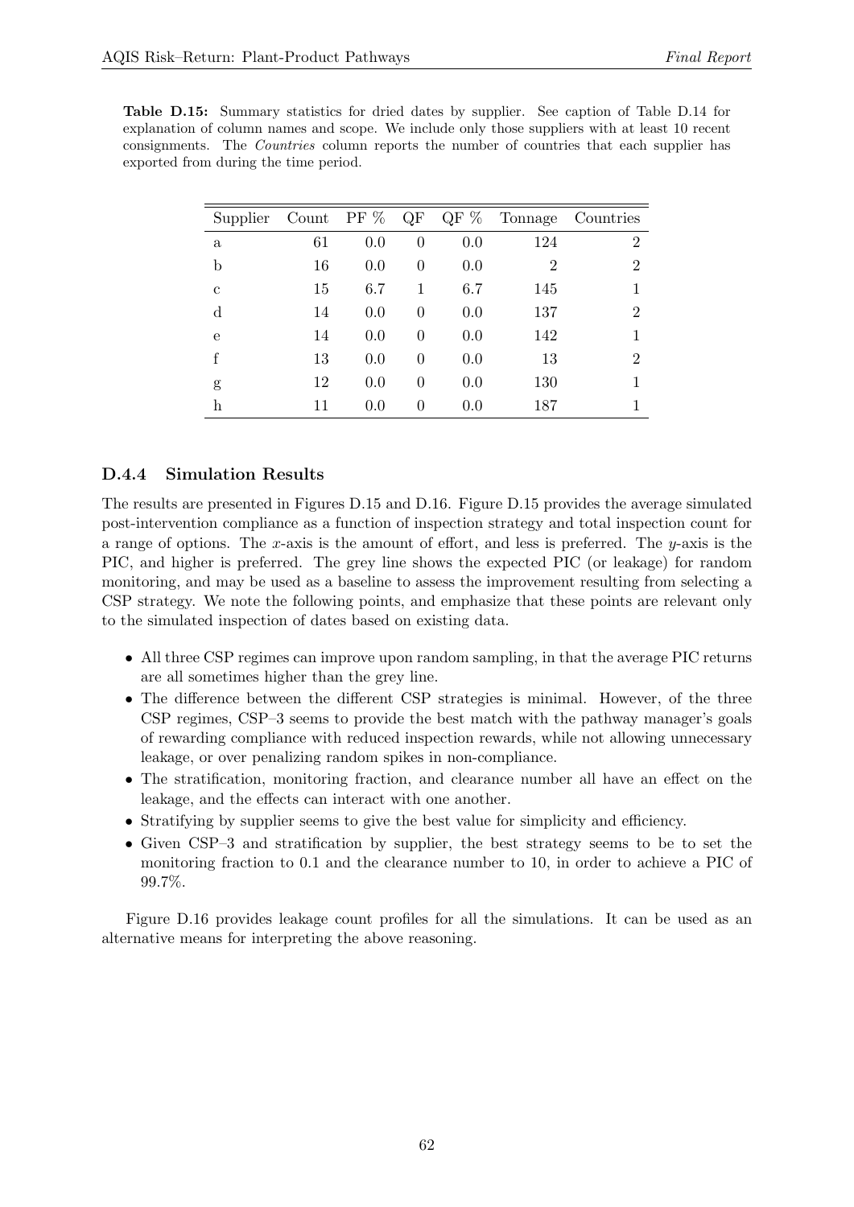**Table D.15:** Summary statistics for dried dates by supplier. See caption of Table D.14 for explanation of column names and scope. We include only those suppliers with at least 10 recent consignments. The *Countries* column reports the number of countries that each supplier has exported from during the time period.

| Supplier | Count | PF % | QF | QF % | Tonnage | Countries |
|---|---|---|---|---|---|---|
| a | 61 | 0.0 | 0 | 0.0 | 124 | 2 |
| b | 16 | 0.0 | 0 | 0.0 | 2 | 2 |
| c | 15 | 6.7 | 1 | 6.7 | 145 | 1 |
| d | 14 | 0.0 | 0 | 0.0 | 137 | 2 |
| e | 14 | 0.0 | 0 | 0.0 | 142 | 1 |
| f | 13 | 0.0 | 0 | 0.0 | 13 | 2 |
| g | 12 | 0.0 | 0 | 0.0 | 130 | 1 |
| h | 11 | 0.0 | 0 | 0.0 | 187 | 1 |

### D.4.4 Simulation Results

The results are presented in Figures D.15 and D.16. Figure D.15 provides the average simulated post-intervention compliance as a function of inspection strategy and total inspection count for a range of options. The $x$-axis is the amount of effort, and less is preferred. The $y$-axis is the PIC, and higher is preferred. The grey line shows the expected PIC (or leakage) for random monitoring, and may be used as a baseline to assess the improvement resulting from selecting a CSP strategy. We note the following points, and emphasize that these points are relevant only to the simulated inspection of dates based on existing data.

- All three CSP regimes can improve upon random sampling, in that the average PIC returns are all sometimes higher than the grey line.
- The difference between the different CSP strategies is minimal. However, of the three CSP regimes, CSP–3 seems to provide the best match with the pathway manager's goals of rewarding compliance with reduced inspection rewards, while not allowing unnecessary leakage, or over penalizing random spikes in non-compliance.
- The stratification, monitoring fraction, and clearance number all have an effect on the leakage, and the effects can interact with one another.
- Stratifying by supplier seems to give the best value for simplicity and efficiency.
- Given CSP–3 and stratification by supplier, the best strategy seems to be to set the monitoring fraction to 0.1 and the clearance number to 10, in order to achieve a PIC of 99.7%.

Figure D.16 provides leakage count profiles for all the simulations. It can be used as an alternative means for interpreting the above reasoning.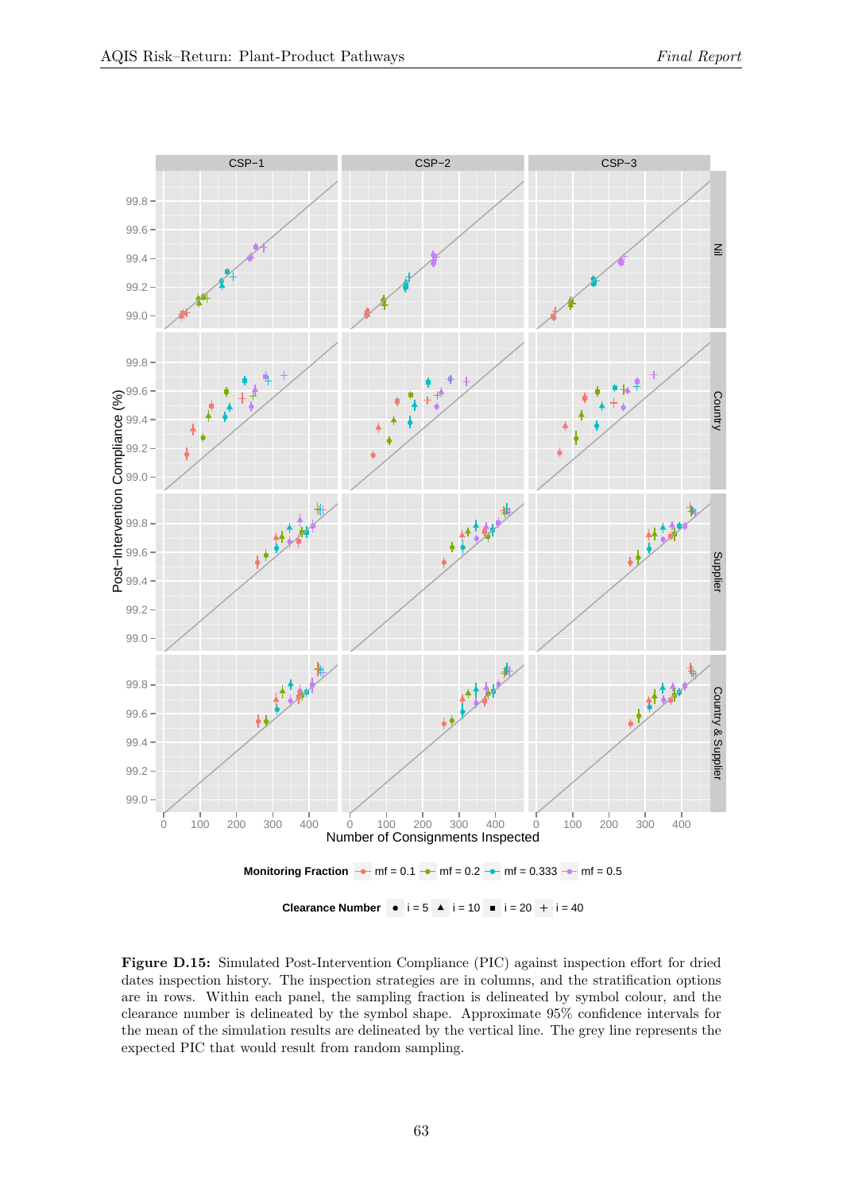**Figure D.15:** Simulated Post-Intervention Compliance (PIC) against inspection effort for dried dates inspection history. The inspection strategies are in columns, and the stratification options are in rows. Within each panel, the sampling fraction is delineated by symbol colour, and the clearance number is delineated by the symbol shape. Approximate 95% confidence intervals for the mean of the simulation results are delineated by the vertical line. The grey line represents the expected PIC that would result from random sampling.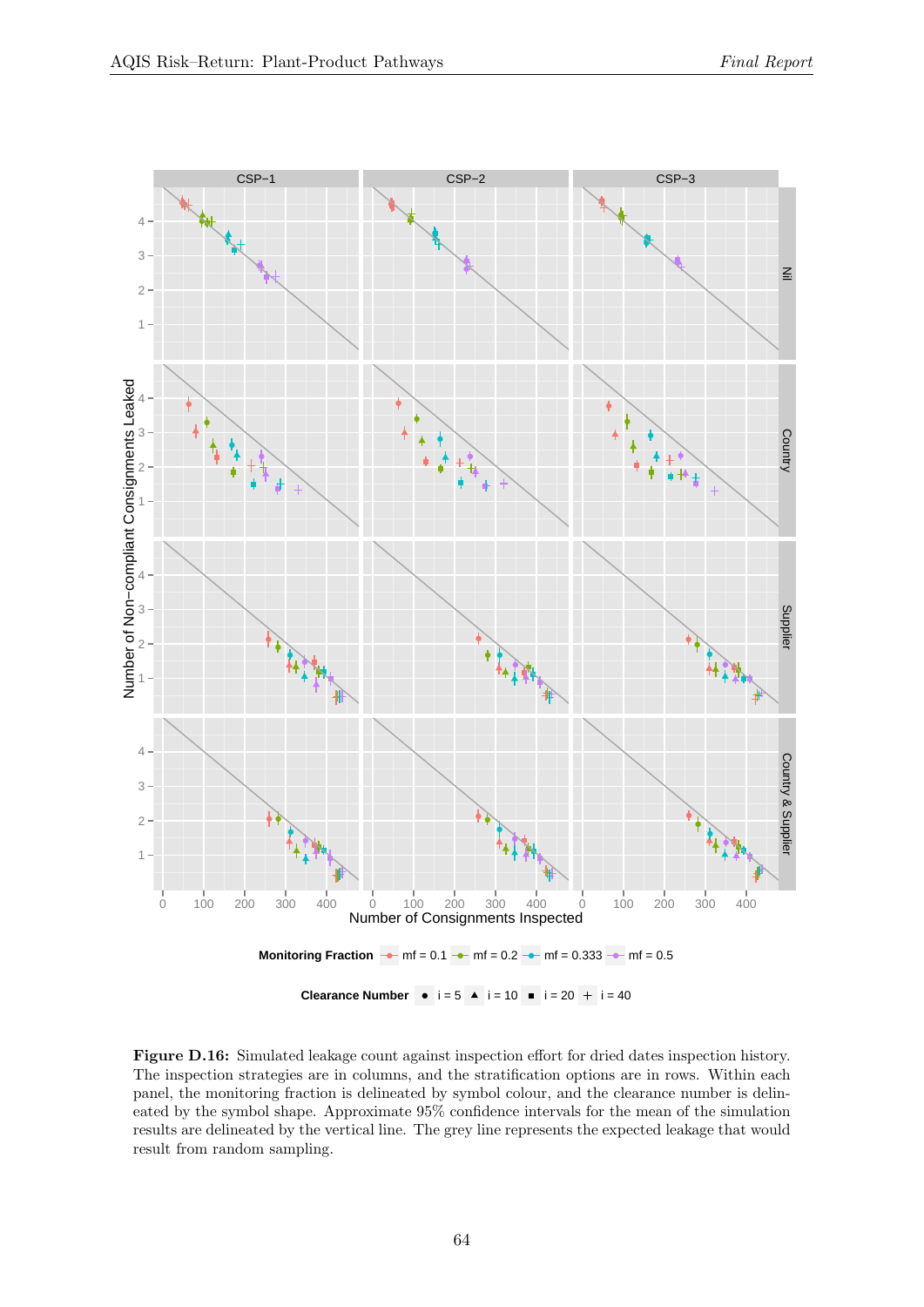**Figure D.16:** Simulated leakage count against inspection effort for dried dates inspection history. The inspection strategies are in columns, and the stratification options are in rows. Within each panel, the monitoring fraction is delineated by symbol colour, and the clearance number is delineated by the symbol shape. Approximate 95% confidence intervals for the mean of the simulation results are delineated by the vertical line. The grey line represents the expected leakage that would result from random sampling.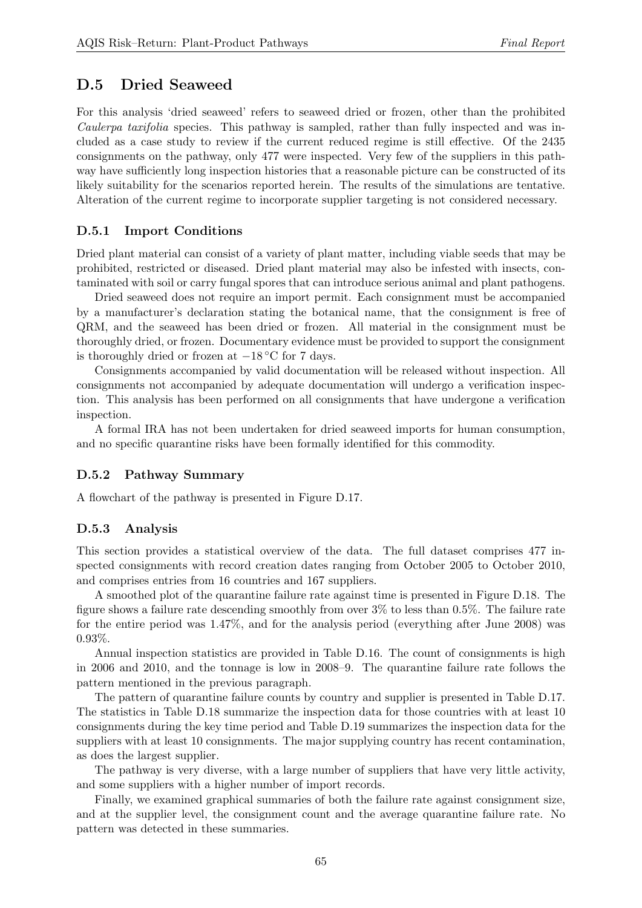## D.5 Dried Seaweed

For this analysis 'dried seaweed' refers to seaweed dried or frozen, other than the prohibited *Caulerpa taxifolia* species. This pathway is sampled, rather than fully inspected and was included as a case study to review if the current reduced regime is still effective. Of the 2435 consignments on the pathway, only 477 were inspected. Very few of the suppliers in this pathway have sufficiently long inspection histories that a reasonable picture can be constructed of its likely suitability for the scenarios reported herein. The results of the simulations are tentative. Alteration of the current regime to incorporate supplier targeting is not considered necessary.

### D.5.1 Import Conditions

Dried plant material can consist of a variety of plant matter, including viable seeds that may be prohibited, restricted or diseased. Dried plant material may also be infested with insects, contaminated with soil or carry fungal spores that can introduce serious animal and plant pathogens.

Dried seaweed does not require an import permit. Each consignment must be accompanied by a manufacturer's declaration stating the botanical name, that the consignment is free of QRM, and the seaweed has been dried or frozen. All material in the consignment must be thoroughly dried, or frozen. Documentary evidence must be provided to support the consignment is thoroughly dried or frozen at $-18\,^{\circ}$C for 7 days.

Consignments accompanied by valid documentation will be released without inspection. All consignments not accompanied by adequate documentation will undergo a verification inspection. This analysis has been performed on all consignments that have undergone a verification inspection.

A formal IRA has not been undertaken for dried seaweed imports for human consumption, and no specific quarantine risks have been formally identified for this commodity.

### D.5.2 Pathway Summary

A flowchart of the pathway is presented in Figure D.17.

### D.5.3 Analysis

This section provides a statistical overview of the data. The full dataset comprises 477 inspected consignments with record creation dates ranging from October 2005 to October 2010, and comprises entries from 16 countries and 167 suppliers.

A smoothed plot of the quarantine failure rate against time is presented in Figure D.18. The figure shows a failure rate descending smoothly from over 3% to less than 0.5%. The failure rate for the entire period was 1.47%, and for the analysis period (everything after June 2008) was 0.93%.

Annual inspection statistics are provided in Table D.16. The count of consignments is high in 2006 and 2010, and the tonnage is low in 2008–9. The quarantine failure rate follows the pattern mentioned in the previous paragraph.

The pattern of quarantine failure counts by country and supplier is presented in Table D.17. The statistics in Table D.18 summarize the inspection data for those countries with at least 10 consignments during the key time period and Table D.19 summarizes the inspection data for the suppliers with at least 10 consignments. The major supplying country has recent contamination, as does the largest supplier.

The pathway is very diverse, with a large number of suppliers that have very little activity, and some suppliers with a higher number of import records.

Finally, we examined graphical summaries of both the failure rate against consignment size, and at the supplier level, the consignment count and the average quarantine failure rate. No pattern was detected in these summaries.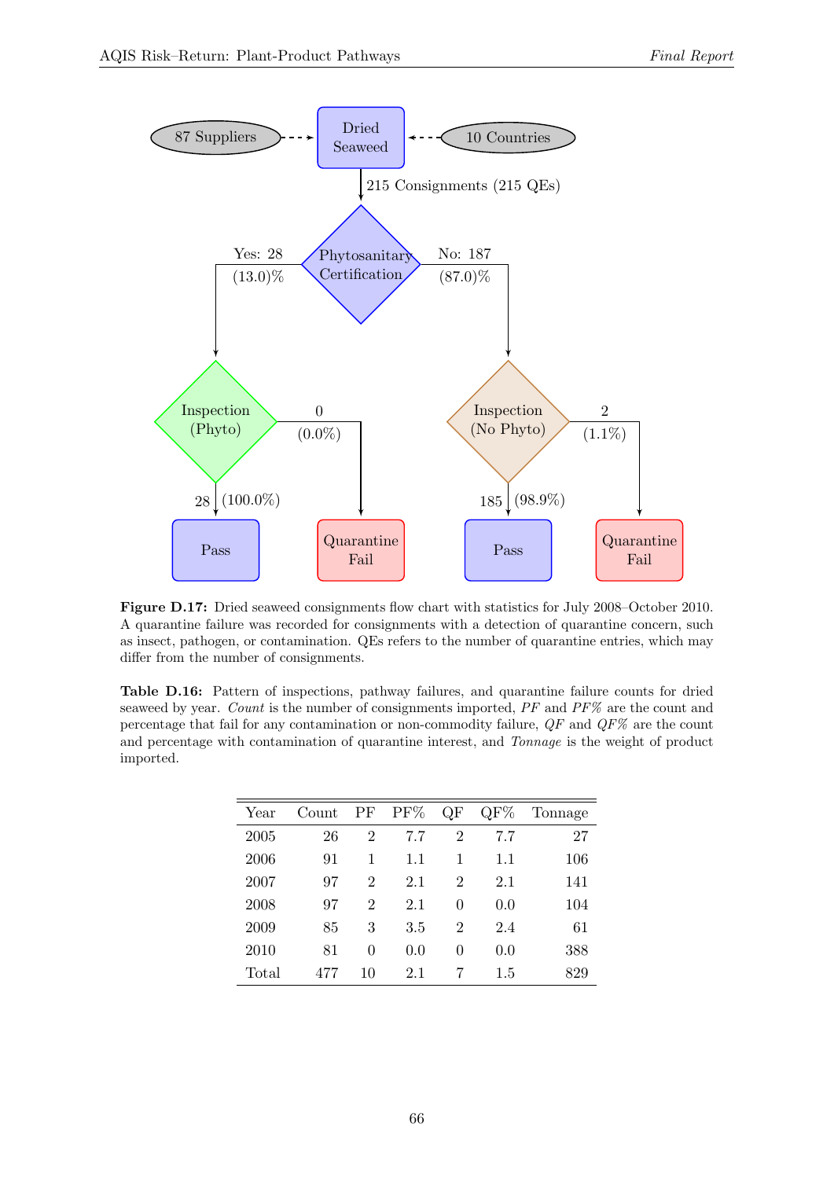87 Suppliers

Dried Seaweed

10 Countries

215 Consignments (215 QEs)

Phytosanitary Certification

Yes: 28 (13.0)%

No: 187 (87.0)%

Inspection (Phyto)

0 (0.0%)

28 (100.0%)

Pass

Quarantine Fail

Inspection (No Phyto)

2 (1.1%)

185 (98.9%)

Pass

Quarantine Fail

**Figure D.17:** Dried seaweed consignments flow chart with statistics for July 2008–October 2010. A quarantine failure was recorded for consignments with a detection of quarantine concern, such as insect, pathogen, or contamination. QEs refers to the number of quarantine entries, which may differ from the number of consignments.

**Table D.16:** Pattern of inspections, pathway failures, and quarantine failure counts for dried seaweed by year. *Count* is the number of consignments imported, *PF* and *PF%* are the count and percentage that fail for any contamination or non-commodity failure, *QF* and *QF%* are the count and percentage with contamination of quarantine interest, and *Tonnage* is the weight of product imported.

| Year | Count | PF | PF% | QF | QF% | Tonnage |
|---|---|---|---|---|---|---|
| 2005 | 26 | 2 | 7.7 | 2 | 7.7 | 27 |
| 2006 | 91 | 1 | 1.1 | 1 | 1.1 | 106 |
| 2007 | 97 | 2 | 2.1 | 2 | 2.1 | 141 |
| 2008 | 97 | 2 | 2.1 | 0 | 0.0 | 104 |
| 2009 | 85 | 3 | 3.5 | 2 | 2.4 | 61 |
| 2010 | 81 | 0 | 0.0 | 0 | 0.0 | 388 |
| Total | 477 | 10 | 2.1 | 7 | 1.5 | 829 |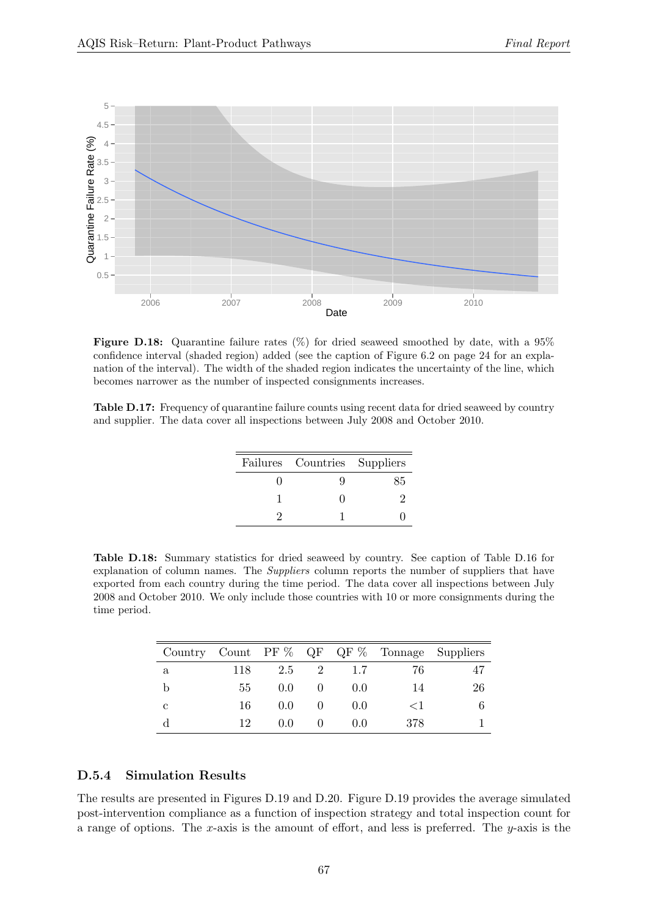**Figure D.18:** Quarantine failure rates (%) for dried seaweed smoothed by date, with a 95% confidence interval (shaded region) added (see the caption of Figure 6.2 on page 24 for an explanation of the interval). The width of the shaded region indicates the uncertainty of the line, which becomes narrower as the number of inspected consignments increases.

**Table D.17:** Frequency of quarantine failure counts using recent data for dried seaweed by country and supplier. The data cover all inspections between July 2008 and October 2010.

| Failures | Countries | Suppliers |
|---|---|---|
| 0 | 9 | 85 |
| 1 | 0 | 2 |
| 2 | 1 | 0 |

**Table D.18:** Summary statistics for dried seaweed by country. See caption of Table D.16 for explanation of column names. The *Suppliers* column reports the number of suppliers that have exported from each country during the time period. The data cover all inspections between July 2008 and October 2010. We only include those countries with 10 or more consignments during the time period.

| Country | Count | PF % | QF | QF % | Tonnage | Suppliers |
|---|---|---|---|---|---|---|
| a | 118 | 2.5 | 2 | 1.7 | 76 | 47 |
| b | 55 | 0.0 | 0 | 0.0 | 14 | 26 |
| c | 16 | 0.0 | 0 | 0.0 | <1 | 6 |
| d | 12 | 0.0 | 0 | 0.0 | 378 | 1 |

### D.5.4 Simulation Results

The results are presented in Figures D.19 and D.20. Figure D.19 provides the average simulated post-intervention compliance as a function of inspection strategy and total inspection count for a range of options. The $x$-axis is the amount of effort, and less is preferred. The $y$-axis is the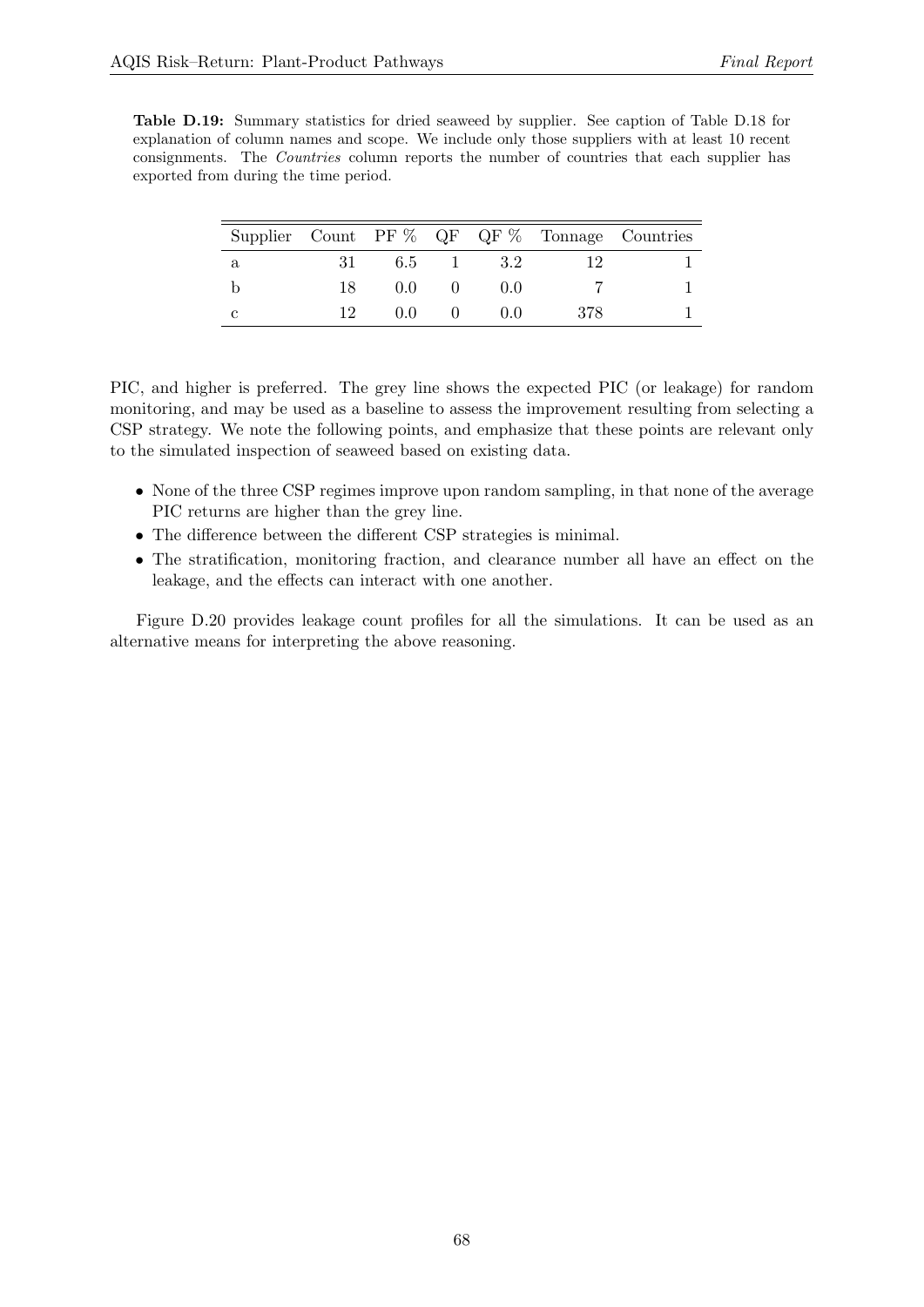**Table D.19:** Summary statistics for dried seaweed by supplier. See caption of Table D.18 for explanation of column names and scope. We include only those suppliers with at least 10 recent consignments. The *Countries* column reports the number of countries that each supplier has exported from during the time period.

| Supplier | Count | PF % | QF | QF % | Tonnage | Countries |
|---|---|---|---|---|---|---|
| a | 31 | 6.5 | 1 | 3.2 | 12 | 1 |
| b | 18 | 0.0 | 0 | 0.0 | 7 | 1 |
| c | 12 | 0.0 | 0 | 0.0 | 378 | 1 |

PIC, and higher is preferred. The grey line shows the expected PIC (or leakage) for random monitoring, and may be used as a baseline to assess the improvement resulting from selecting a CSP strategy. We note the following points, and emphasize that these points are relevant only to the simulated inspection of seaweed based on existing data.

- None of the three CSP regimes improve upon random sampling, in that none of the average PIC returns are higher than the grey line.
- The difference between the different CSP strategies is minimal.
- The stratification, monitoring fraction, and clearance number all have an effect on the leakage, and the effects can interact with one another.

Figure D.20 provides leakage count profiles for all the simulations. It can be used as an alternative means for interpreting the above reasoning.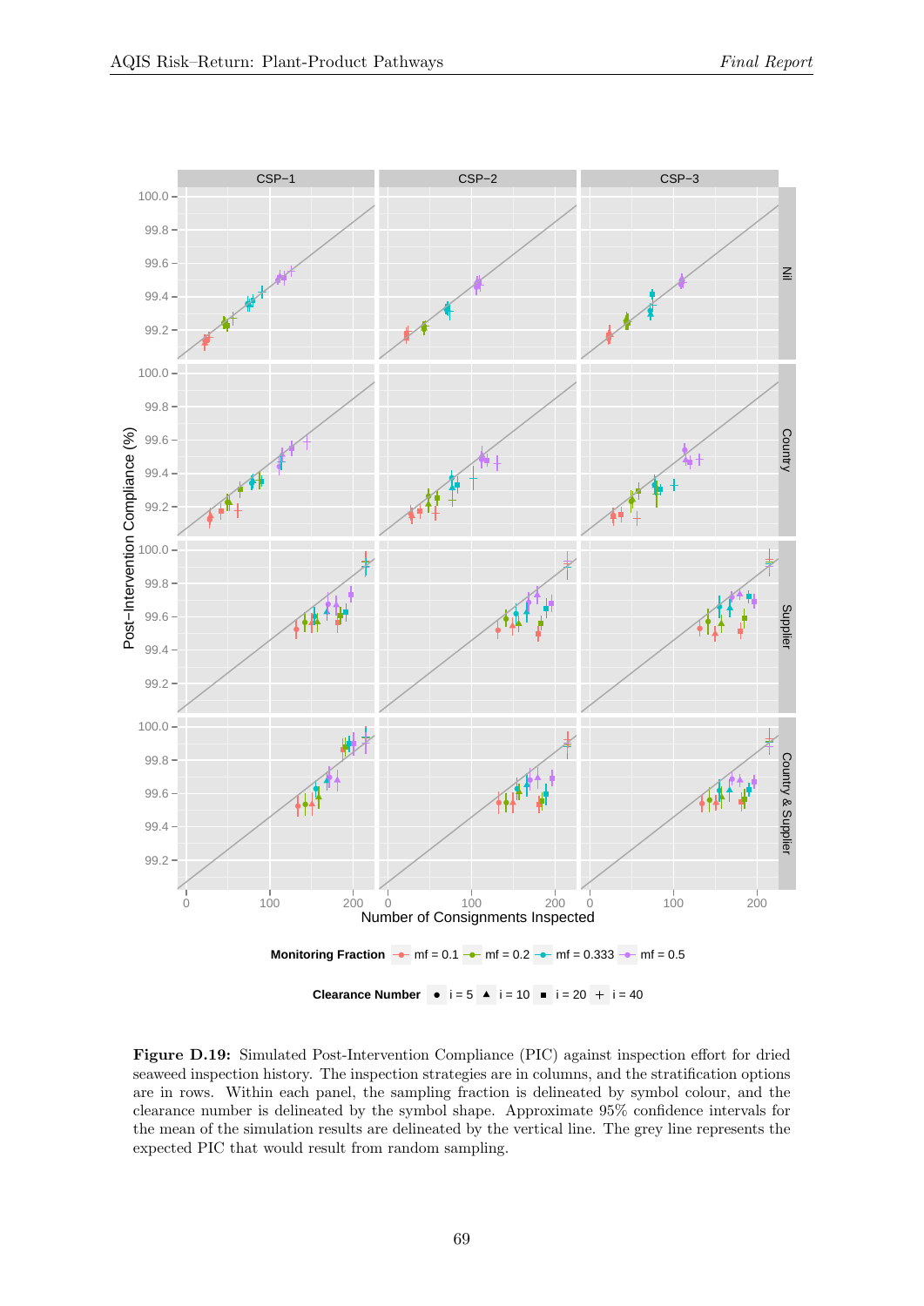Figure D.19: Simulated Post-Intervention Compliance (PIC) against inspection effort for dried seaweed inspection history. The inspection strategies are in columns, and the stratification options are in rows. Within each panel, the sampling fraction is delineated by symbol colour, and the clearance number is delineated by the symbol shape. Approximate 95% confidence intervals for the mean of the simulation results are delineated by the vertical line. The grey line represents the expected PIC that would result from random sampling.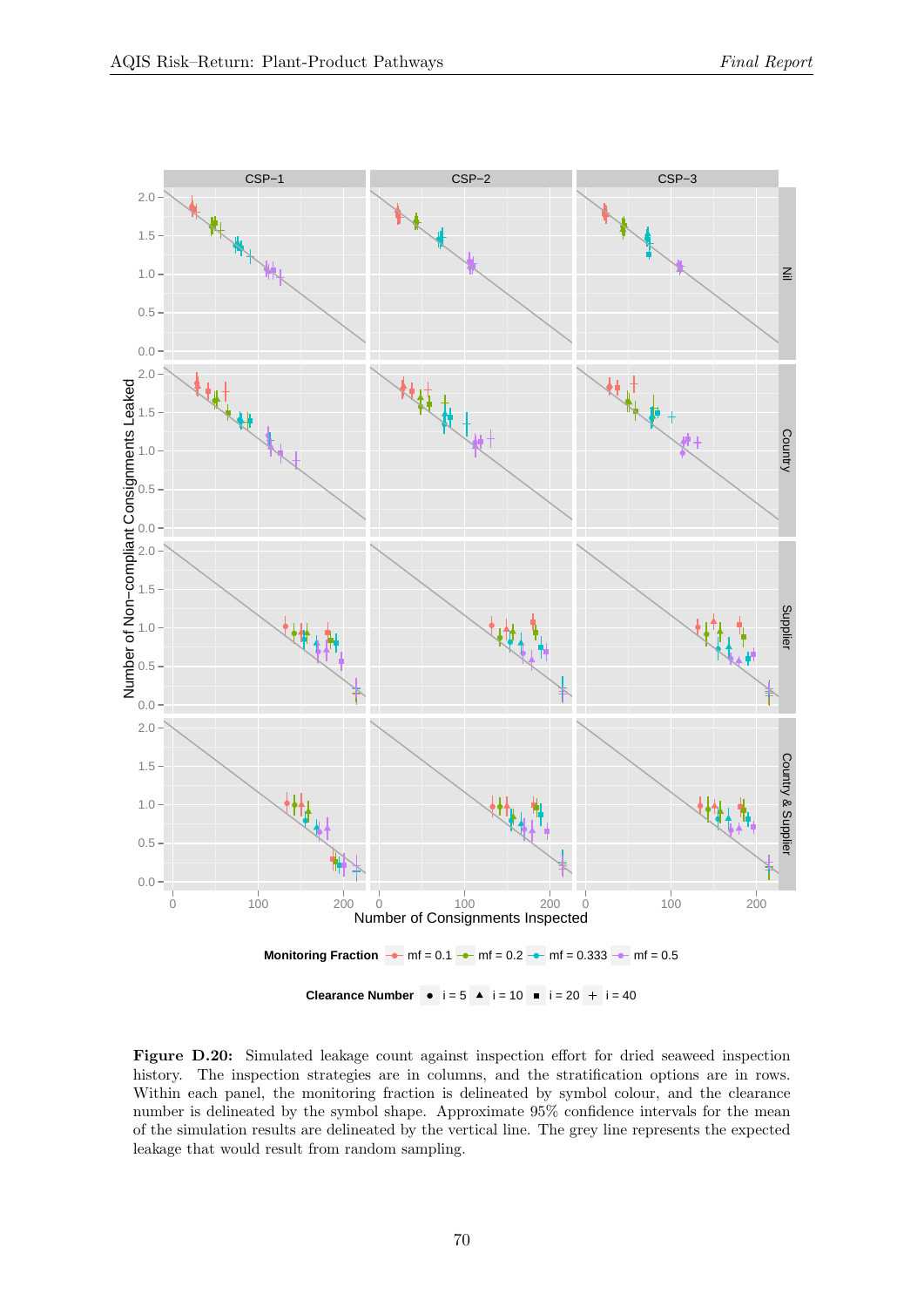**Figure D.20:** Simulated leakage count against inspection effort for dried seaweed inspection history. The inspection strategies are in columns, and the stratification options are in rows. Within each panel, the monitoring fraction is delineated by symbol colour, and the clearance number is delineated by the symbol shape. Approximate 95% confidence intervals for the mean of the simulation results are delineated by the vertical line. The grey line represents the expected leakage that would result from random sampling.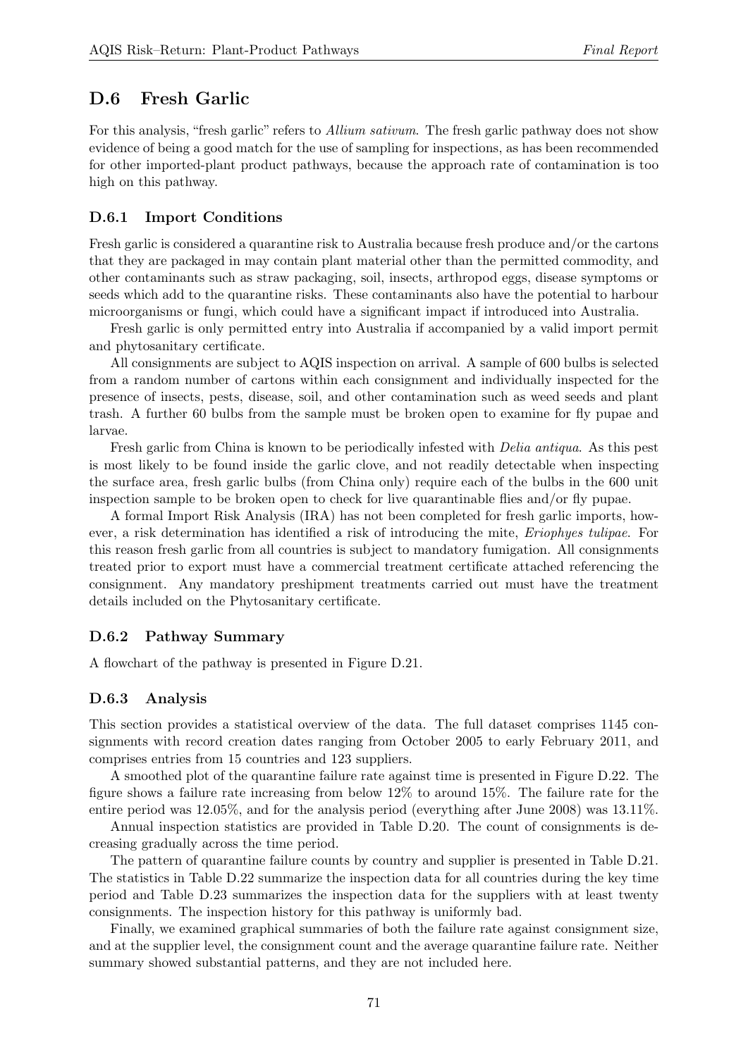## D.6 Fresh Garlic

For this analysis, "fresh garlic" refers to *Allium sativum*. The fresh garlic pathway does not show evidence of being a good match for the use of sampling for inspections, as has been recommended for other imported-plant product pathways, because the approach rate of contamination is too high on this pathway.

### D.6.1 Import Conditions

Fresh garlic is considered a quarantine risk to Australia because fresh produce and/or the cartons that they are packaged in may contain plant material other than the permitted commodity, and other contaminants such as straw packaging, soil, insects, arthropod eggs, disease symptoms or seeds which add to the quarantine risks. These contaminants also have the potential to harbour microorganisms or fungi, which could have a significant impact if introduced into Australia.

Fresh garlic is only permitted entry into Australia if accompanied by a valid import permit and phytosanitary certificate.

All consignments are subject to AQIS inspection on arrival. A sample of 600 bulbs is selected from a random number of cartons within each consignment and individually inspected for the presence of insects, pests, disease, soil, and other contamination such as weed seeds and plant trash. A further 60 bulbs from the sample must be broken open to examine for fly pupae and larvae.

Fresh garlic from China is known to be periodically infested with *Delia antiqua*. As this pest is most likely to be found inside the garlic clove, and not readily detectable when inspecting the surface area, fresh garlic bulbs (from China only) require each of the bulbs in the 600 unit inspection sample to be broken open to check for live quarantinable flies and/or fly pupae.

A formal Import Risk Analysis (IRA) has not been completed for fresh garlic imports, however, a risk determination has identified a risk of introducing the mite, *Eriophyes tulipae*. For this reason fresh garlic from all countries is subject to mandatory fumigation. All consignments treated prior to export must have a commercial treatment certificate attached referencing the consignment. Any mandatory preshipment treatments carried out must have the treatment details included on the Phytosanitary certificate.

### D.6.2 Pathway Summary

A flowchart of the pathway is presented in Figure D.21.

### D.6.3 Analysis

This section provides a statistical overview of the data. The full dataset comprises 1145 consignments with record creation dates ranging from October 2005 to early February 2011, and comprises entries from 15 countries and 123 suppliers.

A smoothed plot of the quarantine failure rate against time is presented in Figure D.22. The figure shows a failure rate increasing from below 12% to around 15%. The failure rate for the entire period was 12.05%, and for the analysis period (everything after June 2008) was 13.11%.

Annual inspection statistics are provided in Table D.20. The count of consignments is decreasing gradually across the time period.

The pattern of quarantine failure counts by country and supplier is presented in Table D.21. The statistics in Table D.22 summarize the inspection data for all countries during the key time period and Table D.23 summarizes the inspection data for the suppliers with at least twenty consignments. The inspection history for this pathway is uniformly bad.

Finally, we examined graphical summaries of both the failure rate against consignment size, and at the supplier level, the consignment count and the average quarantine failure rate. Neither summary showed substantial patterns, and they are not included here.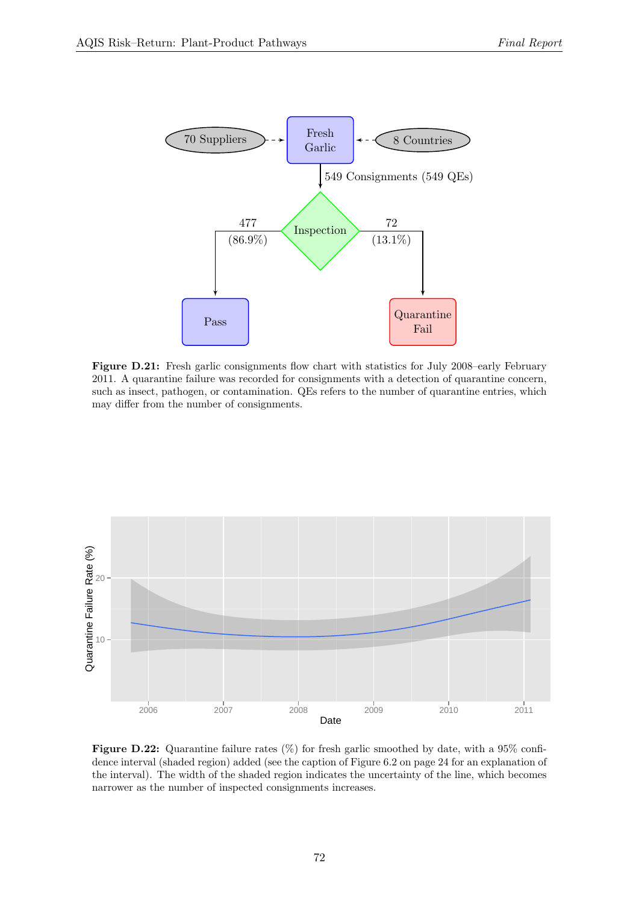70 Suppliers → Fresh Garlic ← 8 Countries

549 Consignments (549 QEs)

Inspection

477 (86.9%) → Pass

72 (13.1%) → Quarantine Fail

**Figure D.21:** Fresh garlic consignments flow chart with statistics for July 2008–early February 2011. A quarantine failure was recorded for consignments with a detection of quarantine concern, such as insect, pathogen, or contamination. QEs refers to the number of quarantine entries, which may differ from the number of consignments.

**Figure D.22:** Quarantine failure rates (%) for fresh garlic smoothed by date, with a 95% confidence interval (shaded region) added (see the caption of Figure 6.2 on page 24 for an explanation of the interval). The width of the shaded region indicates the uncertainty of the line, which becomes narrower as the number of inspected consignments increases.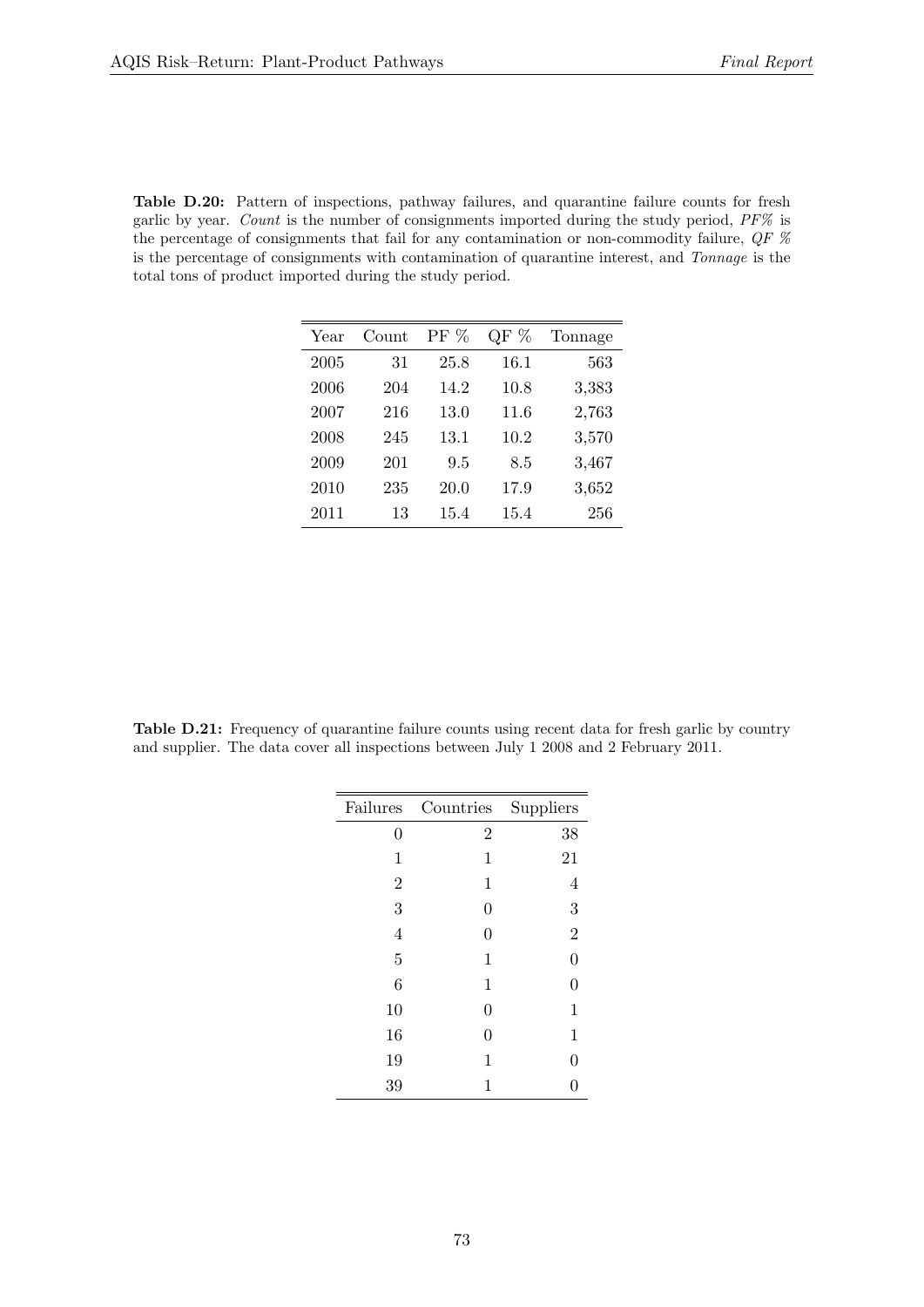**Table D.20:** Pattern of inspections, pathway failures, and quarantine failure counts for fresh garlic by year. *Count* is the number of consignments imported during the study period, *PF%* is the percentage of consignments that fail for any contamination or non-commodity failure, *QF %* is the percentage of consignments with contamination of quarantine interest, and *Tonnage* is the total tons of product imported during the study period.

| Year | Count | PF % | QF % | Tonnage |
|---|---|---|---|---|
| 2005 | 31 | 25.8 | 16.1 | 563 |
| 2006 | 204 | 14.2 | 10.8 | 3,383 |
| 2007 | 216 | 13.0 | 11.6 | 2,763 |
| 2008 | 245 | 13.1 | 10.2 | 3,570 |
| 2009 | 201 | 9.5 | 8.5 | 3,467 |
| 2010 | 235 | 20.0 | 17.9 | 3,652 |
| 2011 | 13 | 15.4 | 15.4 | 256 |

**Table D.21:** Frequency of quarantine failure counts using recent data for fresh garlic by country and supplier. The data cover all inspections between July 1 2008 and 2 February 2011.

| Failures | Countries | Suppliers |
|---|---|---|
| 0 | 2 | 38 |
| 1 | 1 | 21 |
| 2 | 1 | 4 |
| 3 | 0 | 3 |
| 4 | 0 | 2 |
| 5 | 1 | 0 |
| 6 | 1 | 0 |
| 10 | 0 | 1 |
| 16 | 0 | 1 |
| 19 | 1 | 0 |
| 39 | 1 | 0 |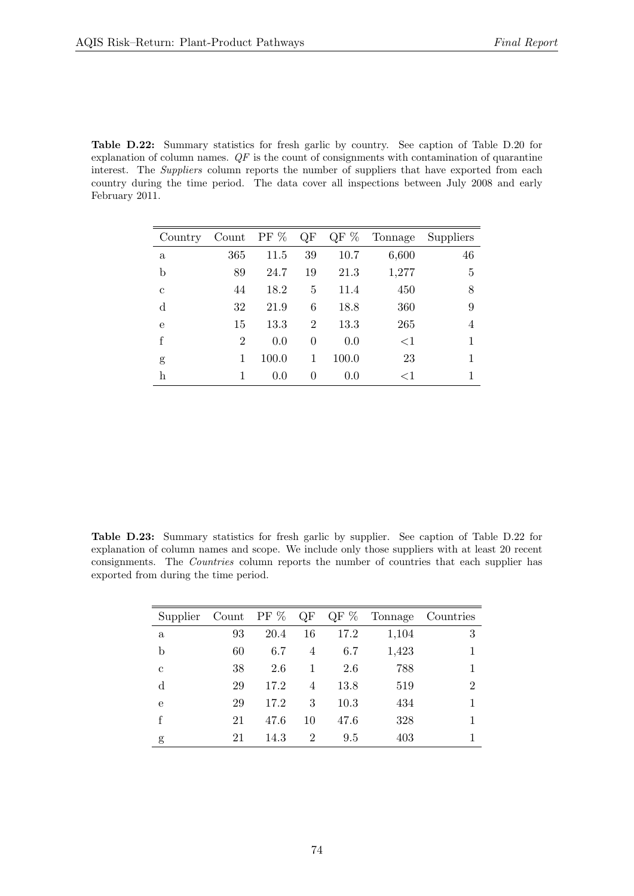**Table D.22:** Summary statistics for fresh garlic by country. See caption of Table D.20 for explanation of column names. *QF* is the count of consignments with contamination of quarantine interest. The *Suppliers* column reports the number of suppliers that have exported from each country during the time period. The data cover all inspections between July 2008 and early February 2011.

| Country | Count | PF % | QF | QF % | Tonnage | Suppliers |
|---|---|---|---|---|---|---|
| a | 365 | 11.5 | 39 | 10.7 | 6,600 | 46 |
| b | 89 | 24.7 | 19 | 21.3 | 1,277 | 5 |
| c | 44 | 18.2 | 5 | 11.4 | 450 | 8 |
| d | 32 | 21.9 | 6 | 18.8 | 360 | 9 |
| e | 15 | 13.3 | 2 | 13.3 | 265 | 4 |
| f | 2 | 0.0 | 0 | 0.0 | <1 | 1 |
| g | 1 | 100.0 | 1 | 100.0 | 23 | 1 |
| h | 1 | 0.0 | 0 | 0.0 | <1 | 1 |

**Table D.23:** Summary statistics for fresh garlic by supplier. See caption of Table D.22 for explanation of column names and scope. We include only those suppliers with at least 20 recent consignments. The *Countries* column reports the number of countries that each supplier has exported from during the time period.

| Supplier | Count | PF % | QF | QF % | Tonnage | Countries |
|---|---|---|---|---|---|---|
| a | 93 | 20.4 | 16 | 17.2 | 1,104 | 3 |
| b | 60 | 6.7 | 4 | 6.7 | 1,423 | 1 |
| c | 38 | 2.6 | 1 | 2.6 | 788 | 1 |
| d | 29 | 17.2 | 4 | 13.8 | 519 | 2 |
| e | 29 | 17.2 | 3 | 10.3 | 434 | 1 |
| f | 21 | 47.6 | 10 | 47.6 | 328 | 1 |
| g | 21 | 14.3 | 2 | 9.5 | 403 | 1 |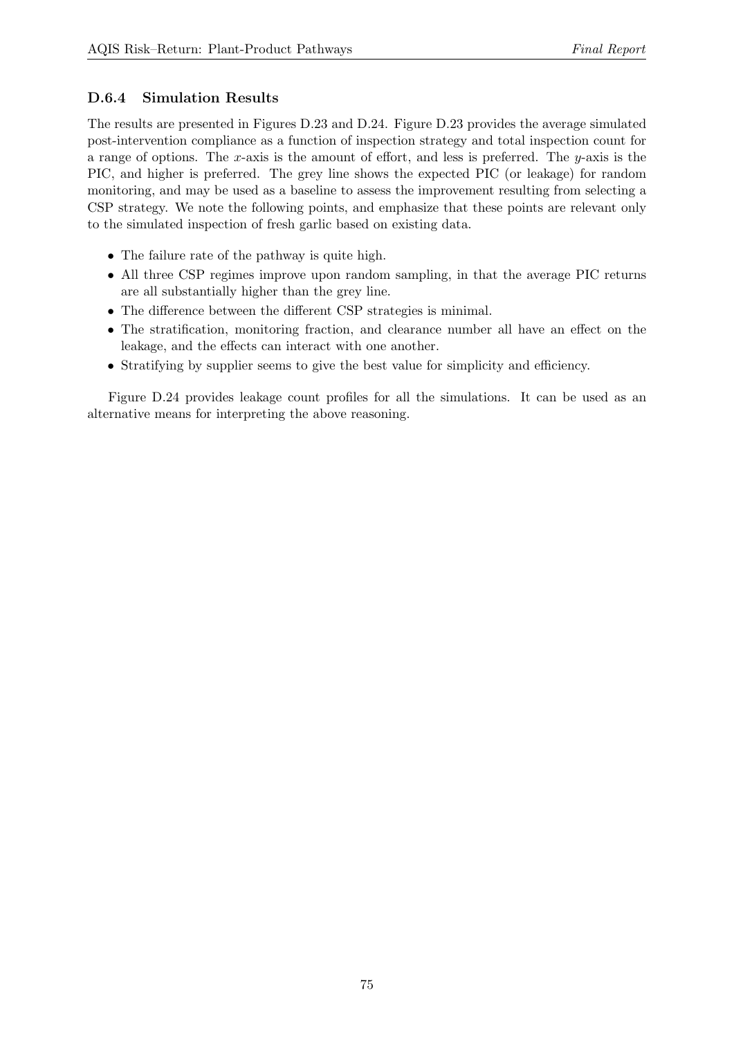### D.6.4 Simulation Results

The results are presented in Figures D.23 and D.24. Figure D.23 provides the average simulated post-intervention compliance as a function of inspection strategy and total inspection count for a range of options. The $x$-axis is the amount of effort, and less is preferred. The $y$-axis is the PIC, and higher is preferred. The grey line shows the expected PIC (or leakage) for random monitoring, and may be used as a baseline to assess the improvement resulting from selecting a CSP strategy. We note the following points, and emphasize that these points are relevant only to the simulated inspection of fresh garlic based on existing data.

- The failure rate of the pathway is quite high.
- All three CSP regimes improve upon random sampling, in that the average PIC returns are all substantially higher than the grey line.
- The difference between the different CSP strategies is minimal.
- The stratification, monitoring fraction, and clearance number all have an effect on the leakage, and the effects can interact with one another.
- Stratifying by supplier seems to give the best value for simplicity and efficiency.

Figure D.24 provides leakage count profiles for all the simulations. It can be used as an alternative means for interpreting the above reasoning.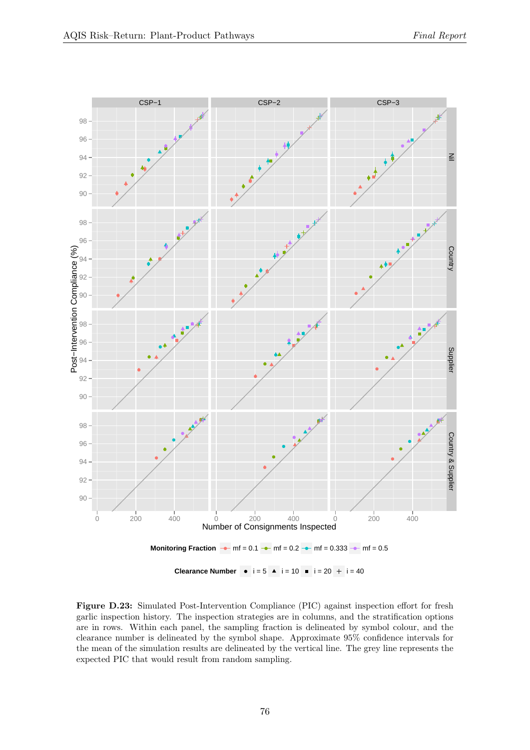Figure D.23: Simulated Post-Intervention Compliance (PIC) against inspection effort for fresh garlic inspection history. The inspection strategies are in columns, and the stratification options are in rows. Within each panel, the sampling fraction is delineated by symbol colour, and the clearance number is delineated by the symbol shape. Approximate 95% confidence intervals for the mean of the simulation results are delineated by the vertical line. The grey line represents the expected PIC that would result from random sampling.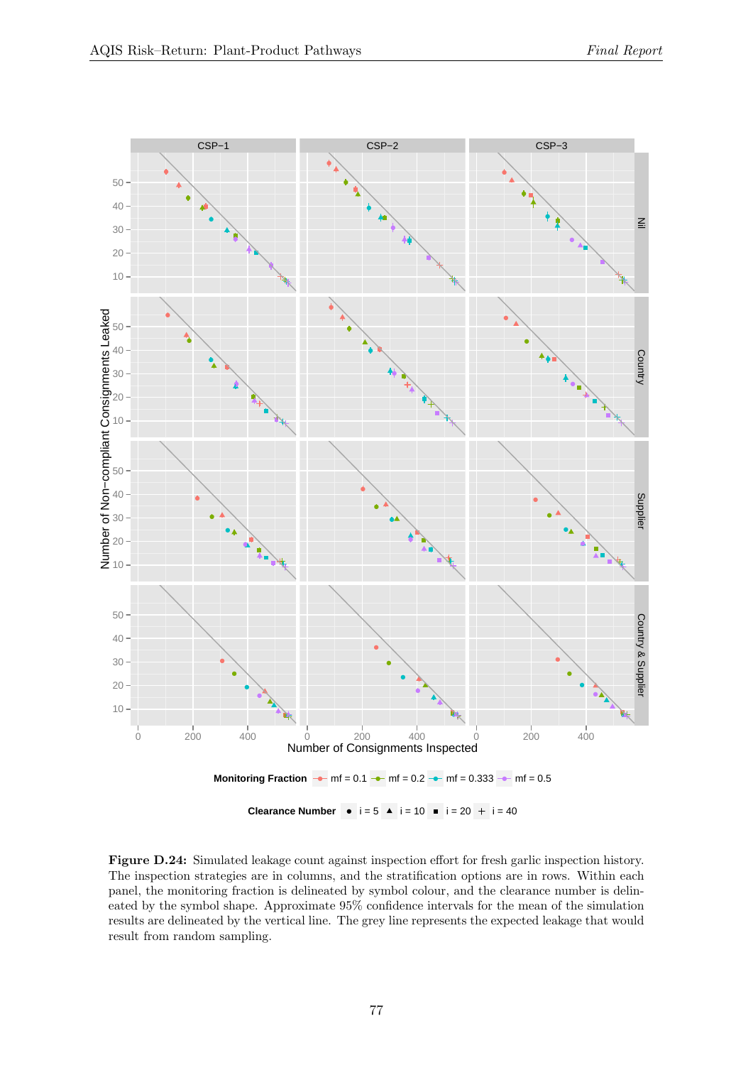**Figure D.24:** Simulated leakage count against inspection effort for fresh garlic inspection history. The inspection strategies are in columns, and the stratification options are in rows. Within each panel, the monitoring fraction is delineated by symbol colour, and the clearance number is delineated by the symbol shape. Approximate 95% confidence intervals for the mean of the simulation results are delineated by the vertical line. The grey line represents the expected leakage that would result from random sampling.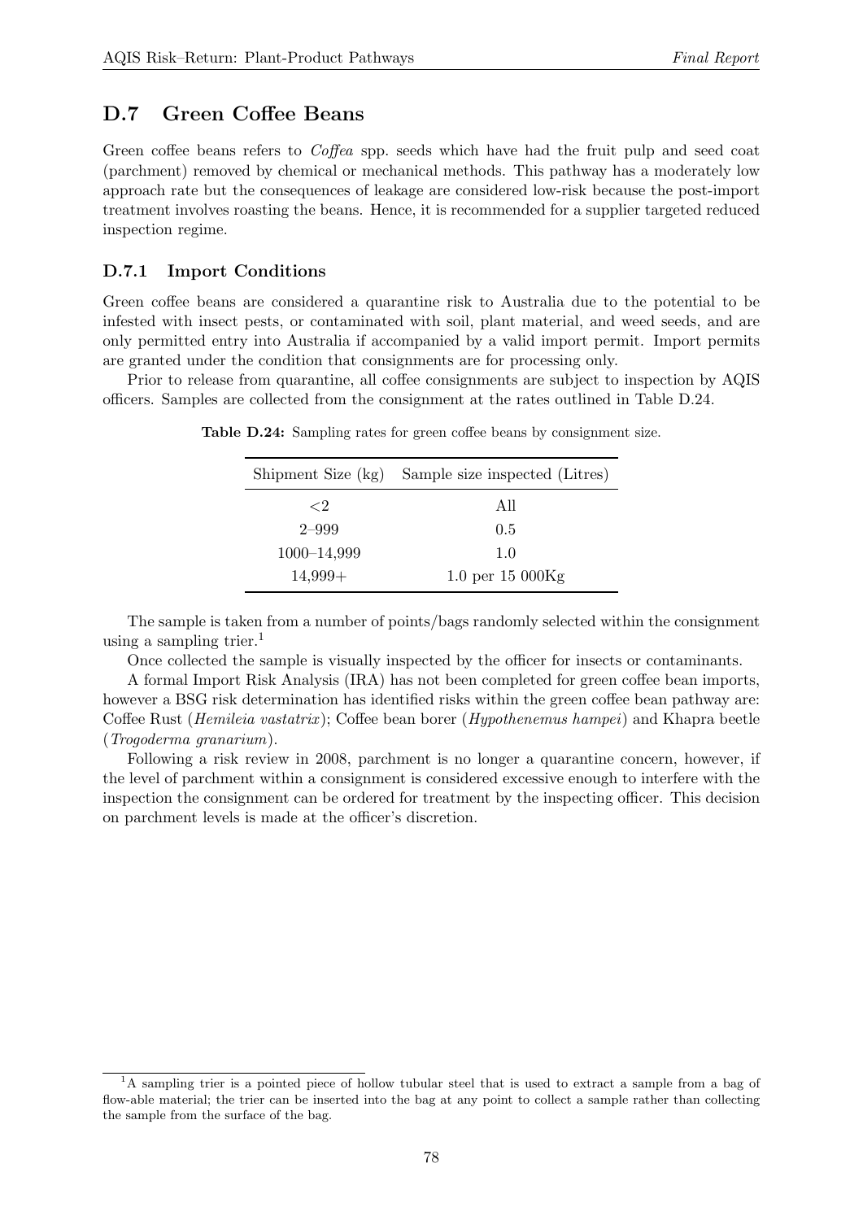## D.7 Green Coffee Beans

Green coffee beans refers to *Coffea* spp. seeds which have had the fruit pulp and seed coat (parchment) removed by chemical or mechanical methods. This pathway has a moderately low approach rate but the consequences of leakage are considered low-risk because the post-import treatment involves roasting the beans. Hence, it is recommended for a supplier targeted reduced inspection regime.

### D.7.1 Import Conditions

Green coffee beans are considered a quarantine risk to Australia due to the potential to be infested with insect pests, or contaminated with soil, plant material, and weed seeds, and are only permitted entry into Australia if accompanied by a valid import permit. Import permits are granted under the condition that consignments are for processing only.

Prior to release from quarantine, all coffee consignments are subject to inspection by AQIS officers. Samples are collected from the consignment at the rates outlined in Table D.24.

**Table D.24:** Sampling rates for green coffee beans by consignment size.

| Shipment Size (kg) | Sample size inspected (Litres) |
|---|---|
| <2 | All |
| 2–999 | 0.5 |
| 1000–14,999 | 1.0 |
| 14,999+ | 1.0 per 15 000Kg |

The sample is taken from a number of points/bags randomly selected within the consignment using a sampling trier.[1]

Once collected the sample is visually inspected by the officer for insects or contaminants.

A formal Import Risk Analysis (IRA) has not been completed for green coffee bean imports, however a BSG risk determination has identified risks within the green coffee bean pathway are: Coffee Rust (*Hemileia vastatrix*); Coffee bean borer (*Hypothenemus hampei*) and Khapra beetle (*Trogoderma granarium*).

Following a risk review in 2008, parchment is no longer a quarantine concern, however, if the level of parchment within a consignment is considered excessive enough to interfere with the inspection the consignment can be ordered for treatment by the inspecting officer. This decision on parchment levels is made at the officer's discretion.

[1] A sampling trier is a pointed piece of hollow tubular steel that is used to extract a sample from a bag of flow-able material; the trier can be inserted into the bag at any point to collect a sample rather than collecting the sample from the surface of the bag.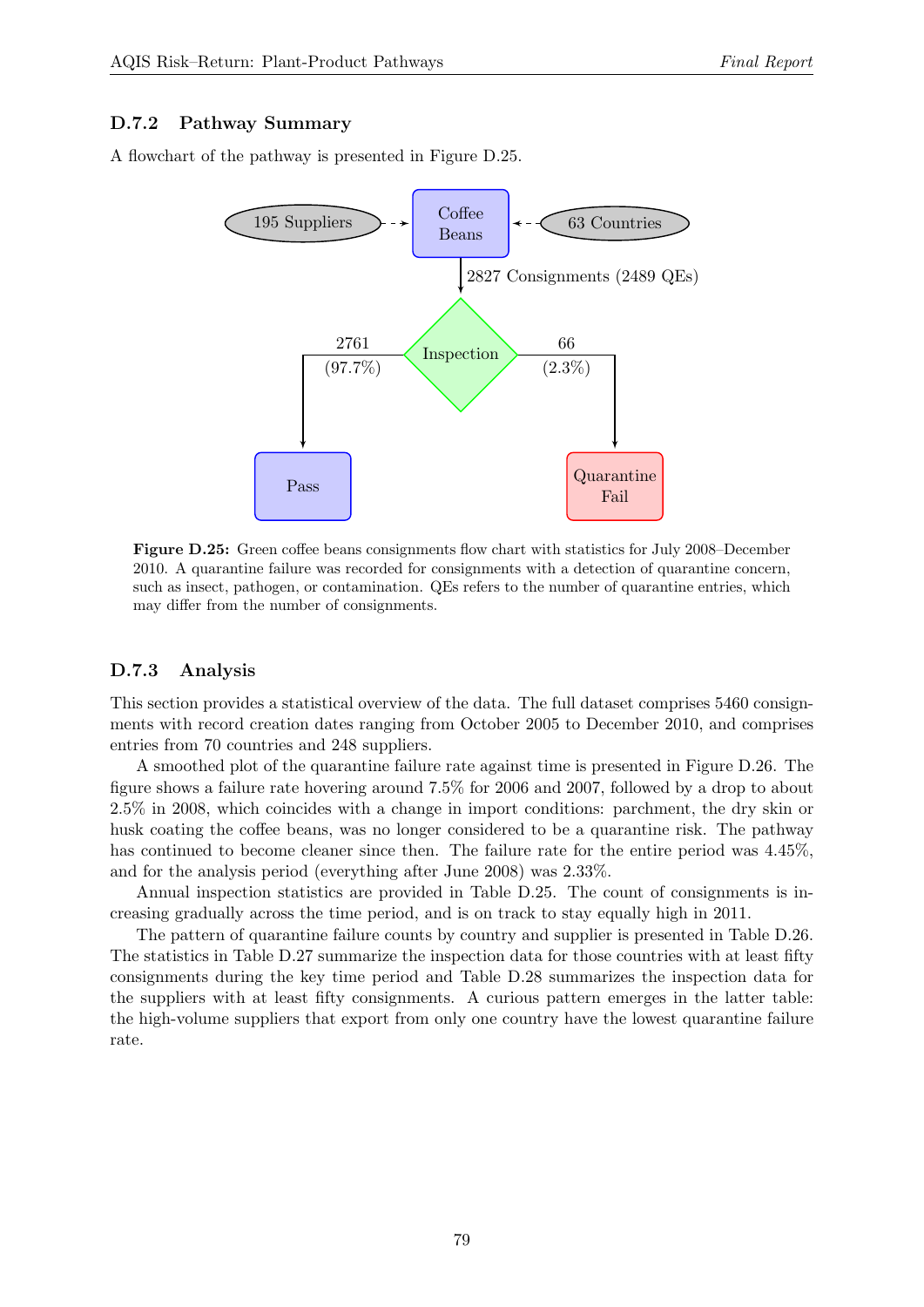### D.7.2 Pathway Summary

A flowchart of the pathway is presented in Figure D.25.

195 Suppliers → Coffee Beans ← 63 Countries

Coffee Beans → 2827 Consignments (2489 QEs) → Inspection

Inspection → 2761 (97.7%) → Pass

Inspection → 66 (2.3%) → Quarantine Fail

**Figure D.25:** Green coffee beans consignments flow chart with statistics for July 2008–December 2010. A quarantine failure was recorded for consignments with a detection of quarantine concern, such as insect, pathogen, or contamination. QEs refers to the number of quarantine entries, which may differ from the number of consignments.

### D.7.3 Analysis

This section provides a statistical overview of the data. The full dataset comprises 5460 consignments with record creation dates ranging from October 2005 to December 2010, and comprises entries from 70 countries and 248 suppliers.

A smoothed plot of the quarantine failure rate against time is presented in Figure D.26. The figure shows a failure rate hovering around 7.5% for 2006 and 2007, followed by a drop to about 2.5% in 2008, which coincides with a change in import conditions: parchment, the dry skin or husk coating the coffee beans, was no longer considered to be a quarantine risk. The pathway has continued to become cleaner since then. The failure rate for the entire period was 4.45%, and for the analysis period (everything after June 2008) was 2.33%.

Annual inspection statistics are provided in Table D.25. The count of consignments is increasing gradually across the time period, and is on track to stay equally high in 2011.

The pattern of quarantine failure counts by country and supplier is presented in Table D.26. The statistics in Table D.27 summarize the inspection data for those countries with at least fifty consignments during the key time period and Table D.28 summarizes the inspection data for the suppliers with at least fifty consignments. A curious pattern emerges in the latter table: the high-volume suppliers that export from only one country have the lowest quarantine failure rate.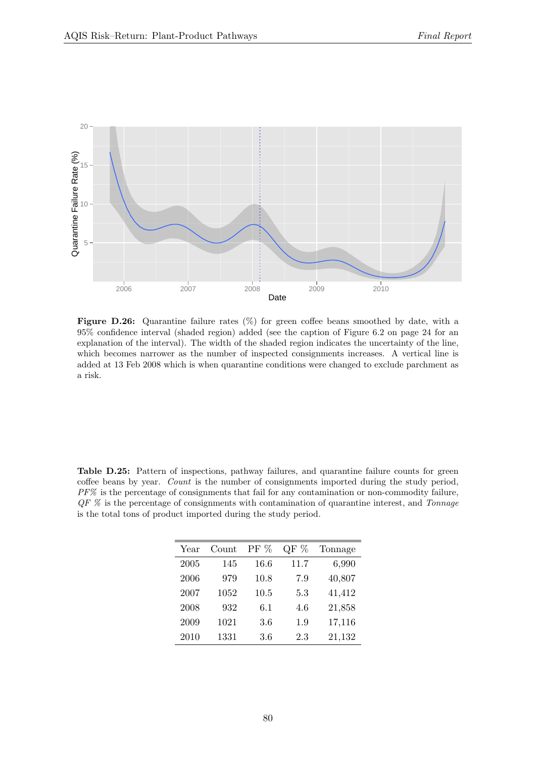**Figure D.26:** Quarantine failure rates (%) for green coffee beans smoothed by date, with a 95% confidence interval (shaded region) added (see the caption of Figure 6.2 on page 24 for an explanation of the interval). The width of the shaded region indicates the uncertainty of the line, which becomes narrower as the number of inspected consignments increases. A vertical line is added at 13 Feb 2008 which is when quarantine conditions were changed to exclude parchment as a risk.

**Table D.25:** Pattern of inspections, pathway failures, and quarantine failure counts for green coffee beans by year. *Count* is the number of consignments imported during the study period, *PF%* is the percentage of consignments that fail for any contamination or non-commodity failure, *QF %* is the percentage of consignments with contamination of quarantine interest, and *Tonnage* is the total tons of product imported during the study period.

| Year | Count | PF % | QF % | Tonnage |
|---|---|---|---|---|
| 2005 | 145 | 16.6 | 11.7 | 6,990 |
| 2006 | 979 | 10.8 | 7.9 | 40,807 |
| 2007 | 1052 | 10.5 | 5.3 | 41,412 |
| 2008 | 932 | 6.1 | 4.6 | 21,858 |
| 2009 | 1021 | 3.6 | 1.9 | 17,116 |
| 2010 | 1331 | 3.6 | 2.3 | 21,132 |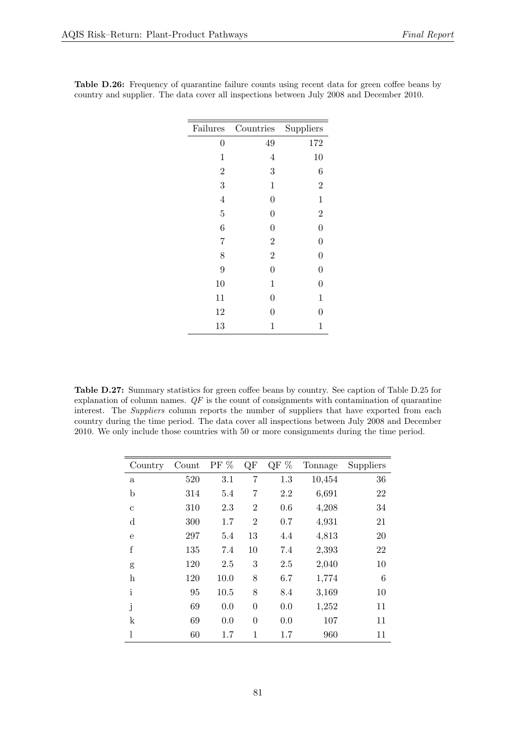**Table D.26:** Frequency of quarantine failure counts using recent data for green coffee beans by country and supplier. The data cover all inspections between July 2008 and December 2010.

| Failures | Countries | Suppliers |
|---|---|---|
| 0 | 49 | 172 |
| 1 | 4 | 10 |
| 2 | 3 | 6 |
| 3 | 1 | 2 |
| 4 | 0 | 1 |
| 5 | 0 | 2 |
| 6 | 0 | 0 |
| 7 | 2 | 0 |
| 8 | 2 | 0 |
| 9 | 0 | 0 |
| 10 | 1 | 0 |
| 11 | 0 | 1 |
| 12 | 0 | 0 |
| 13 | 1 | 1 |

**Table D.27:** Summary statistics for green coffee beans by country. See caption of Table D.25 for explanation of column names. *QF* is the count of consignments with contamination of quarantine interest. The *Suppliers* column reports the number of suppliers that have exported from each country during the time period. The data cover all inspections between July 2008 and December 2010. We only include those countries with 50 or more consignments during the time period.

| Country | Count | PF % | QF | QF % | Tonnage | Suppliers |
|---|---|---|---|---|---|---|
| a | 520 | 3.1 | 7 | 1.3 | 10,454 | 36 |
| b | 314 | 5.4 | 7 | 2.2 | 6,691 | 22 |
| c | 310 | 2.3 | 2 | 0.6 | 4,208 | 34 |
| d | 300 | 1.7 | 2 | 0.7 | 4,931 | 21 |
| e | 297 | 5.4 | 13 | 4.4 | 4,813 | 20 |
| f | 135 | 7.4 | 10 | 7.4 | 2,393 | 22 |
| g | 120 | 2.5 | 3 | 2.5 | 2,040 | 10 |
| h | 120 | 10.0 | 8 | 6.7 | 1,774 | 6 |
| i | 95 | 10.5 | 8 | 8.4 | 3,169 | 10 |
| j | 69 | 0.0 | 0 | 0.0 | 1,252 | 11 |
| k | 69 | 0.0 | 0 | 0.0 | 107 | 11 |
| l | 60 | 1.7 | 1 | 1.7 | 960 | 11 |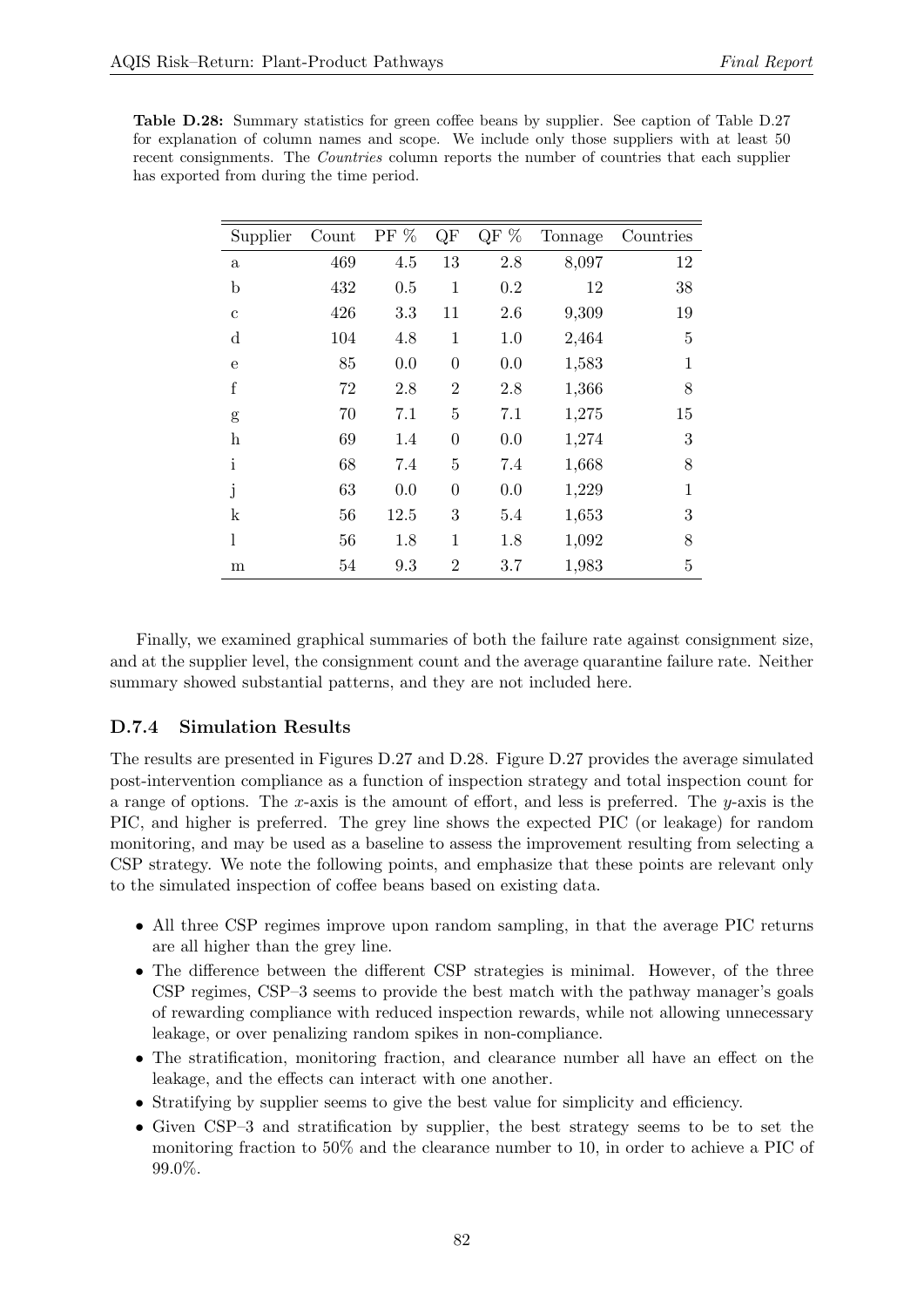**Table D.28:** Summary statistics for green coffee beans by supplier. See caption of Table D.27 for explanation of column names and scope. We include only those suppliers with at least 50 recent consignments. The *Countries* column reports the number of countries that each supplier has exported from during the time period.

| Supplier | Count | PF % | QF | QF % | Tonnage | Countries |
|---|---|---|---|---|---|---|
| a | 469 | 4.5 | 13 | 2.8 | 8,097 | 12 |
| b | 432 | 0.5 | 1 | 0.2 | 12 | 38 |
| c | 426 | 3.3 | 11 | 2.6 | 9,309 | 19 |
| d | 104 | 4.8 | 1 | 1.0 | 2,464 | 5 |
| e | 85 | 0.0 | 0 | 0.0 | 1,583 | 1 |
| f | 72 | 2.8 | 2 | 2.8 | 1,366 | 8 |
| g | 70 | 7.1 | 5 | 7.1 | 1,275 | 15 |
| h | 69 | 1.4 | 0 | 0.0 | 1,274 | 3 |
| i | 68 | 7.4 | 5 | 7.4 | 1,668 | 8 |
| j | 63 | 0.0 | 0 | 0.0 | 1,229 | 1 |
| k | 56 | 12.5 | 3 | 5.4 | 1,653 | 3 |
| l | 56 | 1.8 | 1 | 1.8 | 1,092 | 8 |
| m | 54 | 9.3 | 2 | 3.7 | 1,983 | 5 |

Finally, we examined graphical summaries of both the failure rate against consignment size, and at the supplier level, the consignment count and the average quarantine failure rate. Neither summary showed substantial patterns, and they are not included here.

### D.7.4 Simulation Results

The results are presented in Figures D.27 and D.28. Figure D.27 provides the average simulated post-intervention compliance as a function of inspection strategy and total inspection count for a range of options. The $x$-axis is the amount of effort, and less is preferred. The $y$-axis is the PIC, and higher is preferred. The grey line shows the expected PIC (or leakage) for random monitoring, and may be used as a baseline to assess the improvement resulting from selecting a CSP strategy. We note the following points, and emphasize that these points are relevant only to the simulated inspection of coffee beans based on existing data.

- All three CSP regimes improve upon random sampling, in that the average PIC returns are all higher than the grey line.
- The difference between the different CSP strategies is minimal. However, of the three CSP regimes, CSP–3 seems to provide the best match with the pathway manager's goals of rewarding compliance with reduced inspection rewards, while not allowing unnecessary leakage, or over penalizing random spikes in non-compliance.
- The stratification, monitoring fraction, and clearance number all have an effect on the leakage, and the effects can interact with one another.
- Stratifying by supplier seems to give the best value for simplicity and efficiency.
- Given CSP–3 and stratification by supplier, the best strategy seems to be to set the monitoring fraction to 50% and the clearance number to 10, in order to achieve a PIC of 99.0%.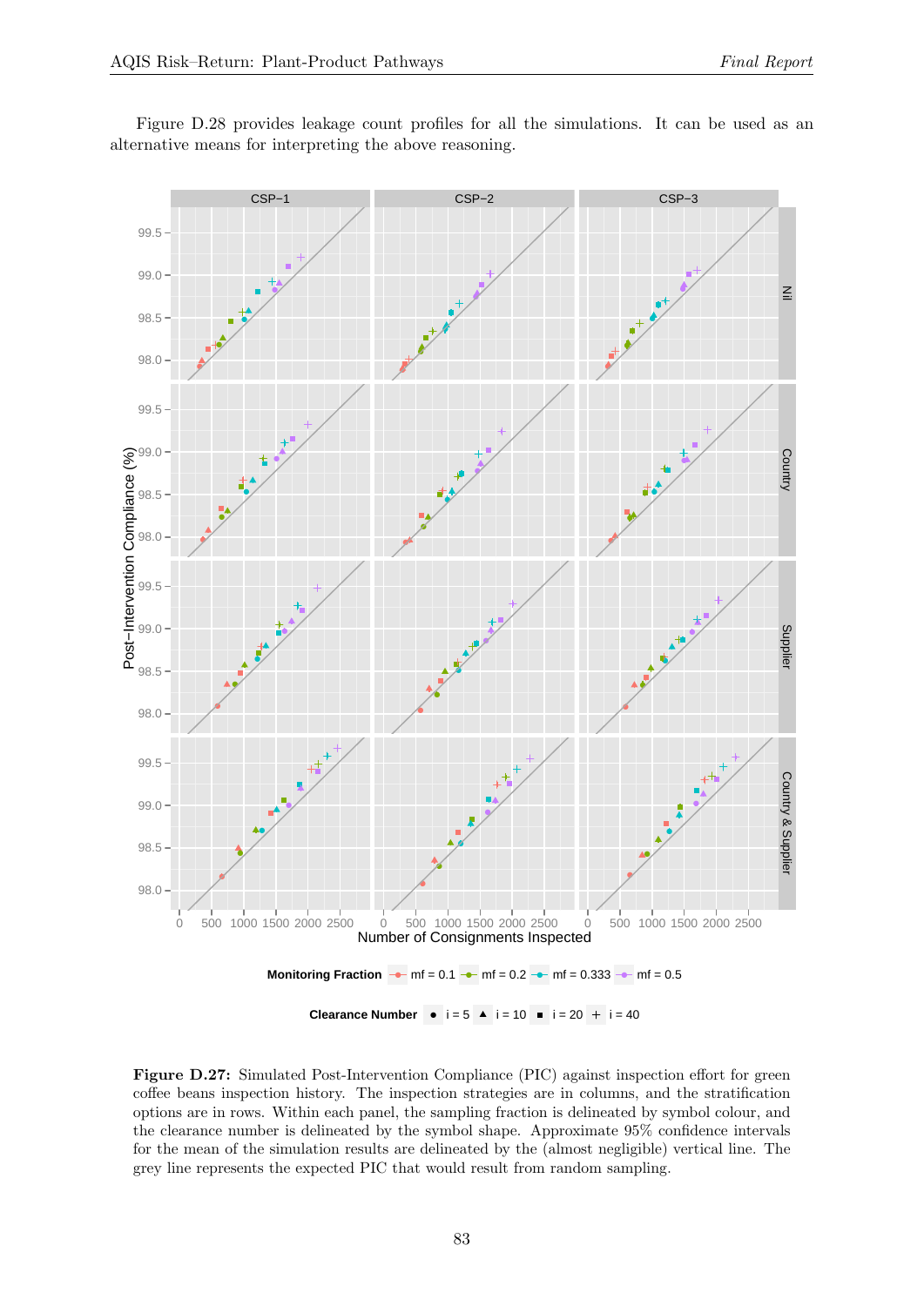Figure D.28 provides leakage count profiles for all the simulations. It can be used as an alternative means for interpreting the above reasoning.

**Figure D.27:** Simulated Post-Intervention Compliance (PIC) against inspection effort for green coffee beans inspection history. The inspection strategies are in columns, and the stratification options are in rows. Within each panel, the sampling fraction is delineated by symbol colour, and the clearance number is delineated by the symbol shape. Approximate 95% confidence intervals for the mean of the simulation results are delineated by the (almost negligible) vertical line. The grey line represents the expected PIC that would result from random sampling.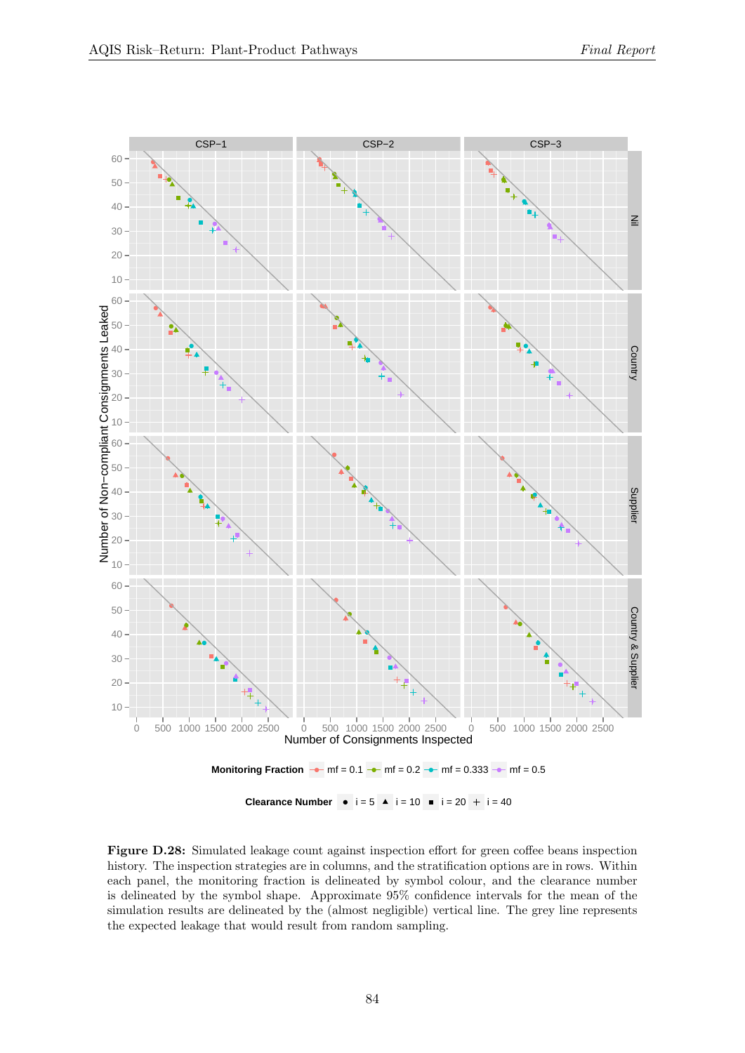Figure D.28: Simulated leakage count against inspection effort for green coffee beans inspection history. The inspection strategies are in columns, and the stratification options are in rows. Within each panel, the monitoring fraction is delineated by symbol colour, and the clearance number is delineated by the symbol shape. Approximate 95% confidence intervals for the mean of the simulation results are delineated by the (almost negligible) vertical line. The grey line represents the expected leakage that would result from random sampling.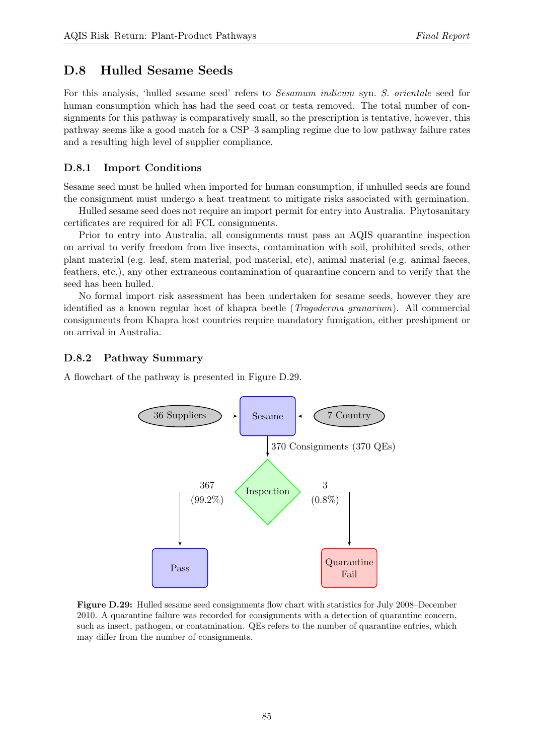## D.8 Hulled Sesame Seeds

For this analysis, 'hulled sesame seed' refers to *Sesamum indicum* syn. *S. orientale* seed for human consumption which has had the seed coat or testa removed. The total number of consignments for this pathway is comparatively small, so the prescription is tentative, however, this pathway seems like a good match for a CSP–3 sampling regime due to low pathway failure rates and a resulting high level of supplier compliance.

### D.8.1 Import Conditions

Sesame seed must be hulled when imported for human consumption, if unhulled seeds are found the consignment must undergo a heat treatment to mitigate risks associated with germination.

Hulled sesame seed does not require an import permit for entry into Australia. Phytosanitary certificates are required for all FCL consignments.

Prior to entry into Australia, all consignments must pass an AQIS quarantine inspection on arrival to verify freedom from live insects, contamination with soil, prohibited seeds, other plant material (e.g. leaf, stem material, pod material, etc), animal material (e.g. animal faeces, feathers, etc.), any other extraneous contamination of quarantine concern and to verify that the seed has been hulled.

No formal import risk assessment has been undertaken for sesame seeds, however they are identified as a known regular host of khapra beetle (*Trogoderma granarium*). All commercial consignments from Khapra host countries require mandatory fumigation, either preshipment or on arrival in Australia.

### D.8.2 Pathway Summary

A flowchart of the pathway is presented in Figure D.29.

36 Suppliers → Sesame ← 7 Country

Sesame → 370 Consignments (370 QEs) → Inspection

Inspection → 367 (99.2%) → Pass

Inspection → 3 (0.8%) → Quarantine Fail

**Figure D.29:** Hulled sesame seed consignments flow chart with statistics for July 2008–December 2010. A quarantine failure was recorded for consignments with a detection of quarantine concern, such as insect, pathogen, or contamination. QEs refers to the number of quarantine entries, which may differ from the number of consignments.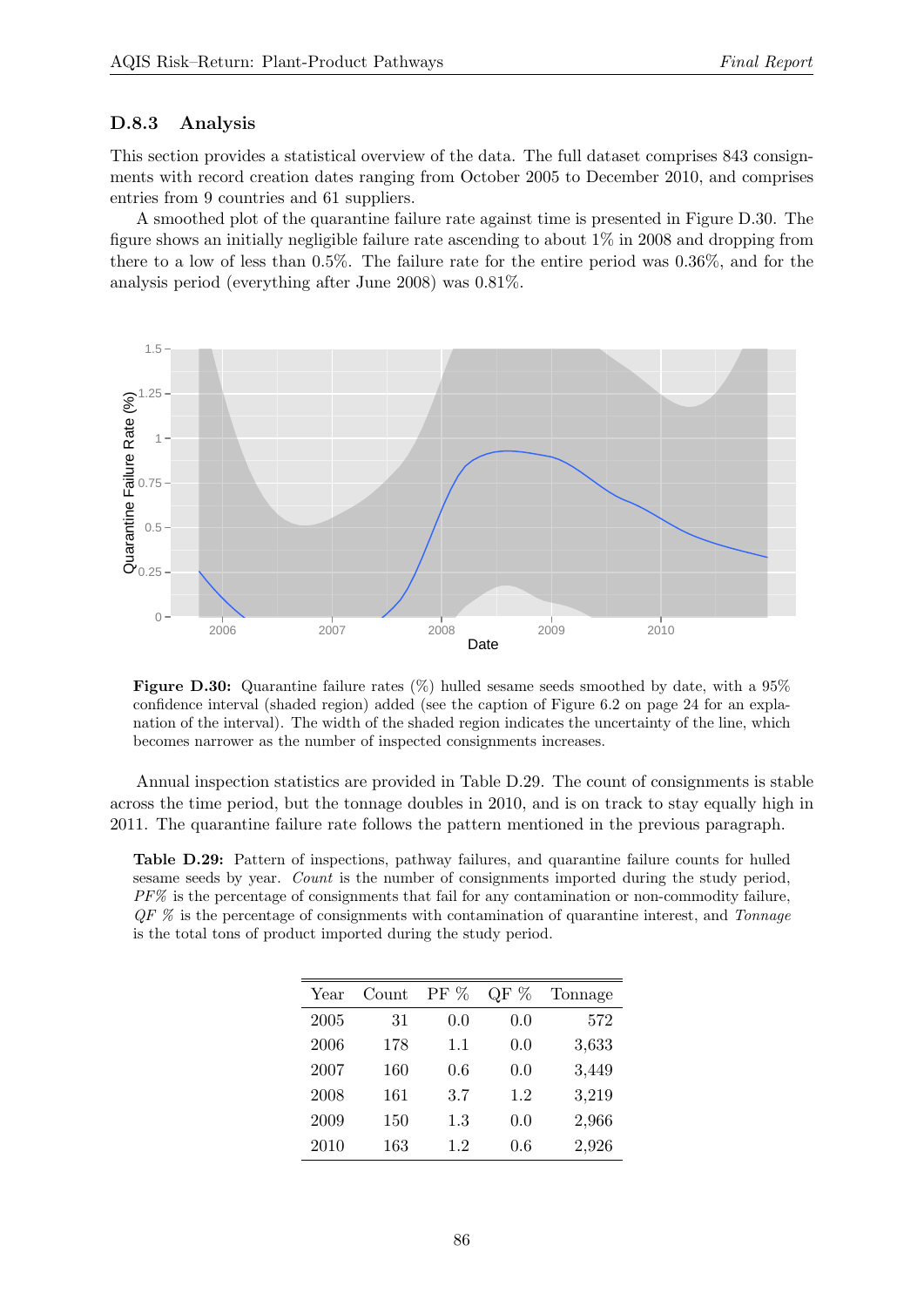### D.8.3 Analysis

This section provides a statistical overview of the data. The full dataset comprises 843 consignments with record creation dates ranging from October 2005 to December 2010, and comprises entries from 9 countries and 61 suppliers.

A smoothed plot of the quarantine failure rate against time is presented in Figure D.30. The figure shows an initially negligible failure rate ascending to about 1% in 2008 and dropping from there to a low of less than 0.5%. The failure rate for the entire period was 0.36%, and for the analysis period (everything after June 2008) was 0.81%.

**Figure D.30:** Quarantine failure rates (%) hulled sesame seeds smoothed by date, with a 95% confidence interval (shaded region) added (see the caption of Figure 6.2 on page 24 for an explanation of the interval). The width of the shaded region indicates the uncertainty of the line, which becomes narrower as the number of inspected consignments increases.

Annual inspection statistics are provided in Table D.29. The count of consignments is stable across the time period, but the tonnage doubles in 2010, and is on track to stay equally high in 2011. The quarantine failure rate follows the pattern mentioned in the previous paragraph.

**Table D.29:** Pattern of inspections, pathway failures, and quarantine failure counts for hulled sesame seeds by year. *Count* is the number of consignments imported during the study period, *PF%* is the percentage of consignments that fail for any contamination or non-commodity failure, *QF %* is the percentage of consignments with contamination of quarantine interest, and *Tonnage* is the total tons of product imported during the study period.

| Year | Count | PF % | QF % | Tonnage |
|---|---|---|---|---|
| 2005 | 31 | 0.0 | 0.0 | 572 |
| 2006 | 178 | 1.1 | 0.0 | 3,633 |
| 2007 | 160 | 0.6 | 0.0 | 3,449 |
| 2008 | 161 | 3.7 | 1.2 | 3,219 |
| 2009 | 150 | 1.3 | 0.0 | 2,966 |
| 2010 | 163 | 1.2 | 0.6 | 2,926 |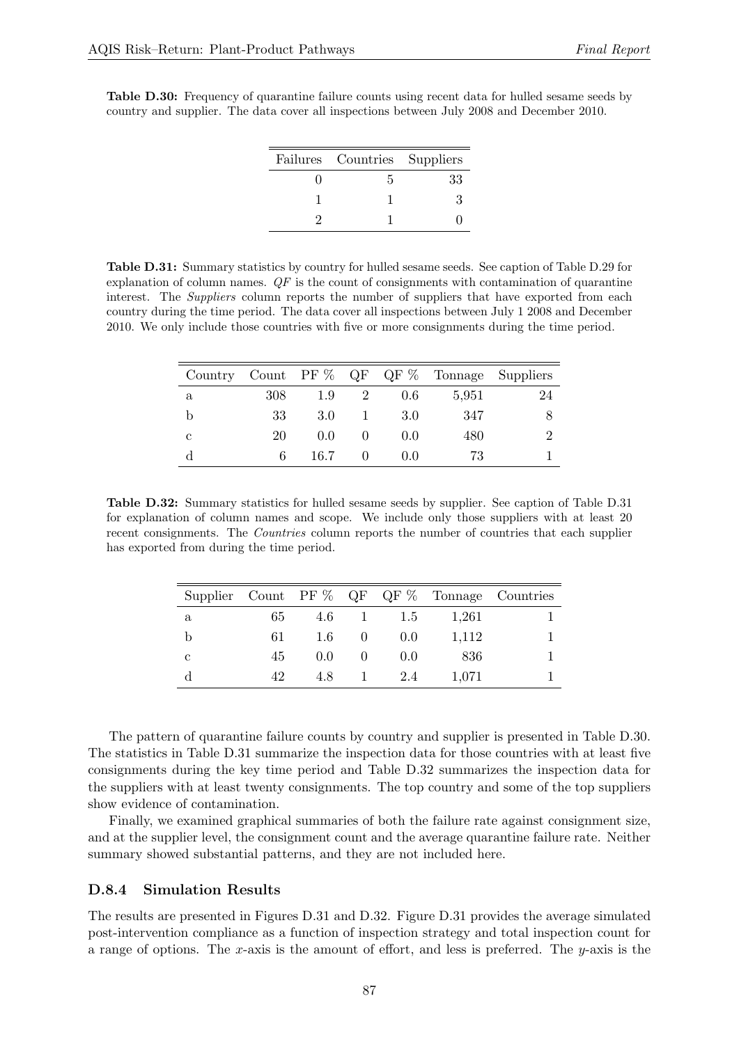**Table D.30:** Frequency of quarantine failure counts using recent data for hulled sesame seeds by country and supplier. The data cover all inspections between July 2008 and December 2010.

| Failures | Countries | Suppliers |
|---|---|---|
| 0 | 5 | 33 |
| 1 | 1 | 3 |
| 2 | 1 | 0 |

**Table D.31:** Summary statistics by country for hulled sesame seeds. See caption of Table D.29 for explanation of column names. *QF* is the count of consignments with contamination of quarantine interest. The *Suppliers* column reports the number of suppliers that have exported from each country during the time period. The data cover all inspections between July 1 2008 and December 2010. We only include those countries with five or more consignments during the time period.

| Country | Count | PF % | QF | QF % | Tonnage | Suppliers |
|---|---|---|---|---|---|---|
| a | 308 | 1.9 | 2 | 0.6 | 5,951 | 24 |
| b | 33 | 3.0 | 1 | 3.0 | 347 | 8 |
| c | 20 | 0.0 | 0 | 0.0 | 480 | 2 |
| d | 6 | 16.7 | 0 | 0.0 | 73 | 1 |

**Table D.32:** Summary statistics for hulled sesame seeds by supplier. See caption of Table D.31 for explanation of column names and scope. We include only those suppliers with at least 20 recent consignments. The *Countries* column reports the number of countries that each supplier has exported from during the time period.

| Supplier | Count | PF % | QF | QF % | Tonnage | Countries |
|---|---|---|---|---|---|---|
| a | 65 | 4.6 | 1 | 1.5 | 1,261 | 1 |
| b | 61 | 1.6 | 0 | 0.0 | 1,112 | 1 |
| c | 45 | 0.0 | 0 | 0.0 | 836 | 1 |
| d | 42 | 4.8 | 1 | 2.4 | 1,071 | 1 |

The pattern of quarantine failure counts by country and supplier is presented in Table D.30. The statistics in Table D.31 summarize the inspection data for those countries with at least five consignments during the key time period and Table D.32 summarizes the inspection data for the suppliers with at least twenty consignments. The top country and some of the top suppliers show evidence of contamination.

Finally, we examined graphical summaries of both the failure rate against consignment size, and at the supplier level, the consignment count and the average quarantine failure rate. Neither summary showed substantial patterns, and they are not included here.

### D.8.4 Simulation Results

The results are presented in Figures D.31 and D.32. Figure D.31 provides the average simulated post-intervention compliance as a function of inspection strategy and total inspection count for a range of options. The $x$-axis is the amount of effort, and less is preferred. The $y$-axis is the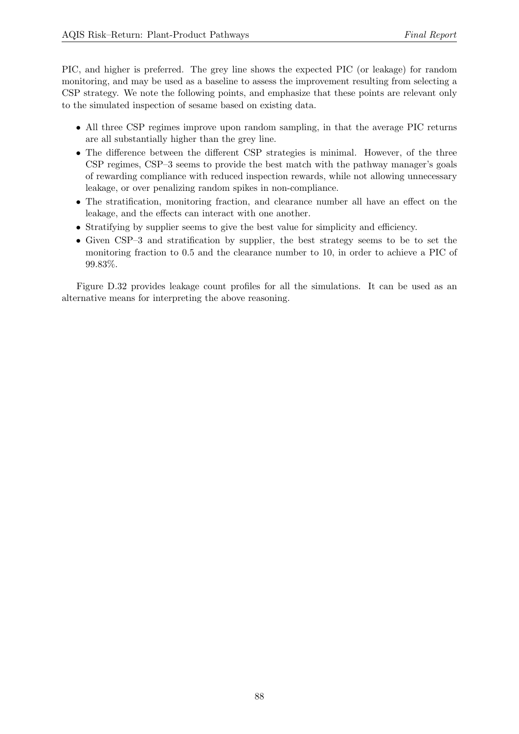PIC, and higher is preferred. The grey line shows the expected PIC (or leakage) for random monitoring, and may be used as a baseline to assess the improvement resulting from selecting a CSP strategy. We note the following points, and emphasize that these points are relevant only to the simulated inspection of sesame based on existing data.

- All three CSP regimes improve upon random sampling, in that the average PIC returns are all substantially higher than the grey line.
- The difference between the different CSP strategies is minimal. However, of the three CSP regimes, CSP–3 seems to provide the best match with the pathway manager's goals of rewarding compliance with reduced inspection rewards, while not allowing unnecessary leakage, or over penalizing random spikes in non-compliance.
- The stratification, monitoring fraction, and clearance number all have an effect on the leakage, and the effects can interact with one another.
- Stratifying by supplier seems to give the best value for simplicity and efficiency.
- Given CSP–3 and stratification by supplier, the best strategy seems to be to set the monitoring fraction to 0.5 and the clearance number to 10, in order to achieve a PIC of 99.83%.

Figure D.32 provides leakage count profiles for all the simulations. It can be used as an alternative means for interpreting the above reasoning.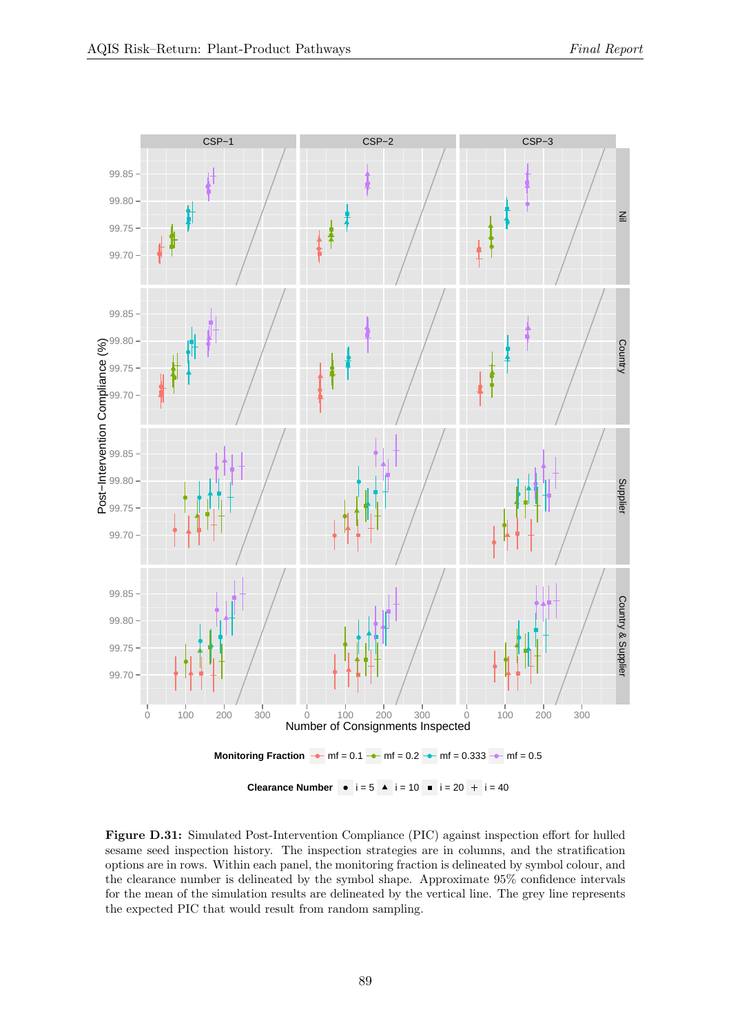**Figure D.31:** Simulated Post-Intervention Compliance (PIC) against inspection effort for hulled sesame seed inspection history. The inspection strategies are in columns, and the stratification options are in rows. Within each panel, the monitoring fraction is delineated by symbol colour, and the clearance number is delineated by the symbol shape. Approximate 95% confidence intervals for the mean of the simulation results are delineated by the vertical line. The grey line represents the expected PIC that would result from random sampling.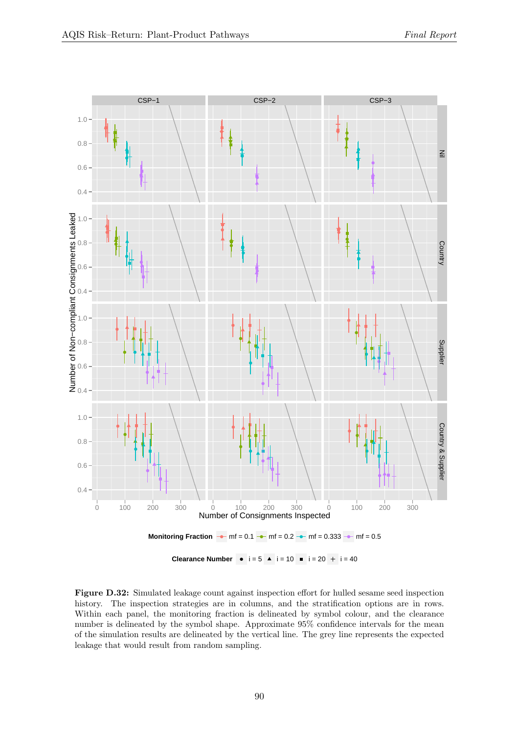**Figure D.32:** Simulated leakage count against inspection effort for hulled sesame seed inspection history. The inspection strategies are in columns, and the stratification options are in rows. Within each panel, the monitoring fraction is delineated by symbol colour, and the clearance number is delineated by the symbol shape. Approximate 95% confidence intervals for the mean of the simulation results are delineated by the vertical line. The grey line represents the expected leakage that would result from random sampling.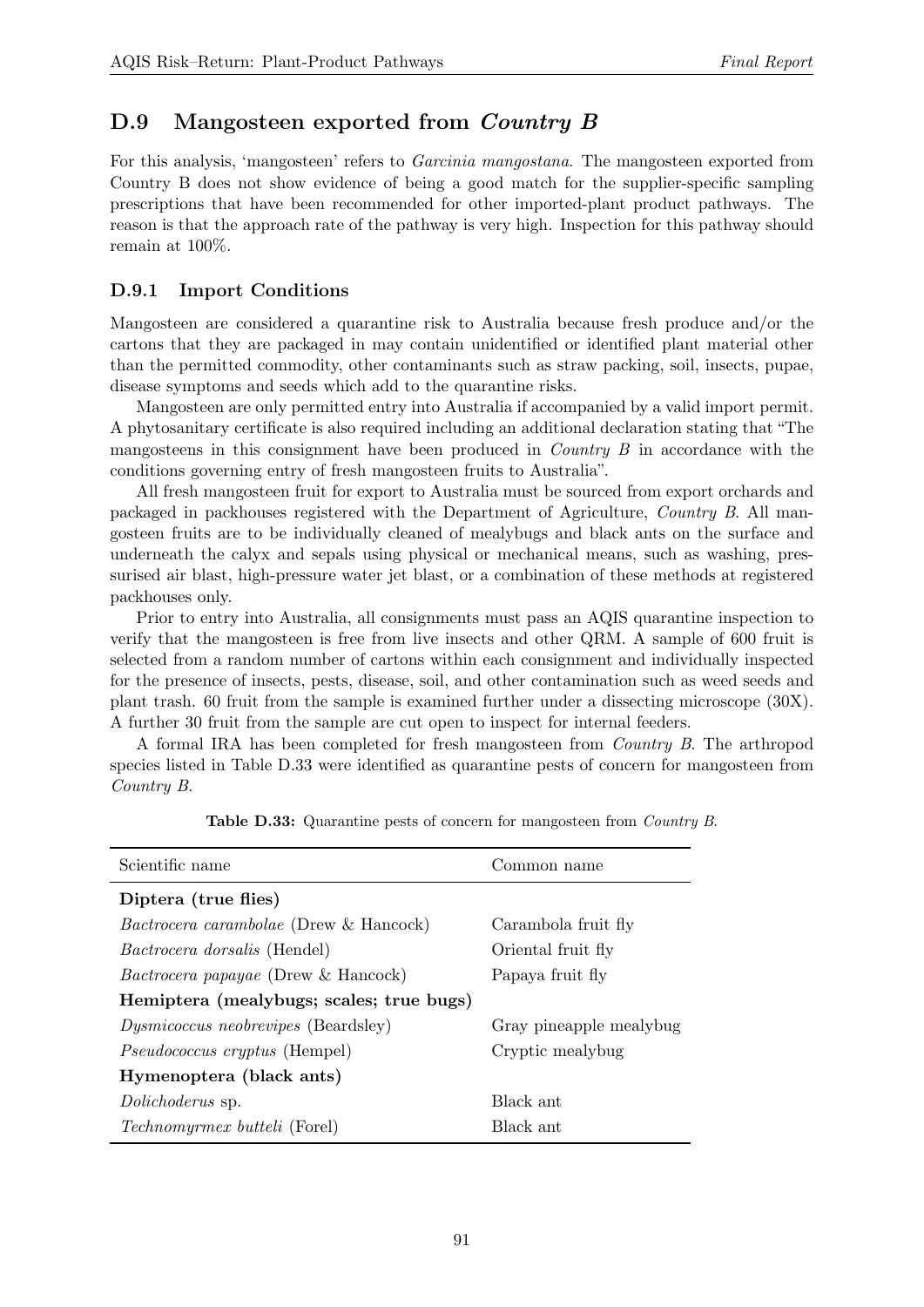## D.9 Mangosteen exported from *Country B*

For this analysis, 'mangosteen' refers to *Garcinia mangostana*. The mangosteen exported from Country B does not show evidence of being a good match for the supplier-specific sampling prescriptions that have been recommended for other imported-plant product pathways. The reason is that the approach rate of the pathway is very high. Inspection for this pathway should remain at 100%.

### D.9.1 Import Conditions

Mangosteen are considered a quarantine risk to Australia because fresh produce and/or the cartons that they are packaged in may contain unidentified or identified plant material other than the permitted commodity, other contaminants such as straw packing, soil, insects, pupae, disease symptoms and seeds which add to the quarantine risks.

Mangosteen are only permitted entry into Australia if accompanied by a valid import permit. A phytosanitary certificate is also required including an additional declaration stating that "The mangosteens in this consignment have been produced in *Country B* in accordance with the conditions governing entry of fresh mangosteen fruits to Australia".

All fresh mangosteen fruit for export to Australia must be sourced from export orchards and packaged in packhouses registered with the Department of Agriculture, *Country B*. All mangosteen fruits are to be individually cleaned of mealybugs and black ants on the surface and underneath the calyx and sepals using physical or mechanical means, such as washing, pressurised air blast, high-pressure water jet blast, or a combination of these methods at registered packhouses only.

Prior to entry into Australia, all consignments must pass an AQIS quarantine inspection to verify that the mangosteen is free from live insects and other QRM. A sample of 600 fruit is selected from a random number of cartons within each consignment and individually inspected for the presence of insects, pests, disease, soil, and other contamination such as weed seeds and plant trash. 60 fruit from the sample is examined further under a dissecting microscope (30X). A further 30 fruit from the sample are cut open to inspect for internal feeders.

A formal IRA has been completed for fresh mangosteen from *Country B*. The arthropod species listed in Table D.33 were identified as quarantine pests of concern for mangosteen from *Country B*.

**Table D.33:** Quarantine pests of concern for mangosteen from *Country B*.

| Scientific name | Common name |
|---|---|
| **Diptera (true flies)** | |
| *Bactrocera carambolae* (Drew & Hancock) | Carambola fruit fly |
| *Bactrocera dorsalis* (Hendel) | Oriental fruit fly |
| *Bactrocera papayae* (Drew & Hancock) | Papaya fruit fly |
| **Hemiptera (mealybugs; scales; true bugs)** | |
| *Dysmicoccus neobrevipes* (Beardsley) | Gray pineapple mealybug |
| *Pseudococcus cryptus* (Hempel) | Cryptic mealybug |
| **Hymenoptera (black ants)** | |
| *Dolichoderus* sp. | Black ant |
| *Technomyrmex butteli* (Forel) | Black ant |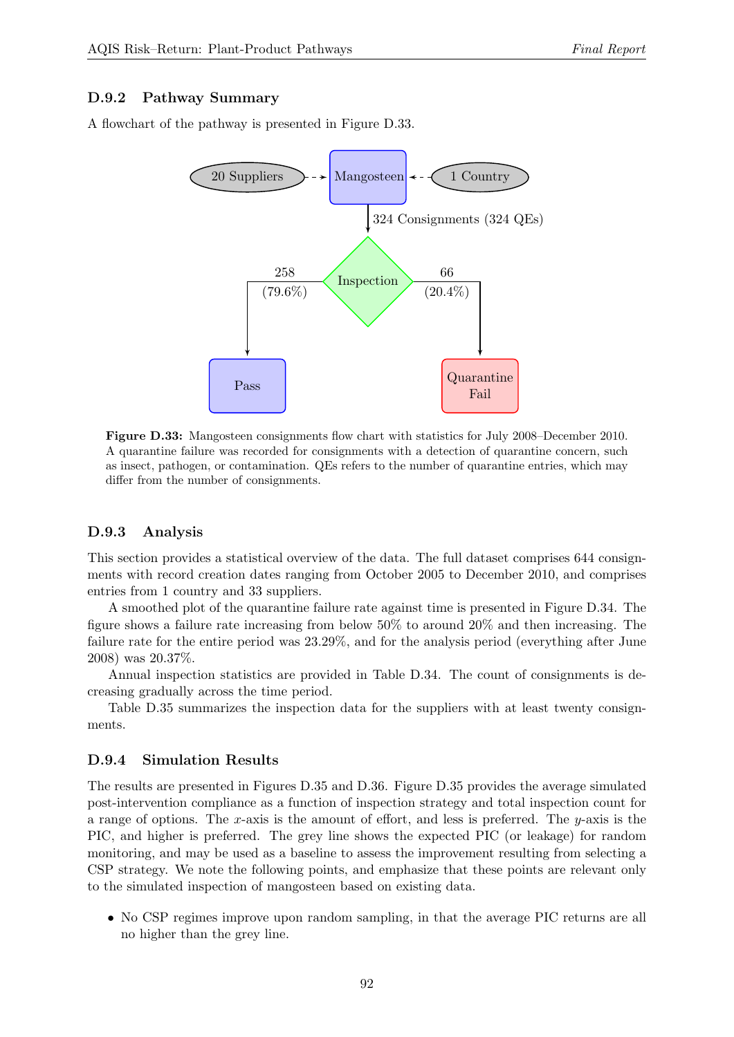### D.9.2 Pathway Summary

A flowchart of the pathway is presented in Figure D.33.

20 Suppliers → Mangosteen ← 1 Country

Mangosteen → 324 Consignments (324 QEs) → Inspection

Inspection → 258 (79.6%) → Pass

Inspection → 66 (20.4%) → Quarantine Fail

**Figure D.33:** Mangosteen consignments flow chart with statistics for July 2008–December 2010. A quarantine failure was recorded for consignments with a detection of quarantine concern, such as insect, pathogen, or contamination. QEs refers to the number of quarantine entries, which may differ from the number of consignments.

### D.9.3 Analysis

This section provides a statistical overview of the data. The full dataset comprises 644 consignments with record creation dates ranging from October 2005 to December 2010, and comprises entries from 1 country and 33 suppliers.

A smoothed plot of the quarantine failure rate against time is presented in Figure D.34. The figure shows a failure rate increasing from below 50% to around 20% and then increasing. The failure rate for the entire period was 23.29%, and for the analysis period (everything after June 2008) was 20.37%.

Annual inspection statistics are provided in Table D.34. The count of consignments is decreasing gradually across the time period.

Table D.35 summarizes the inspection data for the suppliers with at least twenty consignments.

### D.9.4 Simulation Results

The results are presented in Figures D.35 and D.36. Figure D.35 provides the average simulated post-intervention compliance as a function of inspection strategy and total inspection count for a range of options. The $x$-axis is the amount of effort, and less is preferred. The $y$-axis is the PIC, and higher is preferred. The grey line shows the expected PIC (or leakage) for random monitoring, and may be used as a baseline to assess the improvement resulting from selecting a CSP strategy. We note the following points, and emphasize that these points are relevant only to the simulated inspection of mangosteen based on existing data.

- No CSP regimes improve upon random sampling, in that the average PIC returns are all no higher than the grey line.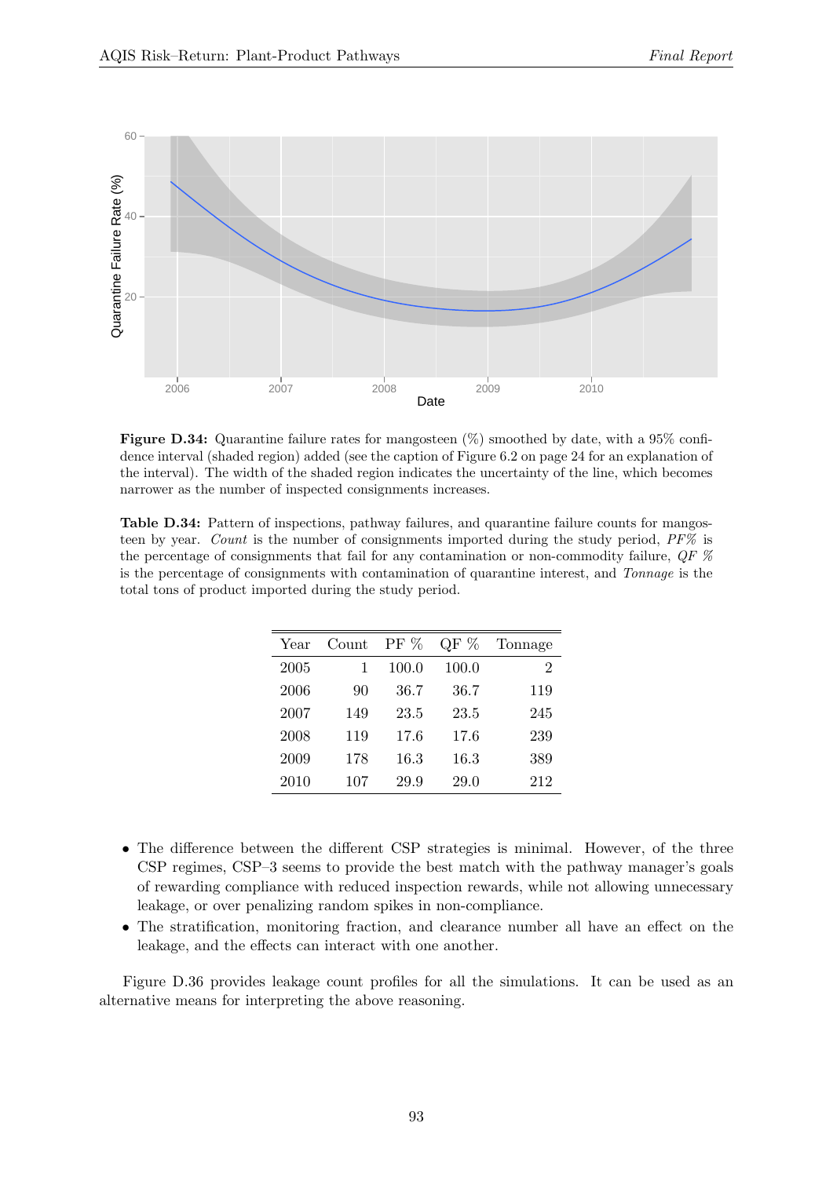**Figure D.34:** Quarantine failure rates for mangosteen (%) smoothed by date, with a 95% confidence interval (shaded region) added (see the caption of Figure 6.2 on page 24 for an explanation of the interval). The width of the shaded region indicates the uncertainty of the line, which becomes narrower as the number of inspected consignments increases.

**Table D.34:** Pattern of inspections, pathway failures, and quarantine failure counts for mangosteen by year. *Count* is the number of consignments imported during the study period, *PF%* is the percentage of consignments that fail for any contamination or non-commodity failure, *QF %* is the percentage of consignments with contamination of quarantine interest, and *Tonnage* is the total tons of product imported during the study period.

| Year | Count | PF % | QF % | Tonnage |
|---|---|---|---|---|
| 2005 | 1 | 100.0 | 100.0 | 2 |
| 2006 | 90 | 36.7 | 36.7 | 119 |
| 2007 | 149 | 23.5 | 23.5 | 245 |
| 2008 | 119 | 17.6 | 17.6 | 239 |
| 2009 | 178 | 16.3 | 16.3 | 389 |
| 2010 | 107 | 29.9 | 29.0 | 212 |

- The difference between the different CSP strategies is minimal. However, of the three CSP regimes, CSP–3 seems to provide the best match with the pathway manager's goals of rewarding compliance with reduced inspection rewards, while not allowing unnecessary leakage, or over penalizing random spikes in non-compliance.
- The stratification, monitoring fraction, and clearance number all have an effect on the leakage, and the effects can interact with one another.

Figure D.36 provides leakage count profiles for all the simulations. It can be used as an alternative means for interpreting the above reasoning.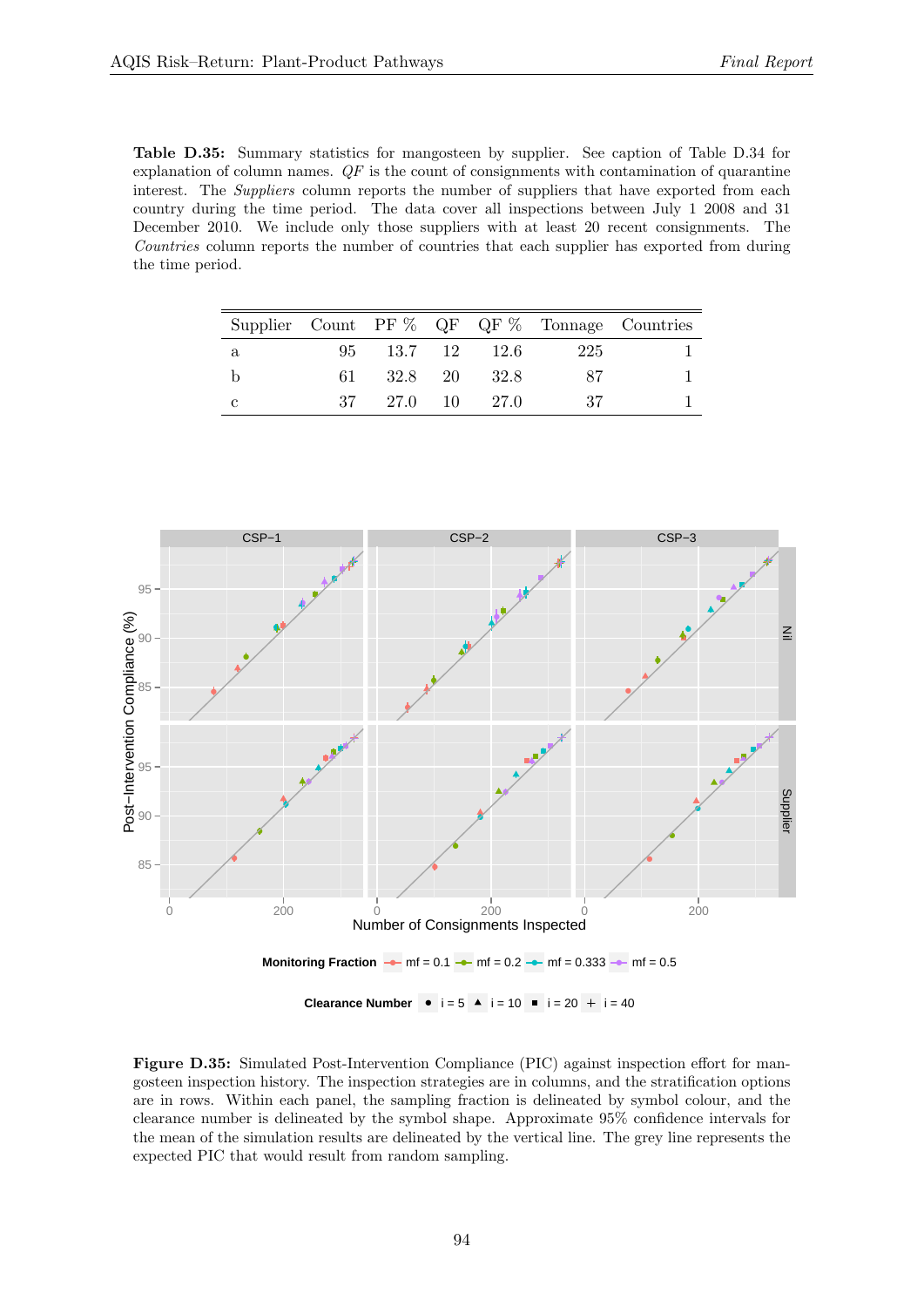**Table D.35:** Summary statistics for mangosteen by supplier. See caption of Table D.34 for explanation of column names. *QF* is the count of consignments with contamination of quarantine interest. The *Suppliers* column reports the number of suppliers that have exported from each country during the time period. The data cover all inspections between July 1 2008 and 31 December 2010. We include only those suppliers with at least 20 recent consignments. The *Countries* column reports the number of countries that each supplier has exported from during the time period.

| Supplier | Count | PF % | QF | QF % | Tonnage | Countries |
|---|---|---|---|---|---|---|
| a | 95 | 13.7 | 12 | 12.6 | 225 | 1 |
| b | 61 | 32.8 | 20 | 32.8 | 87 | 1 |
| c | 37 | 27.0 | 10 | 27.0 | 37 | 1 |

**Figure D.35:** Simulated Post-Intervention Compliance (PIC) against inspection effort for mangosteen inspection history. The inspection strategies are in columns, and the stratification options are in rows. Within each panel, the sampling fraction is delineated by symbol colour, and the clearance number is delineated by the symbol shape. Approximate 95% confidence intervals for the mean of the simulation results are delineated by the vertical line. The grey line represents the expected PIC that would result from random sampling.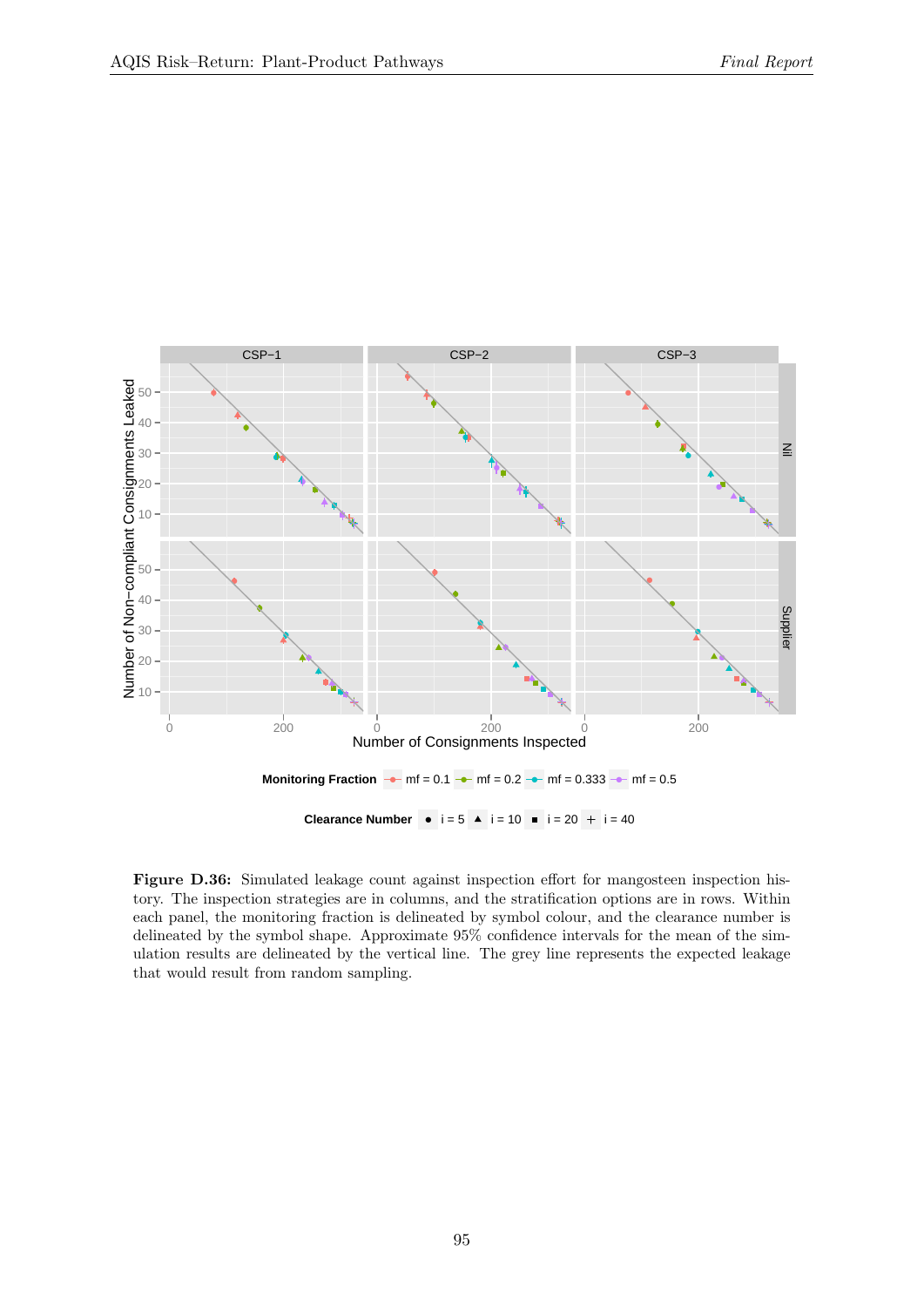**Figure D.36:** Simulated leakage count against inspection effort for mangosteen inspection history. The inspection strategies are in columns, and the stratification options are in rows. Within each panel, the monitoring fraction is delineated by symbol colour, and the clearance number is delineated by the symbol shape. Approximate 95% confidence intervals for the mean of the simulation results are delineated by the vertical line. The grey line represents the expected leakage that would result from random sampling.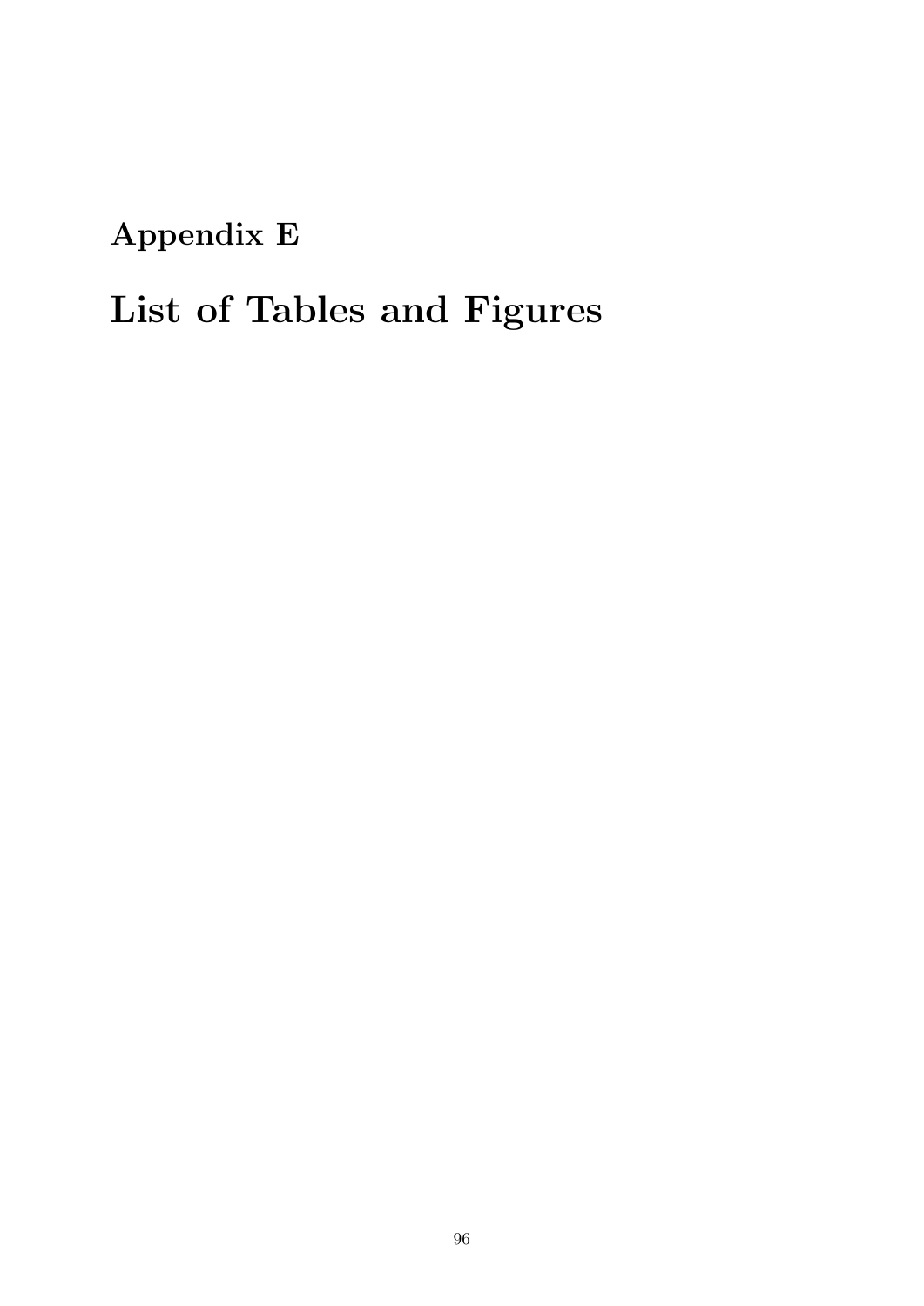# Appendix E

# List of Tables and Figures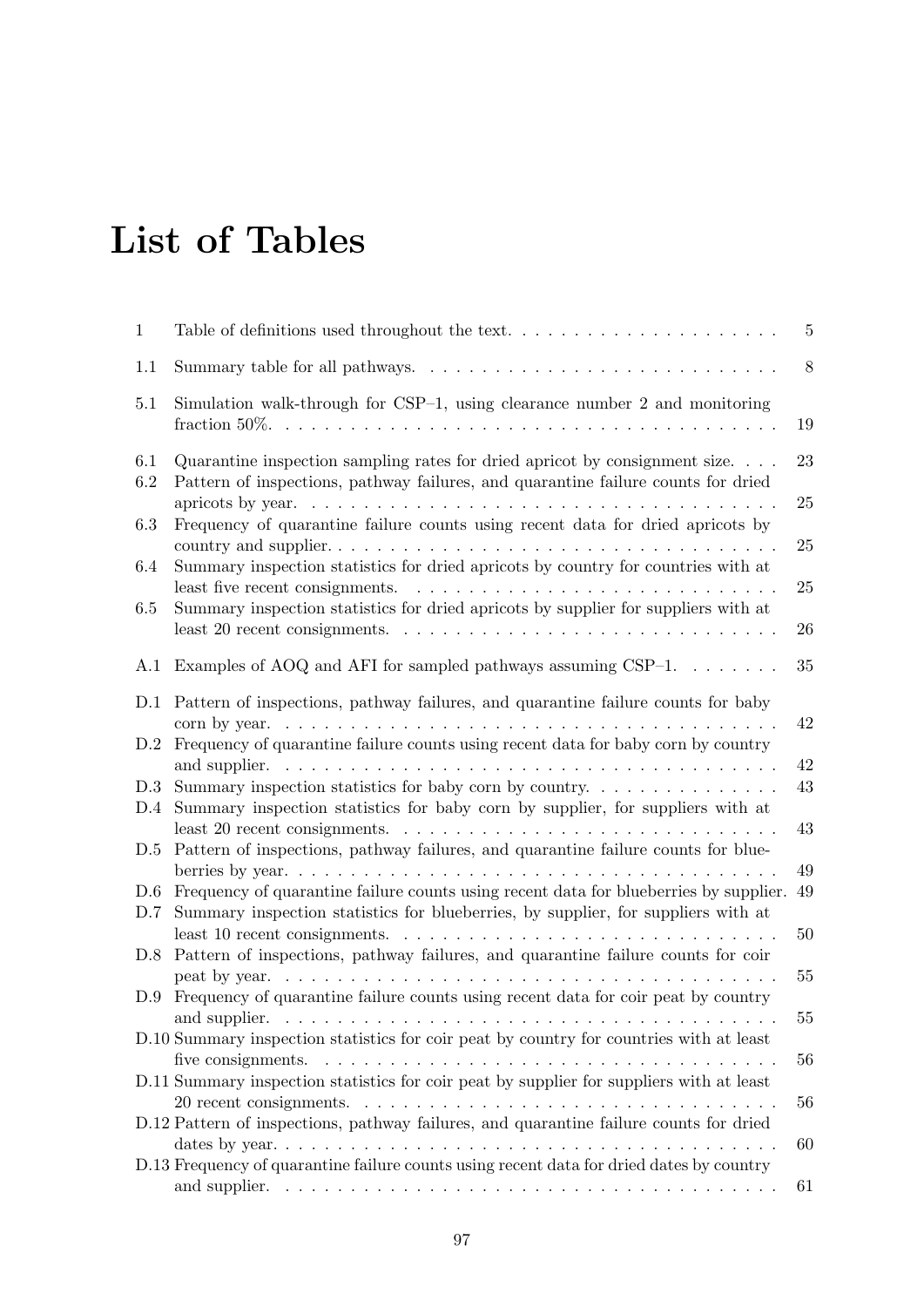# List of Tables

| | | |
|---|---|---|
| 1 | Table of definitions used throughout the text. | 5 |
| 1.1 | Summary table for all pathways. | 8 |
| 5.1 | Simulation walk-through for CSP–1, using clearance number 2 and monitoring fraction 50%. | 19 |
| 6.1 | Quarantine inspection sampling rates for dried apricot by consignment size. | 23 |
| 6.2 | Pattern of inspections, pathway failures, and quarantine failure counts for dried apricots by year. | 25 |
| 6.3 | Frequency of quarantine failure counts using recent data for dried apricots by country and supplier. | 25 |
| 6.4 | Summary inspection statistics for dried apricots by country for countries with at least five recent consignments. | 25 |
| 6.5 | Summary inspection statistics for dried apricots by supplier for suppliers with at least 20 recent consignments. | 26 |
| A.1 | Examples of AOQ and AFI for sampled pathways assuming CSP–1. | 35 |
| D.1 | Pattern of inspections, pathway failures, and quarantine failure counts for baby corn by year. | 42 |
| D.2 | Frequency of quarantine failure counts using recent data for baby corn by country and supplier. | 42 |
| D.3 | Summary inspection statistics for baby corn by country. | 43 |
| D.4 | Summary inspection statistics for baby corn by supplier, for suppliers with at least 20 recent consignments. | 43 |
| D.5 | Pattern of inspections, pathway failures, and quarantine failure counts for blueberries by year. | 49 |
| D.6 | Frequency of quarantine failure counts using recent data for blueberries by supplier. | 49 |
| D.7 | Summary inspection statistics for blueberries, by supplier, for suppliers with at least 10 recent consignments. | 50 |
| D.8 | Pattern of inspections, pathway failures, and quarantine failure counts for coir peat by year. | 55 |
| D.9 | Frequency of quarantine failure counts using recent data for coir peat by country and supplier. | 55 |
| D.10 | Summary inspection statistics for coir peat by country for countries with at least five consignments. | 56 |
| D.11 | Summary inspection statistics for coir peat by supplier for suppliers with at least 20 recent consignments. | 56 |
| D.12 | Pattern of inspections, pathway failures, and quarantine failure counts for dried dates by year. | 60 |
| D.13 | Frequency of quarantine failure counts using recent data for dried dates by country and supplier. | 61 |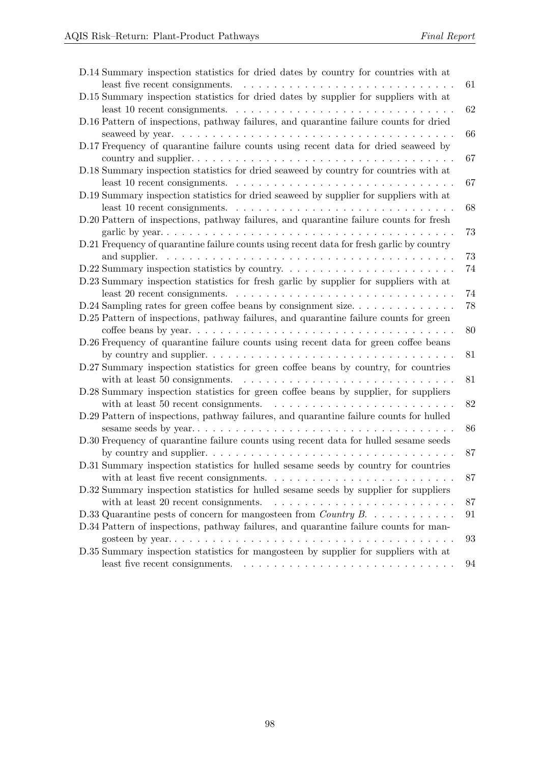D.14 Summary inspection statistics for dried dates by country for countries with at least five recent consignments. . . . . . 61

D.15 Summary inspection statistics for dried dates by supplier for suppliers with at least 10 recent consignments. . . . . . 62

D.16 Pattern of inspections, pathway failures, and quarantine failure counts for dried seaweed by year. . . . . . 66

D.17 Frequency of quarantine failure counts using recent data for dried seaweed by country and supplier. . . . . . 67

D.18 Summary inspection statistics for dried seaweed by country for countries with at least 10 recent consignments. . . . . . 67

D.19 Summary inspection statistics for dried seaweed by supplier for suppliers with at least 10 recent consignments. . . . . . 68

D.20 Pattern of inspections, pathway failures, and quarantine failure counts for fresh garlic by year. . . . . . 73

D.21 Frequency of quarantine failure counts using recent data for fresh garlic by country and supplier. . . . . . 73

D.22 Summary inspection statistics by country. . . . . . 74

D.23 Summary inspection statistics for fresh garlic by supplier for suppliers with at least 20 recent consignments. . . . . . 74

D.24 Sampling rates for green coffee beans by consignment size. . . . . . 78

D.25 Pattern of inspections, pathway failures, and quarantine failure counts for green coffee beans by year. . . . . . 80

D.26 Frequency of quarantine failure counts using recent data for green coffee beans by country and supplier. . . . . . 81

D.27 Summary inspection statistics for green coffee beans by country, for countries with at least 50 consignments. . . . . . 81

D.28 Summary inspection statistics for green coffee beans by supplier, for suppliers with at least 50 recent consignments. . . . . . 82

D.29 Pattern of inspections, pathway failures, and quarantine failure counts for hulled sesame seeds by year. . . . . . 86

D.30 Frequency of quarantine failure counts using recent data for hulled sesame seeds by country and supplier. . . . . . 87

D.31 Summary inspection statistics for hulled sesame seeds by country for countries with at least five recent consignments. . . . . . 87

D.32 Summary inspection statistics for hulled sesame seeds by supplier for suppliers with at least 20 recent consignments. . . . . . 87

D.33 Quarantine pests of concern for mangosteen from *Country B*. . . . . . 91

D.34 Pattern of inspections, pathway failures, and quarantine failure counts for mangosteen by year. . . . . . 93

D.35 Summary inspection statistics for mangosteen by supplier for suppliers with at least five recent consignments. . . . . . 94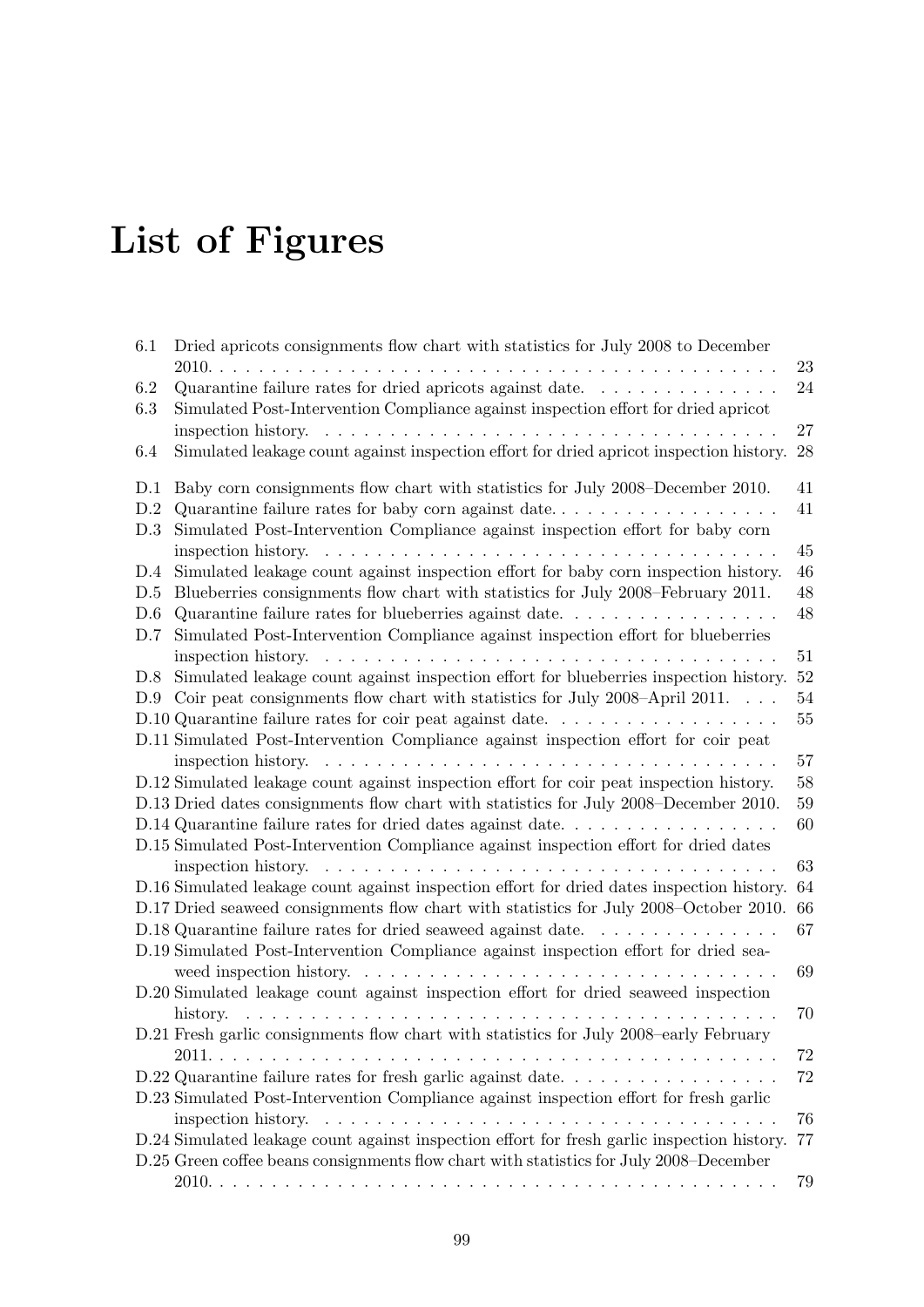# List of Figures

6.1 Dried apricots consignments flow chart with statistics for July 2008 to December 2010. . . . . 23
6.2 Quarantine failure rates for dried apricots against date. . . . . 24
6.3 Simulated Post-Intervention Compliance against inspection effort for dried apricot inspection history. . . . . 27
6.4 Simulated leakage count against inspection effort for dried apricot inspection history. 28

D.1 Baby corn consignments flow chart with statistics for July 2008–December 2010. 41
D.2 Quarantine failure rates for baby corn against date. . . . . 41
D.3 Simulated Post-Intervention Compliance against inspection effort for baby corn inspection history. . . . . 45
D.4 Simulated leakage count against inspection effort for baby corn inspection history. 46
D.5 Blueberries consignments flow chart with statistics for July 2008–February 2011. 48
D.6 Quarantine failure rates for blueberries against date. . . . . 48
D.7 Simulated Post-Intervention Compliance against inspection effort for blueberries inspection history. . . . . 51
D.8 Simulated leakage count against inspection effort for blueberries inspection history. 52
D.9 Coir peat consignments flow chart with statistics for July 2008–April 2011. . . . 54
D.10 Quarantine failure rates for coir peat against date. . . . . 55
D.11 Simulated Post-Intervention Compliance against inspection effort for coir peat inspection history. . . . . 57
D.12 Simulated leakage count against inspection effort for coir peat inspection history. 58
D.13 Dried dates consignments flow chart with statistics for July 2008–December 2010. 59
D.14 Quarantine failure rates for dried dates against date. . . . . 60
D.15 Simulated Post-Intervention Compliance against inspection effort for dried dates inspection history. . . . . 63
D.16 Simulated leakage count against inspection effort for dried dates inspection history. 64
D.17 Dried seaweed consignments flow chart with statistics for July 2008–October 2010. 66
D.18 Quarantine failure rates for dried seaweed against date. . . . . 67
D.19 Simulated Post-Intervention Compliance against inspection effort for dried seaweed inspection history. . . . . 69
D.20 Simulated leakage count against inspection effort for dried seaweed inspection history. . . . . 70
D.21 Fresh garlic consignments flow chart with statistics for July 2008–early February 2011. . . . . 72
D.22 Quarantine failure rates for fresh garlic against date. . . . . 72
D.23 Simulated Post-Intervention Compliance against inspection effort for fresh garlic inspection history. . . . . 76
D.24 Simulated leakage count against inspection effort for fresh garlic inspection history. 77
D.25 Green coffee beans consignments flow chart with statistics for July 2008–December 2010. . . . . 79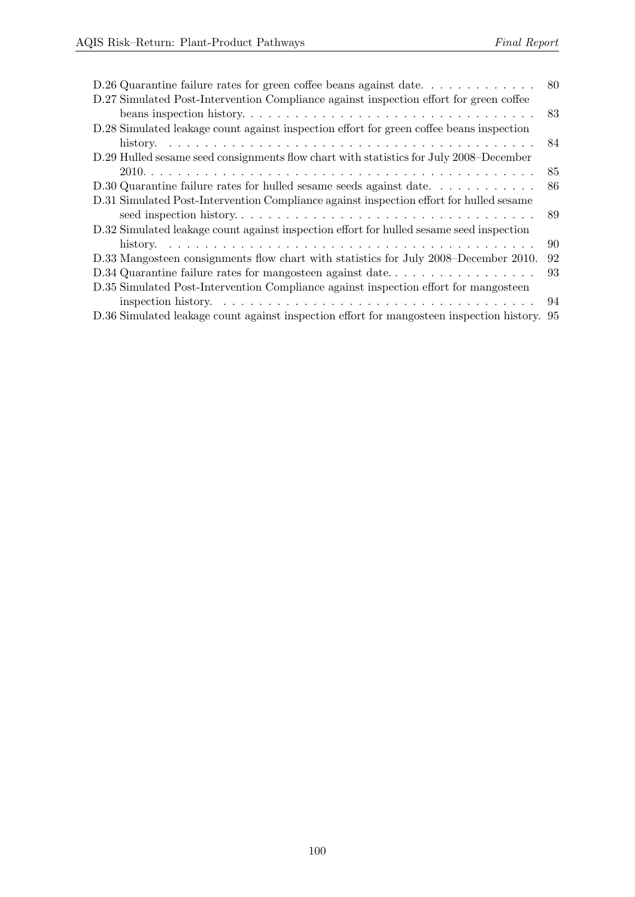D.26 Quarantine failure rates for green coffee beans against date. . . . . . . . . . . . . 80

D.27 Simulated Post-Intervention Compliance against inspection effort for green coffee beans inspection history. . . . . . . . . . . . . . . . . . . . . . . . . . . . . . . . . . 83

D.28 Simulated leakage count against inspection effort for green coffee beans inspection history. . . . . . . . . . . . . . . . . . . . . . . . . . . . . . . . . . . . . . . . . 84

D.29 Hulled sesame seed consignments flow chart with statistics for July 2008–December 2010. . . . . . . . . . . . . . . . . . . . . . . . . . . . . . . . . . . . . . . . . . . 85

D.30 Quarantine failure rates for hulled sesame seeds against date. . . . . . . . . . . . 86

D.31 Simulated Post-Intervention Compliance against inspection effort for hulled sesame seed inspection history. . . . . . . . . . . . . . . . . . . . . . . . . . . . . . . . . 89

D.32 Simulated leakage count against inspection effort for hulled sesame seed inspection history. . . . . . . . . . . . . . . . . . . . . . . . . . . . . . . . . . . . . . . . . 90

D.33 Mangosteen consignments flow chart with statistics for July 2008–December 2010. 92

D.34 Quarantine failure rates for mangosteen against date. . . . . . . . . . . . . . . . . 93

D.35 Simulated Post-Intervention Compliance against inspection effort for mangosteen inspection history. . . . . . . . . . . . . . . . . . . . . . . . . . . . . . . . . . . . 94

D.36 Simulated leakage count against inspection effort for mangosteen inspection history. 95